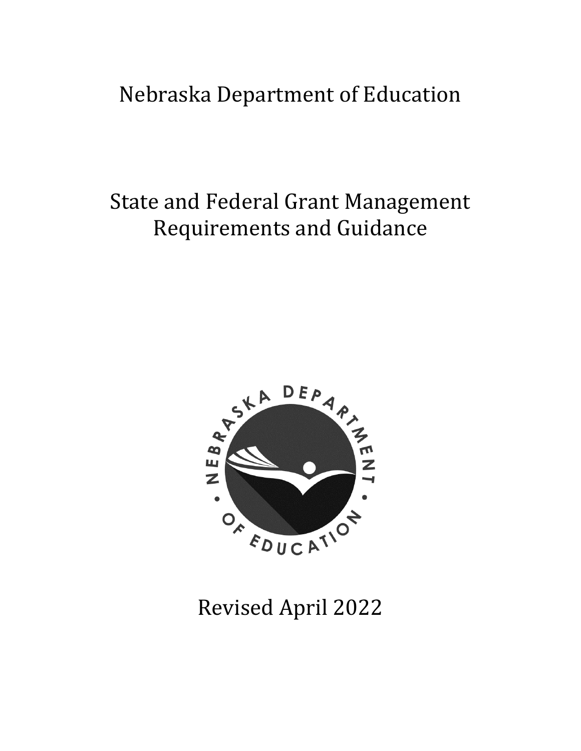# Nebraska Department of Education

## State and Federal Grant Management Requirements and Guidance

Revised April 2022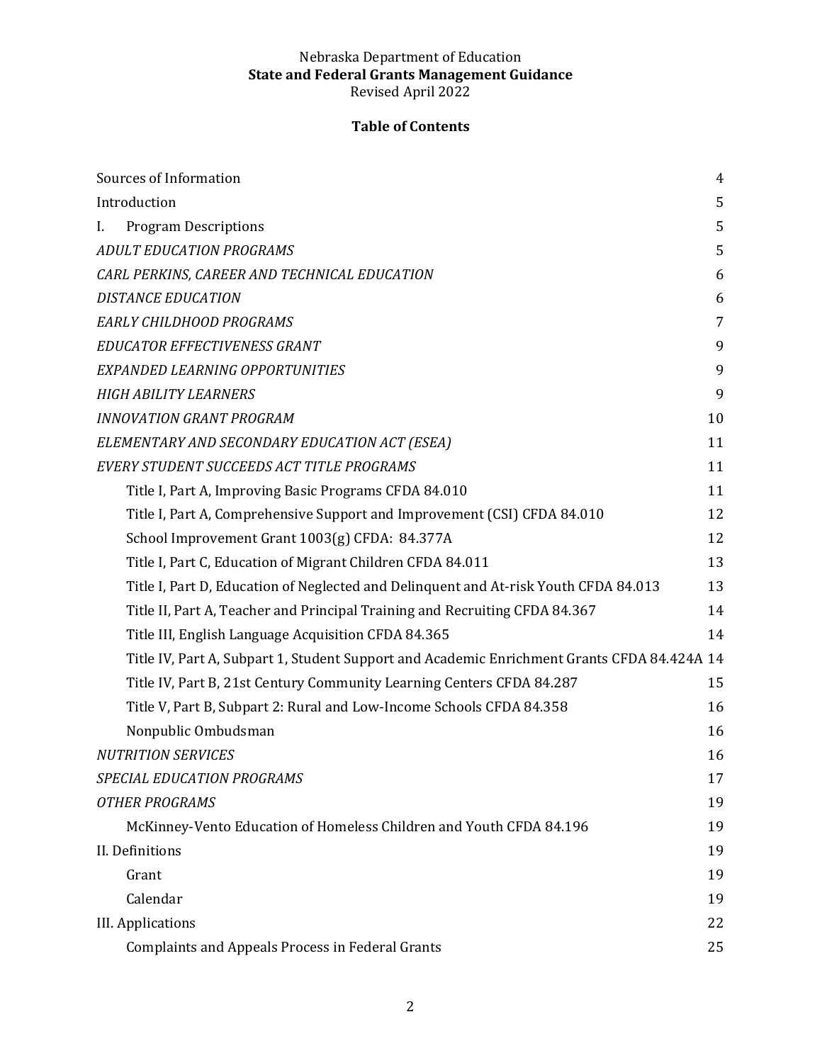Nebraska Department of Education
**State and Federal Grants Management Guidance**
Revised April 2022

## Table of Contents

| | |
|---|---|
| Sources of Information | 4 |
| Introduction | 5 |
| I. Program Descriptions | 5 |
| *ADULT EDUCATION PROGRAMS* | 5 |
| *CARL PERKINS, CAREER AND TECHNICAL EDUCATION* | 6 |
| *DISTANCE EDUCATION* | 6 |
| *EARLY CHILDHOOD PROGRAMS* | 7 |
| *EDUCATOR EFFECTIVENESS GRANT* | 9 |
| *EXPANDED LEARNING OPPORTUNITIES* | 9 |
| *HIGH ABILITY LEARNERS* | 9 |
| *INNOVATION GRANT PROGRAM* | 10 |
| *ELEMENTARY AND SECONDARY EDUCATION ACT (ESEA)* | 11 |
| *EVERY STUDENT SUCCEEDS ACT TITLE PROGRAMS* | 11 |
| Title I, Part A, Improving Basic Programs CFDA 84.010 | 11 |
| Title I, Part A, Comprehensive Support and Improvement (CSI) CFDA 84.010 | 12 |
| School Improvement Grant 1003(g) CFDA: 84.377A | 12 |
| Title I, Part C, Education of Migrant Children CFDA 84.011 | 13 |
| Title I, Part D, Education of Neglected and Delinquent and At-risk Youth CFDA 84.013 | 13 |
| Title II, Part A, Teacher and Principal Training and Recruiting CFDA 84.367 | 14 |
| Title III, English Language Acquisition CFDA 84.365 | 14 |
| Title IV, Part A, Subpart 1, Student Support and Academic Enrichment Grants CFDA 84.424A | 14 |
| Title IV, Part B, 21st Century Community Learning Centers CFDA 84.287 | 15 |
| Title V, Part B, Subpart 2: Rural and Low-Income Schools CFDA 84.358 | 16 |
| Nonpublic Ombudsman | 16 |
| *NUTRITION SERVICES* | 16 |
| *SPECIAL EDUCATION PROGRAMS* | 17 |
| *OTHER PROGRAMS* | 19 |
| McKinney-Vento Education of Homeless Children and Youth CFDA 84.196 | 19 |
| II. Definitions | 19 |
| Grant | 19 |
| Calendar | 19 |
| III. Applications | 22 |
| Complaints and Appeals Process in Federal Grants | 25 |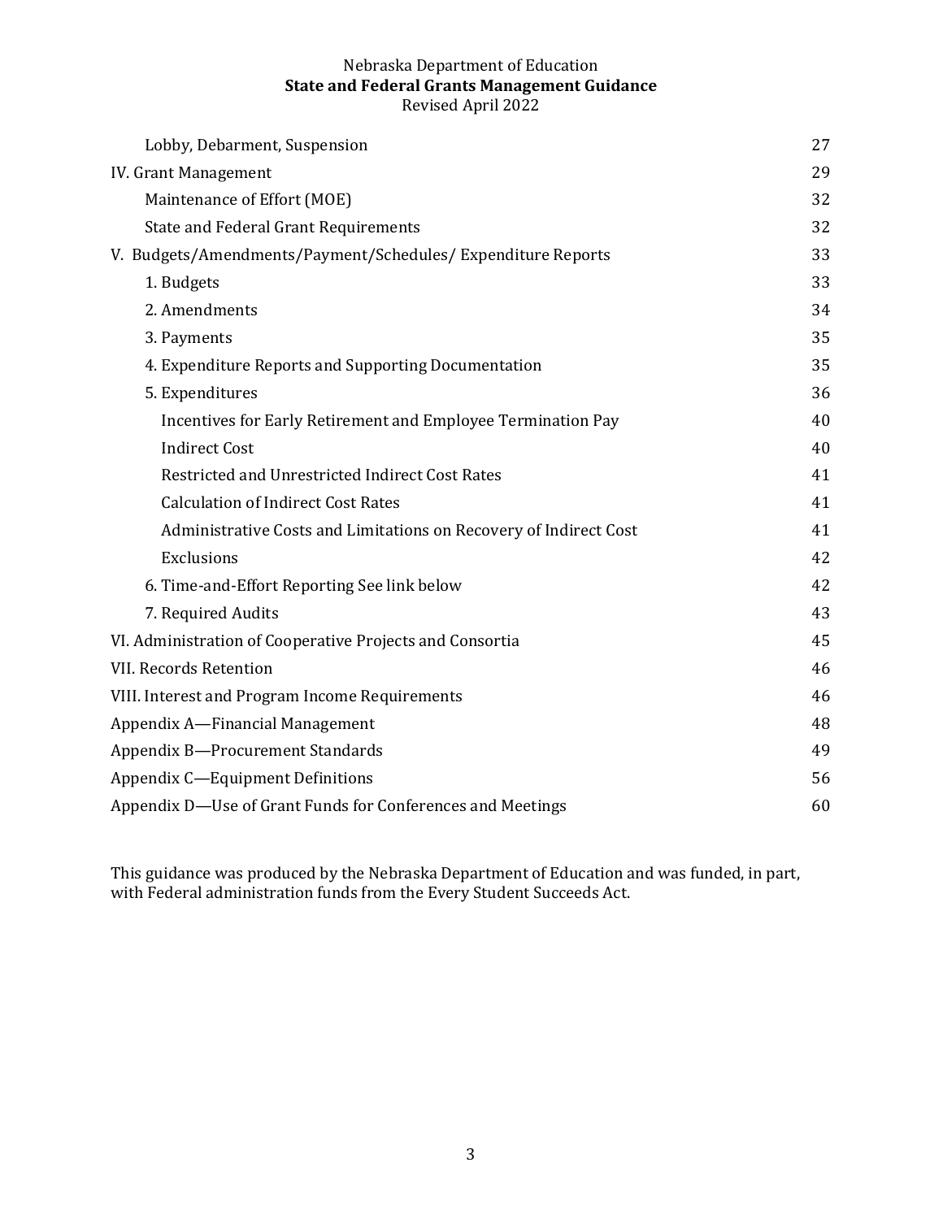| | |
|---|---|
| Lobby, Debarment, Suspension | 27 |
| IV. Grant Management | 29 |
| Maintenance of Effort (MOE) | 32 |
| State and Federal Grant Requirements | 32 |
| V. Budgets/Amendments/Payment/Schedules/ Expenditure Reports | 33 |
| 1. Budgets | 33 |
| 2. Amendments | 34 |
| 3. Payments | 35 |
| 4. Expenditure Reports and Supporting Documentation | 35 |
| 5. Expenditures | 36 |
| Incentives for Early Retirement and Employee Termination Pay | 40 |
| Indirect Cost | 40 |
| Restricted and Unrestricted Indirect Cost Rates | 41 |
| Calculation of Indirect Cost Rates | 41 |
| Administrative Costs and Limitations on Recovery of Indirect Cost | 41 |
| Exclusions | 42 |
| 6. Time-and-Effort Reporting See link below | 42 |
| 7. Required Audits | 43 |
| VI. Administration of Cooperative Projects and Consortia | 45 |
| VII. Records Retention | 46 |
| VIII. Interest and Program Income Requirements | 46 |
| Appendix A—Financial Management | 48 |
| Appendix B—Procurement Standards | 49 |
| Appendix C—Equipment Definitions | 56 |
| Appendix D—Use of Grant Funds for Conferences and Meetings | 60 |

This guidance was produced by the Nebraska Department of Education and was funded, in part, with Federal administration funds from the Every Student Succeeds Act.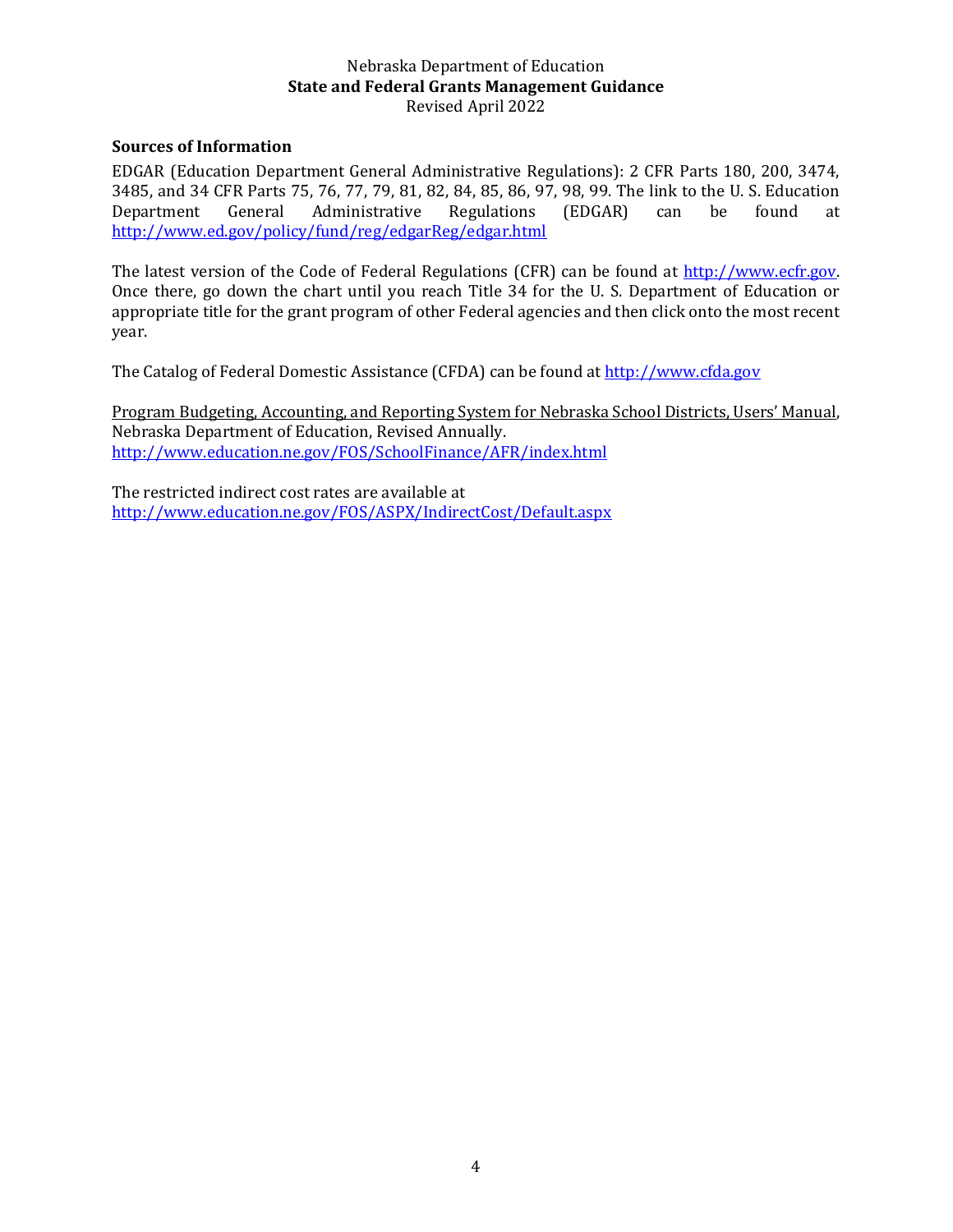### Sources of Information

EDGAR (Education Department General Administrative Regulations): 2 CFR Parts 180, 200, 3474, 3485, and 34 CFR Parts 75, 76, 77, 79, 81, 82, 84, 85, 86, 97, 98, 99. The link to the U. S. Education Department General Administrative Regulations (EDGAR) can be found at http://www.ed.gov/policy/fund/reg/edgarReg/edgar.html

The latest version of the Code of Federal Regulations (CFR) can be found at http://www.ecfr.gov. Once there, go down the chart until you reach Title 34 for the U. S. Department of Education or appropriate title for the grant program of other Federal agencies and then click onto the most recent year.

The Catalog of Federal Domestic Assistance (CFDA) can be found at http://www.cfda.gov

Program Budgeting, Accounting, and Reporting System for Nebraska School Districts, Users' Manual, Nebraska Department of Education, Revised Annually.
http://www.education.ne.gov/FOS/SchoolFinance/AFR/index.html

The restricted indirect cost rates are available at
http://www.education.ne.gov/FOS/ASPX/IndirectCost/Default.aspx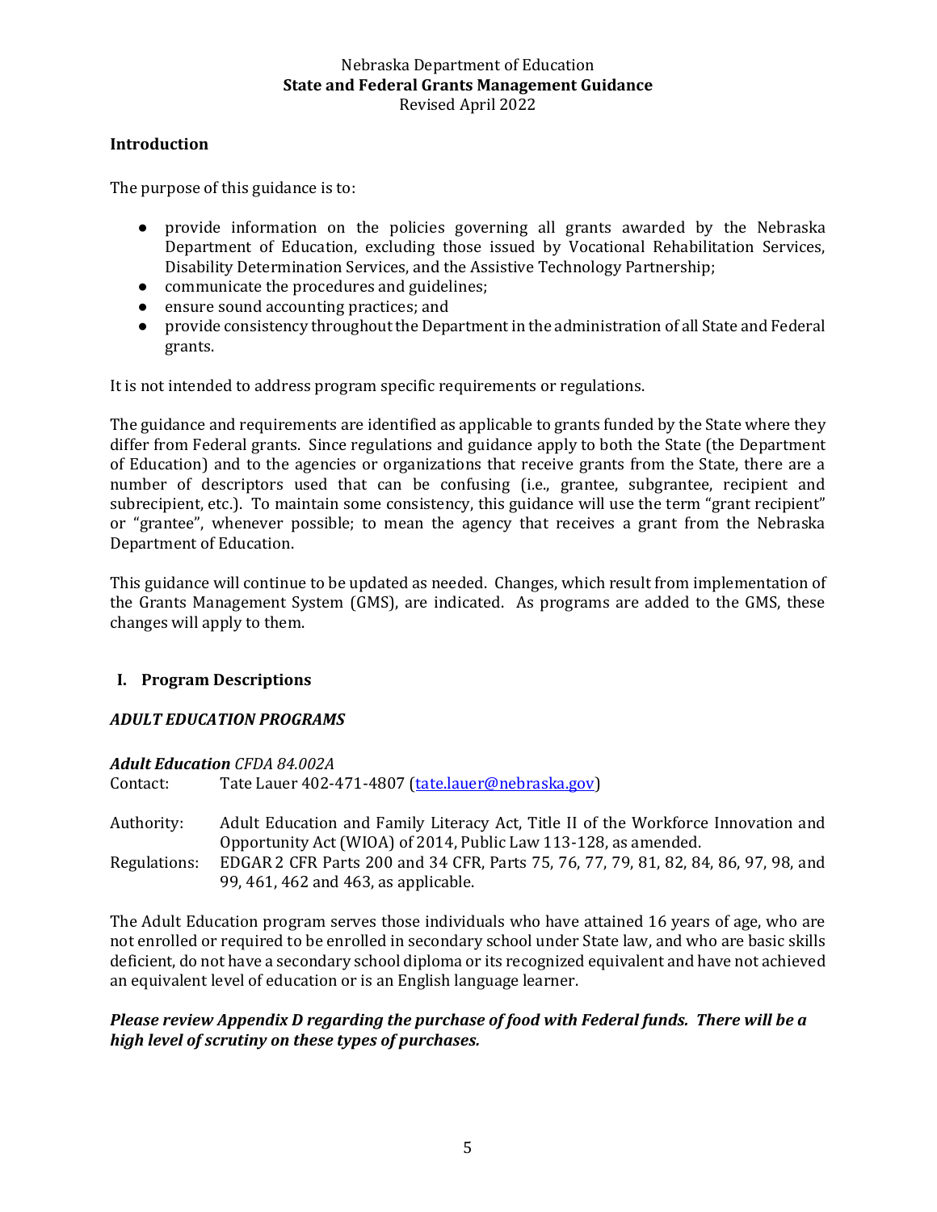Nebraska Department of Education
**State and Federal Grants Management Guidance**
Revised April 2022

## Introduction

The purpose of this guidance is to:

- provide information on the policies governing all grants awarded by the Nebraska Department of Education, excluding those issued by Vocational Rehabilitation Services, Disability Determination Services, and the Assistive Technology Partnership;
- communicate the procedures and guidelines;
- ensure sound accounting practices; and
- provide consistency throughout the Department in the administration of all State and Federal grants.

It is not intended to address program specific requirements or regulations.

The guidance and requirements are identified as applicable to grants funded by the State where they differ from Federal grants. Since regulations and guidance apply to both the State (the Department of Education) and to the agencies or organizations that receive grants from the State, there are a number of descriptors used that can be confusing (i.e., grantee, subgrantee, recipient and subrecipient, etc.). To maintain some consistency, this guidance will use the term "grant recipient" or "grantee", whenever possible; to mean the agency that receives a grant from the Nebraska Department of Education.

This guidance will continue to be updated as needed. Changes, which result from implementation of the Grants Management System (GMS), are indicated. As programs are added to the GMS, these changes will apply to them.

## I. Program Descriptions

### *ADULT EDUCATION PROGRAMS*

***Adult Education*** *CFDA 84.002A*

Contact: Tate Lauer 402-471-4807 ([tate.lauer@nebraska.gov](mailto:tate.lauer@nebraska.gov))

Authority: Adult Education and Family Literacy Act, Title II of the Workforce Innovation and Opportunity Act (WIOA) of 2014, Public Law 113-128, as amended.

Regulations: EDGAR 2 CFR Parts 200 and 34 CFR, Parts 75, 76, 77, 79, 81, 82, 84, 86, 97, 98, and 99, 461, 462 and 463, as applicable.

The Adult Education program serves those individuals who have attained 16 years of age, who are not enrolled or required to be enrolled in secondary school under State law, and who are basic skills deficient, do not have a secondary school diploma or its recognized equivalent and have not achieved an equivalent level of education or is an English language learner.

***Please review Appendix D regarding the purchase of food with Federal funds. There will be a high level of scrutiny on these types of purchases.***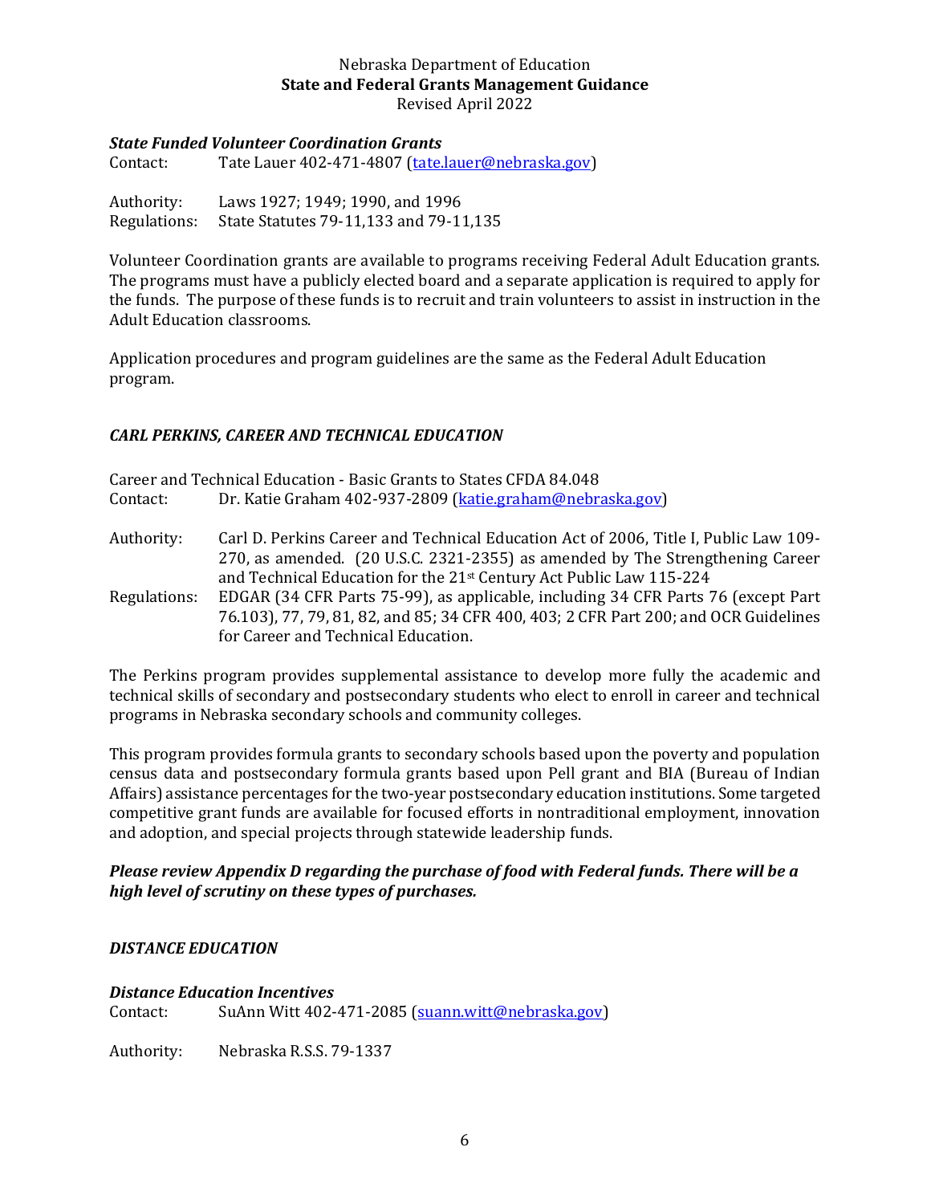### *State Funded Volunteer Coordination Grants*

Contact: Tate Lauer 402-471-4807 (tate.lauer@nebraska.gov)

Authority: Laws 1927; 1949; 1990, and 1996
Regulations: State Statutes 79-11,133 and 79-11,135

Volunteer Coordination grants are available to programs receiving Federal Adult Education grants. The programs must have a publicly elected board and a separate application is required to apply for the funds. The purpose of these funds is to recruit and train volunteers to assist in instruction in the Adult Education classrooms.

Application procedures and program guidelines are the same as the Federal Adult Education program.

## *CARL PERKINS, CAREER AND TECHNICAL EDUCATION*

Career and Technical Education - Basic Grants to States CFDA 84.048
Contact: Dr. Katie Graham 402-937-2809 (katie.graham@nebraska.gov)

Authority: Carl D. Perkins Career and Technical Education Act of 2006, Title I, Public Law 109-270, as amended. (20 U.S.C. 2321-2355) as amended by The Strengthening Career and Technical Education for the 21st Century Act Public Law 115-224

Regulations: EDGAR (34 CFR Parts 75-99), as applicable, including 34 CFR Parts 76 (except Part 76.103), 77, 79, 81, 82, and 85; 34 CFR 400, 403; 2 CFR Part 200; and OCR Guidelines for Career and Technical Education.

The Perkins program provides supplemental assistance to develop more fully the academic and technical skills of secondary and postsecondary students who elect to enroll in career and technical programs in Nebraska secondary schools and community colleges.

This program provides formula grants to secondary schools based upon the poverty and population census data and postsecondary formula grants based upon Pell grant and BIA (Bureau of Indian Affairs) assistance percentages for the two-year postsecondary education institutions. Some targeted competitive grant funds are available for focused efforts in nontraditional employment, innovation and adoption, and special projects through statewide leadership funds.

***Please review Appendix D regarding the purchase of food with Federal funds. There will be a high level of scrutiny on these types of purchases.***

## *DISTANCE EDUCATION*

### *Distance Education Incentives*

Contact: SuAnn Witt 402-471-2085 (suann.witt@nebraska.gov)

Authority: Nebraska R.S.S. 79-1337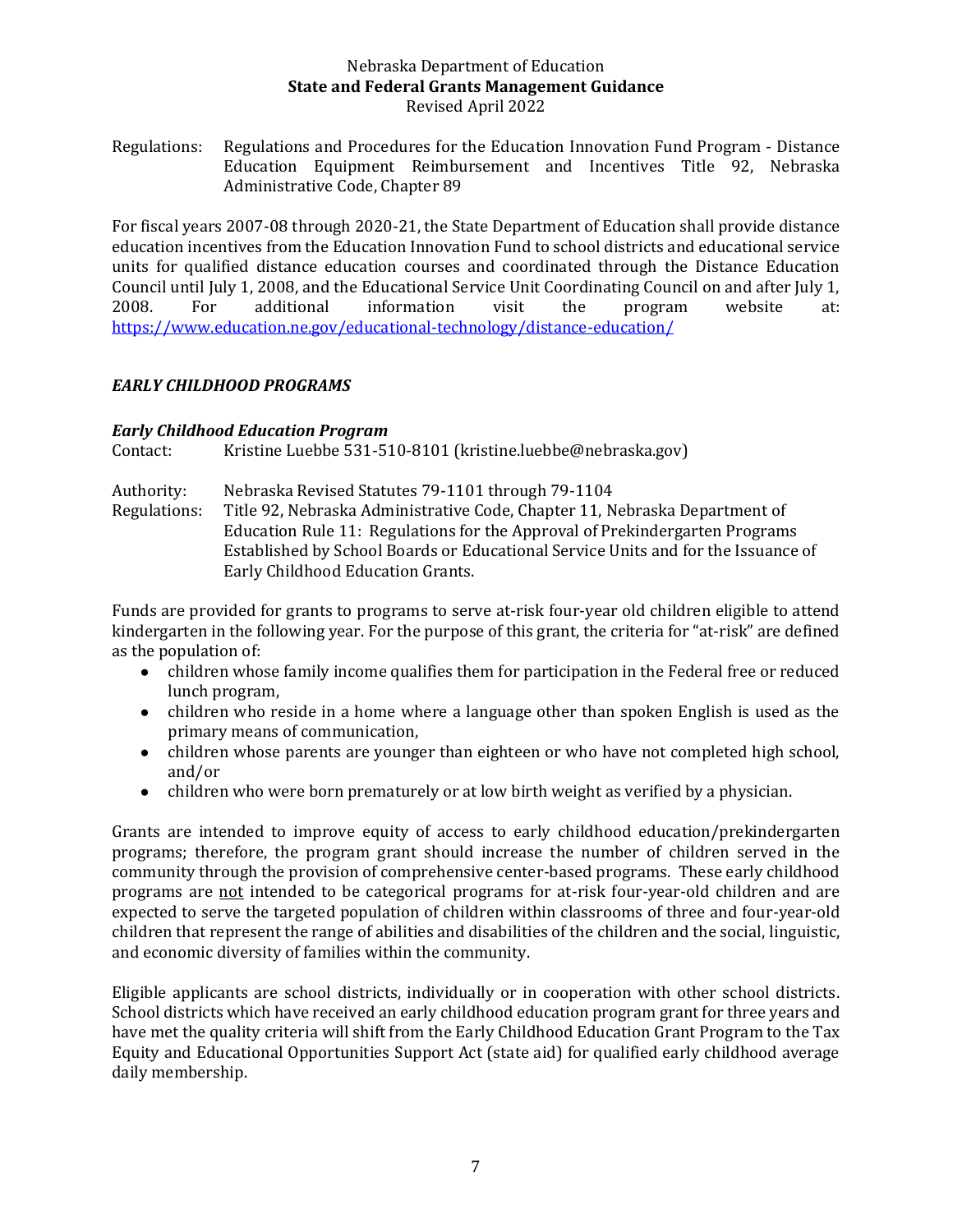Regulations: Regulations and Procedures for the Education Innovation Fund Program - Distance Education Equipment Reimbursement and Incentives Title 92, Nebraska Administrative Code, Chapter 89

For fiscal years 2007-08 through 2020-21, the State Department of Education shall provide distance education incentives from the Education Innovation Fund to school districts and educational service units for qualified distance education courses and coordinated through the Distance Education Council until July 1, 2008, and the Educational Service Unit Coordinating Council on and after July 1, 2008. For additional information visit the program website at: https://www.education.ne.gov/educational-technology/distance-education/

## *EARLY CHILDHOOD PROGRAMS*

### *Early Childhood Education Program*

Contact: Kristine Luebbe 531-510-8101 (kristine.luebbe@nebraska.gov)

Authority: Nebraska Revised Statutes 79-1101 through 79-1104

Regulations: Title 92, Nebraska Administrative Code, Chapter 11, Nebraska Department of Education Rule 11: Regulations for the Approval of Prekindergarten Programs Established by School Boards or Educational Service Units and for the Issuance of Early Childhood Education Grants.

Funds are provided for grants to programs to serve at-risk four-year old children eligible to attend kindergarten in the following year. For the purpose of this grant, the criteria for "at-risk" are defined as the population of:

- children whose family income qualifies them for participation in the Federal free or reduced lunch program,
- children who reside in a home where a language other than spoken English is used as the primary means of communication,
- children whose parents are younger than eighteen or who have not completed high school, and/or
- children who were born prematurely or at low birth weight as verified by a physician.

Grants are intended to improve equity of access to early childhood education/prekindergarten programs; therefore, the program grant should increase the number of children served in the community through the provision of comprehensive center-based programs. These early childhood programs are not intended to be categorical programs for at-risk four-year-old children and are expected to serve the targeted population of children within classrooms of three and four-year-old children that represent the range of abilities and disabilities of the children and the social, linguistic, and economic diversity of families within the community.

Eligible applicants are school districts, individually or in cooperation with other school districts. School districts which have received an early childhood education program grant for three years and have met the quality criteria will shift from the Early Childhood Education Grant Program to the Tax Equity and Educational Opportunities Support Act (state aid) for qualified early childhood average daily membership.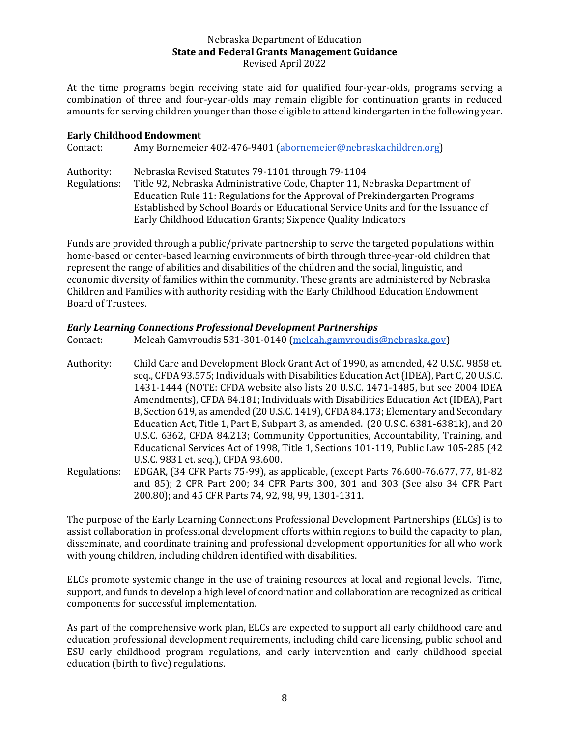At the time programs begin receiving state aid for qualified four-year-olds, programs serving a combination of three and four-year-olds may remain eligible for continuation grants in reduced amounts for serving children younger than those eligible to attend kindergarten in the following year.

**Early Childhood Endowment**

Contact: Amy Bornemeier 402-476-9401 ([abornemeier@nebraskachildren.org](mailto:abornemeier@nebraskachildren.org))

Authority: Nebraska Revised Statutes 79-1101 through 79-1104

Regulations: Title 92, Nebraska Administrative Code, Chapter 11, Nebraska Department of Education Rule 11: Regulations for the Approval of Prekindergarten Programs Established by School Boards or Educational Service Units and for the Issuance of Early Childhood Education Grants; Sixpence Quality Indicators

Funds are provided through a public/private partnership to serve the targeted populations within home-based or center-based learning environments of birth through three-year-old children that represent the range of abilities and disabilities of the children and the social, linguistic, and economic diversity of families within the community. These grants are administered by Nebraska Children and Families with authority residing with the Early Childhood Education Endowment Board of Trustees.

***Early Learning Connections Professional Development Partnerships***

Contact: Meleah Gamvroudis 531-301-0140 ([meleah.gamvroudis@nebraska.gov](mailto:meleah.gamvroudis@nebraska.gov))

Authority: Child Care and Development Block Grant Act of 1990, as amended, 42 U.S.C. 9858 et. seq., CFDA 93.575; Individuals with Disabilities Education Act (IDEA), Part C, 20 U.S.C. 1431-1444 (NOTE: CFDA website also lists 20 U.S.C. 1471-1485, but see 2004 IDEA Amendments), CFDA 84.181; Individuals with Disabilities Education Act (IDEA), Part B, Section 619, as amended (20 U.S.C. 1419), CFDA 84.173; Elementary and Secondary Education Act, Title 1, Part B, Subpart 3, as amended. (20 U.S.C. 6381-6381k), and 20 U.S.C. 6362, CFDA 84.213; Community Opportunities, Accountability, Training, and Educational Services Act of 1998, Title 1, Sections 101-119, Public Law 105-285 (42 U.S.C. 9831 et. seq.), CFDA 93.600.

Regulations: EDGAR, (34 CFR Parts 75-99), as applicable, (except Parts 76.600-76.677, 77, 81-82 and 85); 2 CFR Part 200; 34 CFR Parts 300, 301 and 303 (See also 34 CFR Part 200.80); and 45 CFR Parts 74, 92, 98, 99, 1301-1311.

The purpose of the Early Learning Connections Professional Development Partnerships (ELCs) is to assist collaboration in professional development efforts within regions to build the capacity to plan, disseminate, and coordinate training and professional development opportunities for all who work with young children, including children identified with disabilities.

ELCs promote systemic change in the use of training resources at local and regional levels. Time, support, and funds to develop a high level of coordination and collaboration are recognized as critical components for successful implementation.

As part of the comprehensive work plan, ELCs are expected to support all early childhood care and education professional development requirements, including child care licensing, public school and ESU early childhood program regulations, and early intervention and early childhood special education (birth to five) regulations.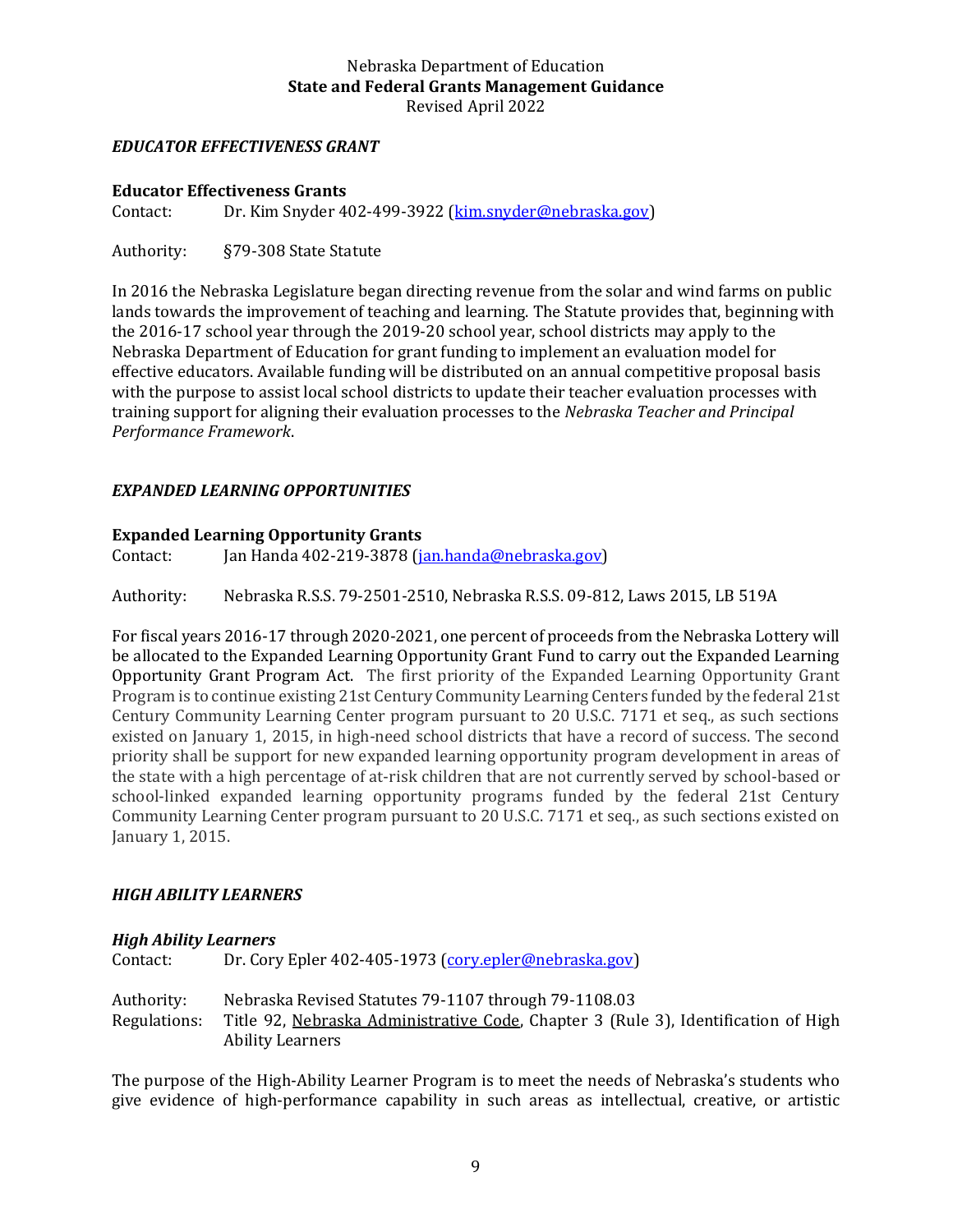### *EDUCATOR EFFECTIVENESS GRANT*

**Educator Effectiveness Grants**

Contact: Dr. Kim Snyder 402-499-3922 (kim.snyder@nebraska.gov)

Authority: §79-308 State Statute

In 2016 the Nebraska Legislature began directing revenue from the solar and wind farms on public lands towards the improvement of teaching and learning. The Statute provides that, beginning with the 2016-17 school year through the 2019-20 school year, school districts may apply to the Nebraska Department of Education for grant funding to implement an evaluation model for effective educators. Available funding will be distributed on an annual competitive proposal basis with the purpose to assist local school districts to update their teacher evaluation processes with training support for aligning their evaluation processes to the *Nebraska Teacher and Principal Performance Framework*.

### *EXPANDED LEARNING OPPORTUNITIES*

**Expanded Learning Opportunity Grants**

Contact: Jan Handa 402-219-3878 (jan.handa@nebraska.gov)

Authority: Nebraska R.S.S. 79-2501-2510, Nebraska R.S.S. 09-812, Laws 2015, LB 519A

For fiscal years 2016-17 through 2020-2021, one percent of proceeds from the Nebraska Lottery will be allocated to the Expanded Learning Opportunity Grant Fund to carry out the Expanded Learning Opportunity Grant Program Act. The first priority of the Expanded Learning Opportunity Grant Program is to continue existing 21st Century Community Learning Centers funded by the federal 21st Century Community Learning Center program pursuant to 20 U.S.C. 7171 et seq., as such sections existed on January 1, 2015, in high-need school districts that have a record of success. The second priority shall be support for new expanded learning opportunity program development in areas of the state with a high percentage of at-risk children that are not currently served by school-based or school-linked expanded learning opportunity programs funded by the federal 21st Century Community Learning Center program pursuant to 20 U.S.C. 7171 et seq., as such sections existed on January 1, 2015.

### *HIGH ABILITY LEARNERS*

***High Ability Learners***

Contact: Dr. Cory Epler 402-405-1973 (cory.epler@nebraska.gov)

Authority: Nebraska Revised Statutes 79-1107 through 79-1108.03

Regulations: Title 92, Nebraska Administrative Code, Chapter 3 (Rule 3), Identification of High Ability Learners

The purpose of the High-Ability Learner Program is to meet the needs of Nebraska's students who give evidence of high-performance capability in such areas as intellectual, creative, or artistic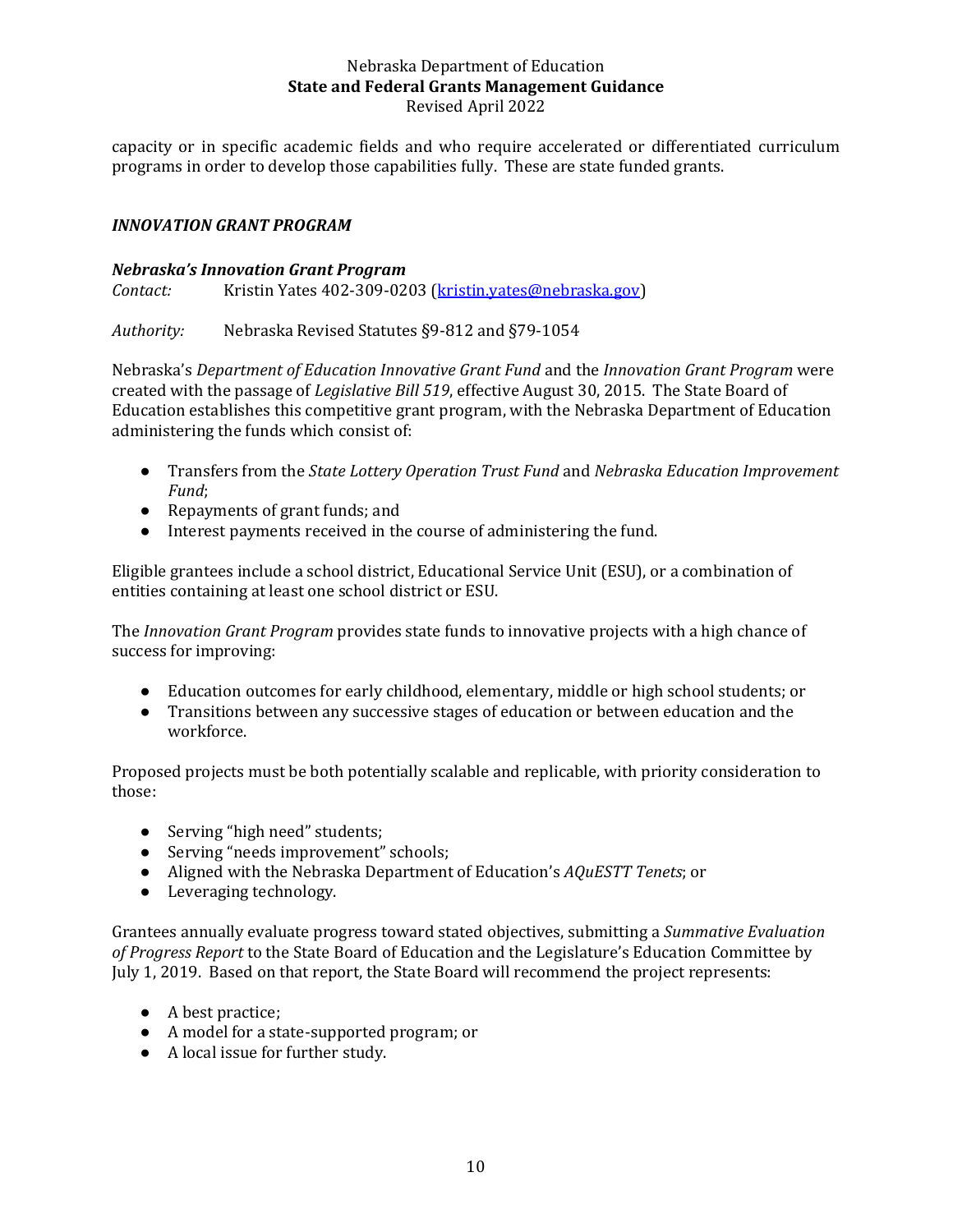capacity or in specific academic fields and who require accelerated or differentiated curriculum programs in order to develop those capabilities fully. These are state funded grants.

### *INNOVATION GRANT PROGRAM*

#### *Nebraska's Innovation Grant Program*

*Contact:* Kristin Yates 402-309-0203 ([kristin.yates@nebraska.gov](mailto:kristin.yates@nebraska.gov))

*Authority:* Nebraska Revised Statutes §9-812 and §79-1054

Nebraska's *Department of Education Innovative Grant Fund* and the *Innovation Grant Program* were created with the passage of *Legislative Bill 519*, effective August 30, 2015. The State Board of Education establishes this competitive grant program, with the Nebraska Department of Education administering the funds which consist of:

- Transfers from the *State Lottery Operation Trust Fund* and *Nebraska Education Improvement Fund*;
- Repayments of grant funds; and
- Interest payments received in the course of administering the fund.

Eligible grantees include a school district, Educational Service Unit (ESU), or a combination of entities containing at least one school district or ESU.

The *Innovation Grant Program* provides state funds to innovative projects with a high chance of success for improving:

- Education outcomes for early childhood, elementary, middle or high school students; or
- Transitions between any successive stages of education or between education and the workforce.

Proposed projects must be both potentially scalable and replicable, with priority consideration to those:

- Serving "high need" students;
- Serving "needs improvement" schools;
- Aligned with the Nebraska Department of Education's *AQuESTT Tenets*; or
- Leveraging technology.

Grantees annually evaluate progress toward stated objectives, submitting a *Summative Evaluation of Progress Report* to the State Board of Education and the Legislature's Education Committee by July 1, 2019. Based on that report, the State Board will recommend the project represents:

- A best practice;
- A model for a state-supported program; or
- A local issue for further study.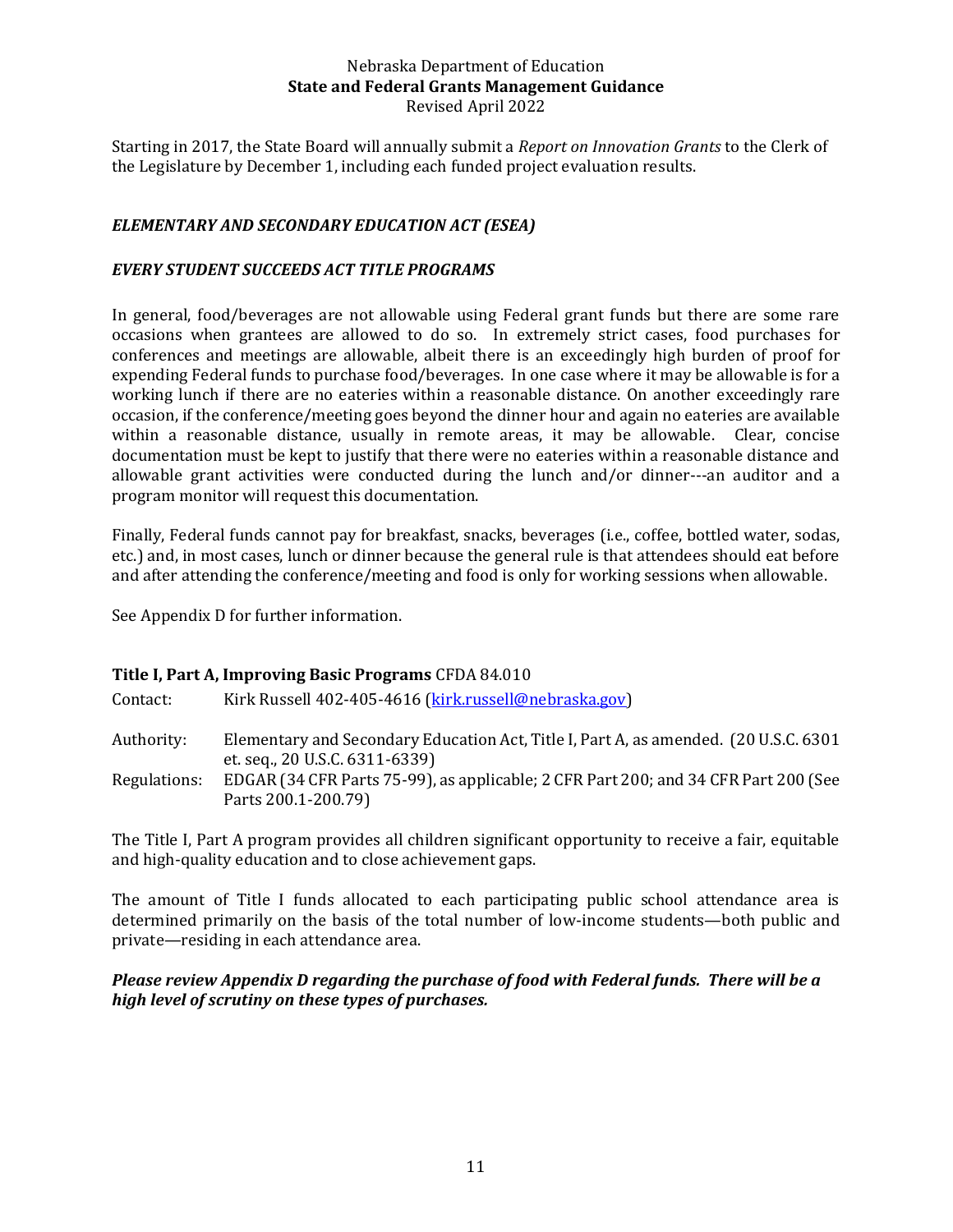Starting in 2017, the State Board will annually submit a *Report on Innovation Grants* to the Clerk of the Legislature by December 1, including each funded project evaluation results.

### *ELEMENTARY AND SECONDARY EDUCATION ACT (ESEA)*

### *EVERY STUDENT SUCCEEDS ACT TITLE PROGRAMS*

In general, food/beverages are not allowable using Federal grant funds but there are some rare occasions when grantees are allowed to do so. In extremely strict cases, food purchases for conferences and meetings are allowable, albeit there is an exceedingly high burden of proof for expending Federal funds to purchase food/beverages. In one case where it may be allowable is for a working lunch if there are no eateries within a reasonable distance. On another exceedingly rare occasion, if the conference/meeting goes beyond the dinner hour and again no eateries are available within a reasonable distance, usually in remote areas, it may be allowable. Clear, concise documentation must be kept to justify that there were no eateries within a reasonable distance and allowable grant activities were conducted during the lunch and/or dinner---an auditor and a program monitor will request this documentation.

Finally, Federal funds cannot pay for breakfast, snacks, beverages (i.e., coffee, bottled water, sodas, etc.) and, in most cases, lunch or dinner because the general rule is that attendees should eat before and after attending the conference/meeting and food is only for working sessions when allowable.

See Appendix D for further information.

### **Title I, Part A, Improving Basic Programs** CFDA 84.010

Contact: Kirk Russell 402-405-4616 (kirk.russell@nebraska.gov)

Authority: Elementary and Secondary Education Act, Title I, Part A, as amended. (20 U.S.C. 6301 et. seq., 20 U.S.C. 6311-6339)

Regulations: EDGAR (34 CFR Parts 75-99), as applicable; 2 CFR Part 200; and 34 CFR Part 200 (See Parts 200.1-200.79)

The Title I, Part A program provides all children significant opportunity to receive a fair, equitable and high-quality education and to close achievement gaps.

The amount of Title I funds allocated to each participating public school attendance area is determined primarily on the basis of the total number of low-income students—both public and private—residing in each attendance area.

***Please review Appendix D regarding the purchase of food with Federal funds. There will be a high level of scrutiny on these types of purchases.***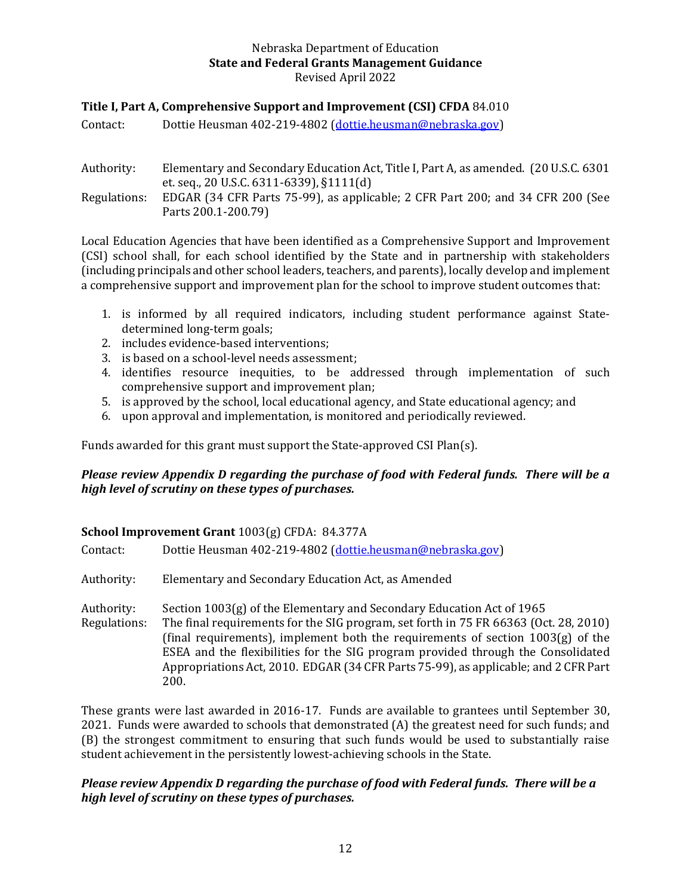**Title I, Part A, Comprehensive Support and Improvement (CSI) CFDA** 84.010

Contact: Dottie Heusman 402-219-4802 (dottie.heusman@nebraska.gov)

Authority: Elementary and Secondary Education Act, Title I, Part A, as amended. (20 U.S.C. 6301 et. seq., 20 U.S.C. 6311-6339), §1111(d)

Regulations: EDGAR (34 CFR Parts 75-99), as applicable; 2 CFR Part 200; and 34 CFR 200 (See Parts 200.1-200.79)

Local Education Agencies that have been identified as a Comprehensive Support and Improvement (CSI) school shall, for each school identified by the State and in partnership with stakeholders (including principals and other school leaders, teachers, and parents), locally develop and implement a comprehensive support and improvement plan for the school to improve student outcomes that:

1. is informed by all required indicators, including student performance against State-determined long-term goals;
2. includes evidence-based interventions;
3. is based on a school-level needs assessment;
4. identifies resource inequities, to be addressed through implementation of such comprehensive support and improvement plan;
5. is approved by the school, local educational agency, and State educational agency; and
6. upon approval and implementation, is monitored and periodically reviewed.

Funds awarded for this grant must support the State-approved CSI Plan(s).

***Please review Appendix D regarding the purchase of food with Federal funds. There will be a high level of scrutiny on these types of purchases.***

**School Improvement Grant** 1003(g) CFDA: 84.377A

Contact: Dottie Heusman 402-219-4802 (dottie.heusman@nebraska.gov)

Authority: Elementary and Secondary Education Act, as Amended

Authority: Section 1003(g) of the Elementary and Secondary Education Act of 1965

Regulations: The final requirements for the SIG program, set forth in 75 FR 66363 (Oct. 28, 2010) (final requirements), implement both the requirements of section 1003(g) of the ESEA and the flexibilities for the SIG program provided through the Consolidated Appropriations Act, 2010. EDGAR (34 CFR Parts 75-99), as applicable; and 2 CFR Part 200.

These grants were last awarded in 2016-17. Funds are available to grantees until September 30, 2021. Funds were awarded to schools that demonstrated (A) the greatest need for such funds; and (B) the strongest commitment to ensuring that such funds would be used to substantially raise student achievement in the persistently lowest-achieving schools in the State.

***Please review Appendix D regarding the purchase of food with Federal funds. There will be a high level of scrutiny on these types of purchases.***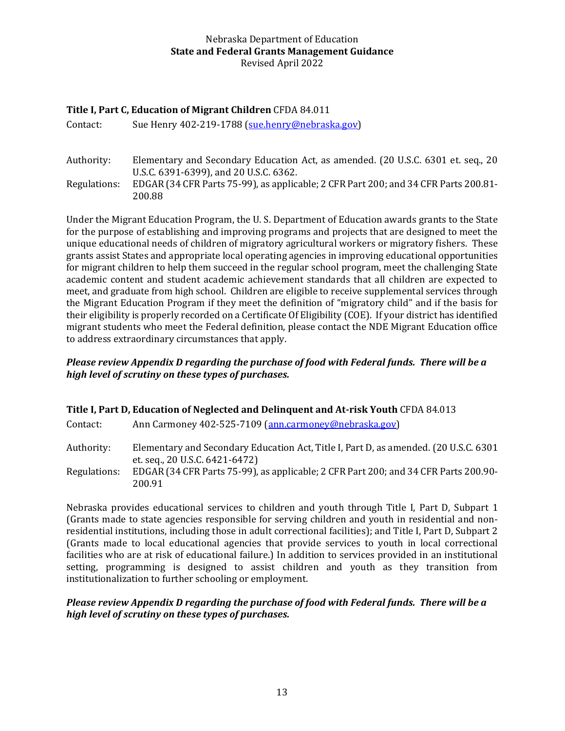**Title I, Part C, Education of Migrant Children** CFDA 84.011

Contact: Sue Henry 402-219-1788 ([sue.henry@nebraska.gov](mailto:sue.henry@nebraska.gov))

Authority: Elementary and Secondary Education Act, as amended. (20 U.S.C. 6301 et. seq., 20 U.S.C. 6391-6399), and 20 U.S.C. 6362.

Regulations: EDGAR (34 CFR Parts 75-99), as applicable; 2 CFR Part 200; and 34 CFR Parts 200.81-200.88

Under the Migrant Education Program, the U. S. Department of Education awards grants to the State for the purpose of establishing and improving programs and projects that are designed to meet the unique educational needs of children of migratory agricultural workers or migratory fishers. These grants assist States and appropriate local operating agencies in improving educational opportunities for migrant children to help them succeed in the regular school program, meet the challenging State academic content and student academic achievement standards that all children are expected to meet, and graduate from high school. Children are eligible to receive supplemental services through the Migrant Education Program if they meet the definition of "migratory child" and if the basis for their eligibility is properly recorded on a Certificate Of Eligibility (COE). If your district has identified migrant students who meet the Federal definition, please contact the NDE Migrant Education office to address extraordinary circumstances that apply.

***Please review Appendix D regarding the purchase of food with Federal funds. There will be a high level of scrutiny on these types of purchases.***

**Title I, Part D, Education of Neglected and Delinquent and At-risk Youth** CFDA 84.013

Contact: Ann Carmoney 402-525-7109 ([ann.carmoney@nebraska.gov](mailto:ann.carmoney@nebraska.gov))

Authority: Elementary and Secondary Education Act, Title I, Part D, as amended. (20 U.S.C. 6301 et. seq., 20 U.S.C. 6421-6472)

Regulations: EDGAR (34 CFR Parts 75-99), as applicable; 2 CFR Part 200; and 34 CFR Parts 200.90-200.91

Nebraska provides educational services to children and youth through Title I, Part D, Subpart 1 (Grants made to state agencies responsible for serving children and youth in residential and non-residential institutions, including those in adult correctional facilities); and Title I, Part D, Subpart 2 (Grants made to local educational agencies that provide services to youth in local correctional facilities who are at risk of educational failure.) In addition to services provided in an institutional setting, programming is designed to assist children and youth as they transition from institutionalization to further schooling or employment.

***Please review Appendix D regarding the purchase of food with Federal funds. There will be a high level of scrutiny on these types of purchases.***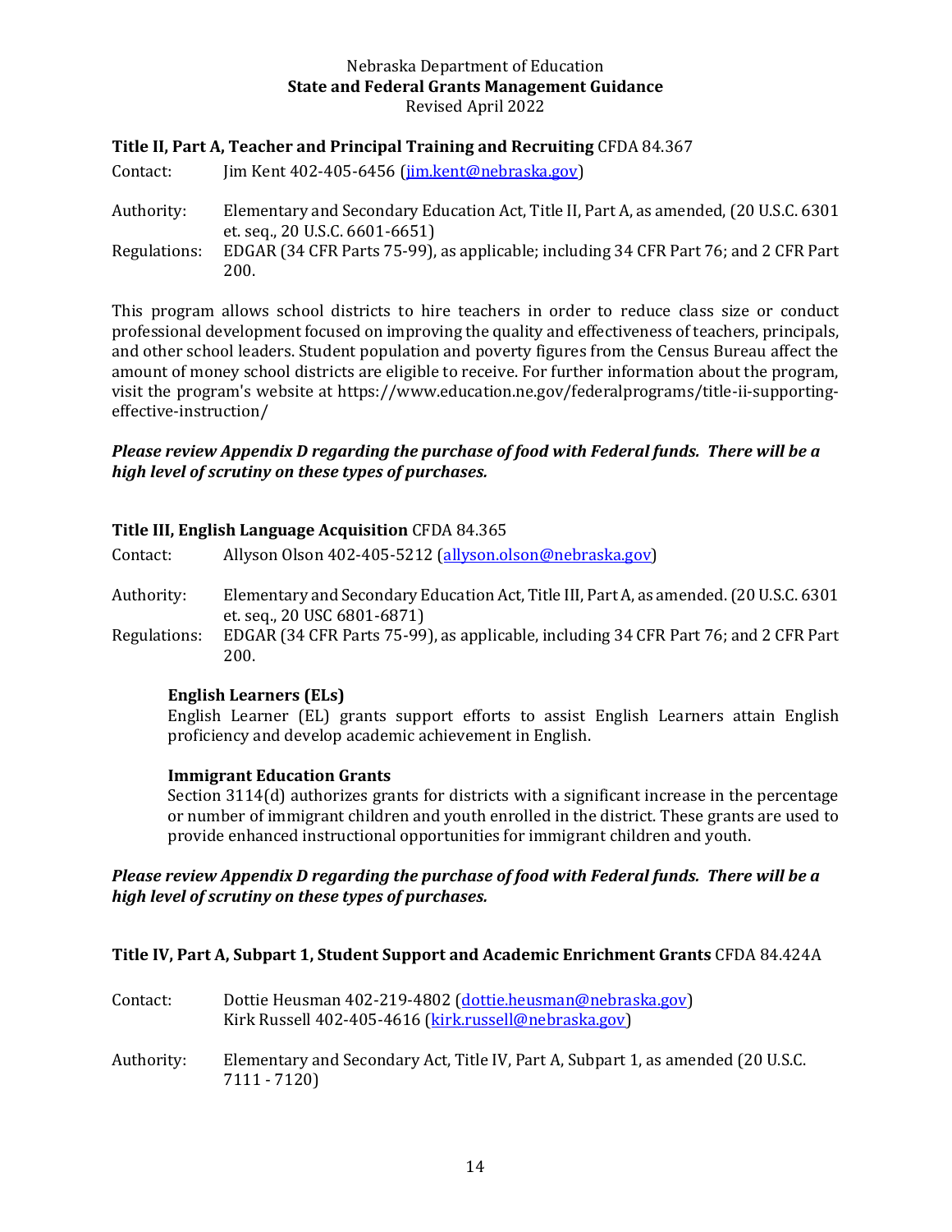### **Title II, Part A, Teacher and Principal Training and Recruiting** CFDA 84.367

Contact: Jim Kent 402-405-6456 (jim.kent@nebraska.gov)

Authority: Elementary and Secondary Education Act, Title II, Part A, as amended, (20 U.S.C. 6301 et. seq., 20 U.S.C. 6601-6651)

Regulations: EDGAR (34 CFR Parts 75-99), as applicable; including 34 CFR Part 76; and 2 CFR Part 200.

This program allows school districts to hire teachers in order to reduce class size or conduct professional development focused on improving the quality and effectiveness of teachers, principals, and other school leaders. Student population and poverty figures from the Census Bureau affect the amount of money school districts are eligible to receive. For further information about the program, visit the program's website at https://www.education.ne.gov/federalprograms/title-ii-supporting-effective-instruction/

***Please review Appendix D regarding the purchase of food with Federal funds. There will be a high level of scrutiny on these types of purchases.***

### **Title III, English Language Acquisition** CFDA 84.365

Contact: Allyson Olson 402-405-5212 (allyson.olson@nebraska.gov)

Authority: Elementary and Secondary Education Act, Title III, Part A, as amended. (20 U.S.C. 6301 et. seq., 20 USC 6801-6871)

Regulations: EDGAR (34 CFR Parts 75-99), as applicable, including 34 CFR Part 76; and 2 CFR Part 200.

**English Learners (ELs)**

English Learner (EL) grants support efforts to assist English Learners attain English proficiency and develop academic achievement in English.

**Immigrant Education Grants**

Section 3114(d) authorizes grants for districts with a significant increase in the percentage or number of immigrant children and youth enrolled in the district. These grants are used to provide enhanced instructional opportunities for immigrant children and youth.

***Please review Appendix D regarding the purchase of food with Federal funds. There will be a high level of scrutiny on these types of purchases.***

### **Title IV, Part A, Subpart 1, Student Support and Academic Enrichment Grants** CFDA 84.424A

Contact: Dottie Heusman 402-219-4802 (dottie.heusman@nebraska.gov)
Kirk Russell 402-405-4616 (kirk.russell@nebraska.gov)

Authority: Elementary and Secondary Act, Title IV, Part A, Subpart 1, as amended (20 U.S.C. 7111 - 7120)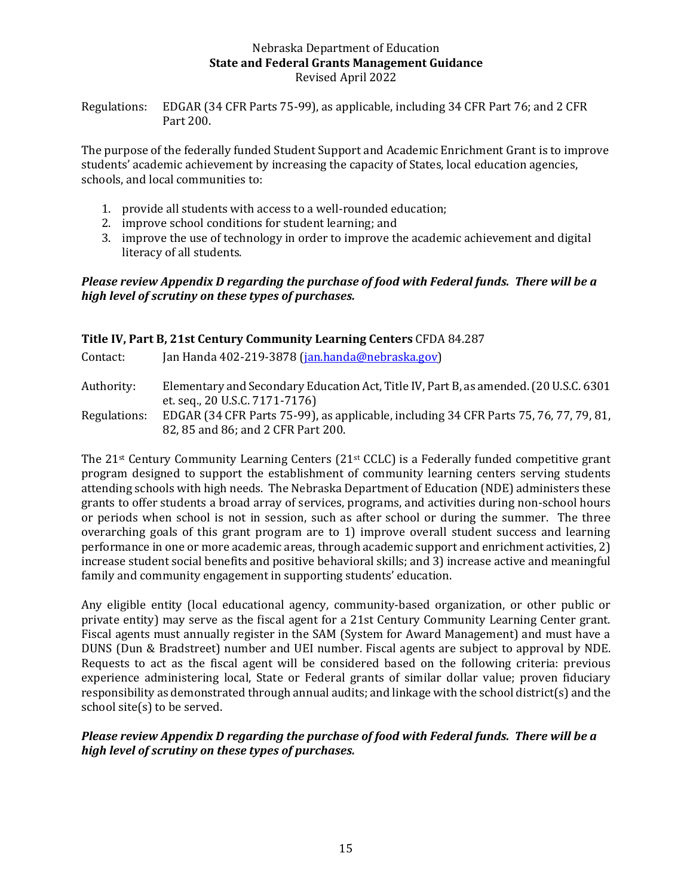Regulations: EDGAR (34 CFR Parts 75-99), as applicable, including 34 CFR Part 76; and 2 CFR Part 200.

The purpose of the federally funded Student Support and Academic Enrichment Grant is to improve students' academic achievement by increasing the capacity of States, local education agencies, schools, and local communities to:

1. provide all students with access to a well-rounded education;
2. improve school conditions for student learning; and
3. improve the use of technology in order to improve the academic achievement and digital literacy of all students.

***Please review Appendix D regarding the purchase of food with Federal funds. There will be a high level of scrutiny on these types of purchases.***

**Title IV, Part B, 21st Century Community Learning Centers** CFDA 84.287

Contact: Jan Handa 402-219-3878 (jan.handa@nebraska.gov)

Authority: Elementary and Secondary Education Act, Title IV, Part B, as amended. (20 U.S.C. 6301 et. seq., 20 U.S.C. 7171-7176)

Regulations: EDGAR (34 CFR Parts 75-99), as applicable, including 34 CFR Parts 75, 76, 77, 79, 81, 82, 85 and 86; and 2 CFR Part 200.

The 21st Century Community Learning Centers (21st CCLC) is a Federally funded competitive grant program designed to support the establishment of community learning centers serving students attending schools with high needs. The Nebraska Department of Education (NDE) administers these grants to offer students a broad array of services, programs, and activities during non-school hours or periods when school is not in session, such as after school or during the summer. The three overarching goals of this grant program are to 1) improve overall student success and learning performance in one or more academic areas, through academic support and enrichment activities, 2) increase student social benefits and positive behavioral skills; and 3) increase active and meaningful family and community engagement in supporting students' education.

Any eligible entity (local educational agency, community-based organization, or other public or private entity) may serve as the fiscal agent for a 21st Century Community Learning Center grant. Fiscal agents must annually register in the SAM (System for Award Management) and must have a DUNS (Dun & Bradstreet) number and UEI number. Fiscal agents are subject to approval by NDE. Requests to act as the fiscal agent will be considered based on the following criteria: previous experience administering local, State or Federal grants of similar dollar value; proven fiduciary responsibility as demonstrated through annual audits; and linkage with the school district(s) and the school site(s) to be served.

***Please review Appendix D regarding the purchase of food with Federal funds. There will be a high level of scrutiny on these types of purchases.***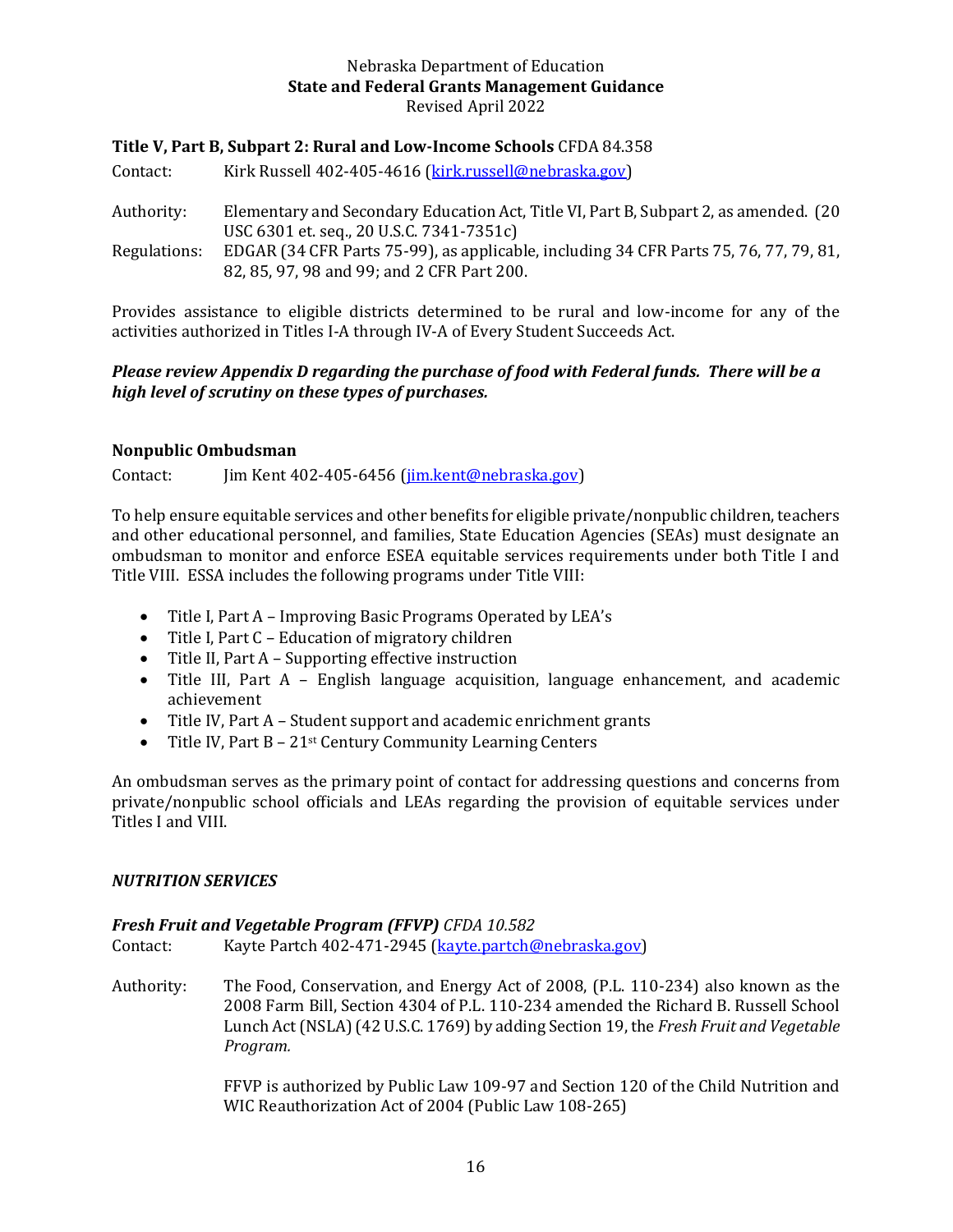**Title V, Part B, Subpart 2: Rural and Low-Income Schools** CFDA 84.358

Contact: Kirk Russell 402-405-4616 (kirk.russell@nebraska.gov)

Authority: Elementary and Secondary Education Act, Title VI, Part B, Subpart 2, as amended. (20 USC 6301 et. seq., 20 U.S.C. 7341-7351c)

Regulations: EDGAR (34 CFR Parts 75-99), as applicable, including 34 CFR Parts 75, 76, 77, 79, 81, 82, 85, 97, 98 and 99; and 2 CFR Part 200.

Provides assistance to eligible districts determined to be rural and low-income for any of the activities authorized in Titles I-A through IV-A of Every Student Succeeds Act.

***Please review Appendix D regarding the purchase of food with Federal funds. There will be a high level of scrutiny on these types of purchases.***

**Nonpublic Ombudsman**

Contact: Jim Kent 402-405-6456 (jim.kent@nebraska.gov)

To help ensure equitable services and other benefits for eligible private/nonpublic children, teachers and other educational personnel, and families, State Education Agencies (SEAs) must designate an ombudsman to monitor and enforce ESEA equitable services requirements under both Title I and Title VIII. ESSA includes the following programs under Title VIII:

- Title I, Part A – Improving Basic Programs Operated by LEA's
- Title I, Part C – Education of migratory children
- Title II, Part A – Supporting effective instruction
- Title III, Part A – English language acquisition, language enhancement, and academic achievement
- Title IV, Part A – Student support and academic enrichment grants
- Title IV, Part B – 21st Century Community Learning Centers

An ombudsman serves as the primary point of contact for addressing questions and concerns from private/nonpublic school officials and LEAs regarding the provision of equitable services under Titles I and VIII.

***NUTRITION SERVICES***

***Fresh Fruit and Vegetable Program (FFVP)*** *CFDA 10.582*

Contact: Kayte Partch 402-471-2945 (kayte.partch@nebraska.gov)

Authority: The Food, Conservation, and Energy Act of 2008, (P.L. 110-234) also known as the 2008 Farm Bill, Section 4304 of P.L. 110-234 amended the Richard B. Russell School Lunch Act (NSLA) (42 U.S.C. 1769) by adding Section 19, the *Fresh Fruit and Vegetable Program.*

FFVP is authorized by Public Law 109-97 and Section 120 of the Child Nutrition and WIC Reauthorization Act of 2004 (Public Law 108-265)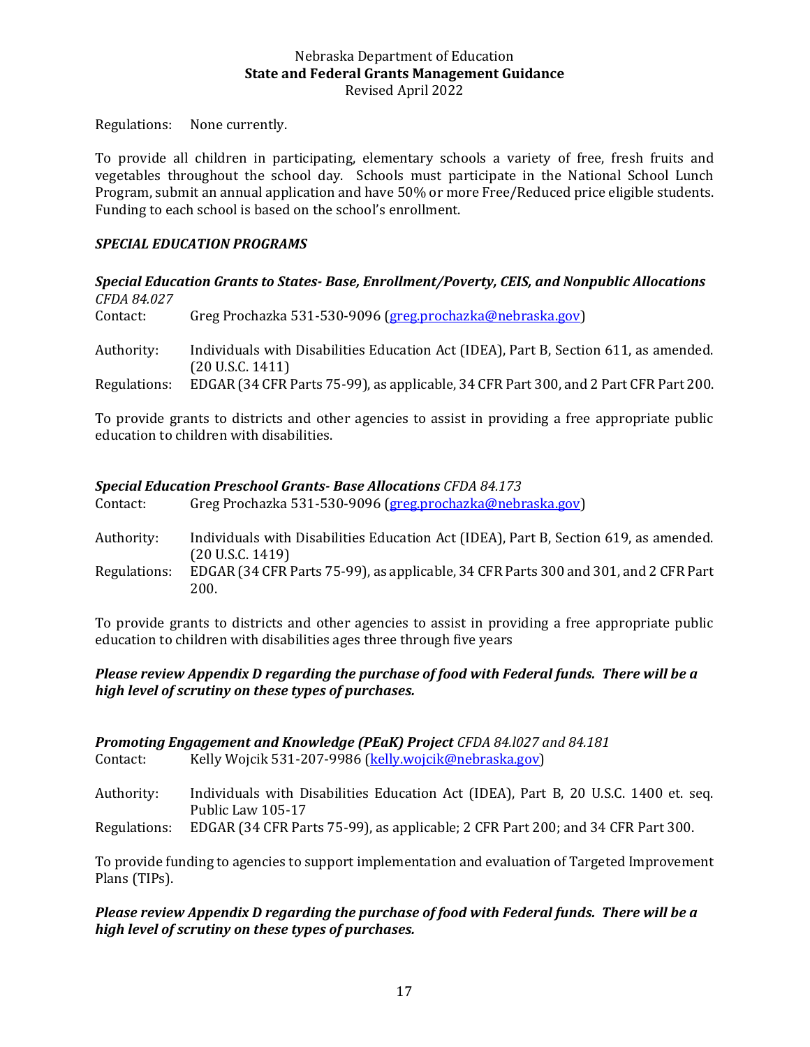Regulations: None currently.

To provide all children in participating, elementary schools a variety of free, fresh fruits and vegetables throughout the school day. Schools must participate in the National School Lunch Program, submit an annual application and have 50% or more Free/Reduced price eligible students. Funding to each school is based on the school's enrollment.

***SPECIAL EDUCATION PROGRAMS***

***Special Education Grants to States- Base, Enrollment/Poverty, CEIS, and Nonpublic Allocations*** *CFDA 84.027*

Contact: Greg Prochazka 531-530-9096 (greg.prochazka@nebraska.gov)

Authority: Individuals with Disabilities Education Act (IDEA), Part B, Section 611, as amended. (20 U.S.C. 1411)

Regulations: EDGAR (34 CFR Parts 75-99), as applicable, 34 CFR Part 300, and 2 Part CFR Part 200.

To provide grants to districts and other agencies to assist in providing a free appropriate public education to children with disabilities.

***Special Education Preschool Grants- Base Allocations*** *CFDA 84.173*

Contact: Greg Prochazka 531-530-9096 (greg.prochazka@nebraska.gov)

Authority: Individuals with Disabilities Education Act (IDEA), Part B, Section 619, as amended. (20 U.S.C. 1419)

Regulations: EDGAR (34 CFR Parts 75-99), as applicable, 34 CFR Parts 300 and 301, and 2 CFR Part 200.

To provide grants to districts and other agencies to assist in providing a free appropriate public education to children with disabilities ages three through five years

***Please review Appendix D regarding the purchase of food with Federal funds. There will be a high level of scrutiny on these types of purchases.***

***Promoting Engagement and Knowledge (PEaK) Project*** *CFDA 84.l027 and 84.181*

Contact: Kelly Wojcik 531-207-9986 (kelly.wojcik@nebraska.gov)

Authority: Individuals with Disabilities Education Act (IDEA), Part B, 20 U.S.C. 1400 et. seq. Public Law 105-17

Regulations: EDGAR (34 CFR Parts 75-99), as applicable; 2 CFR Part 200; and 34 CFR Part 300.

To provide funding to agencies to support implementation and evaluation of Targeted Improvement Plans (TIPs).

***Please review Appendix D regarding the purchase of food with Federal funds. There will be a high level of scrutiny on these types of purchases.***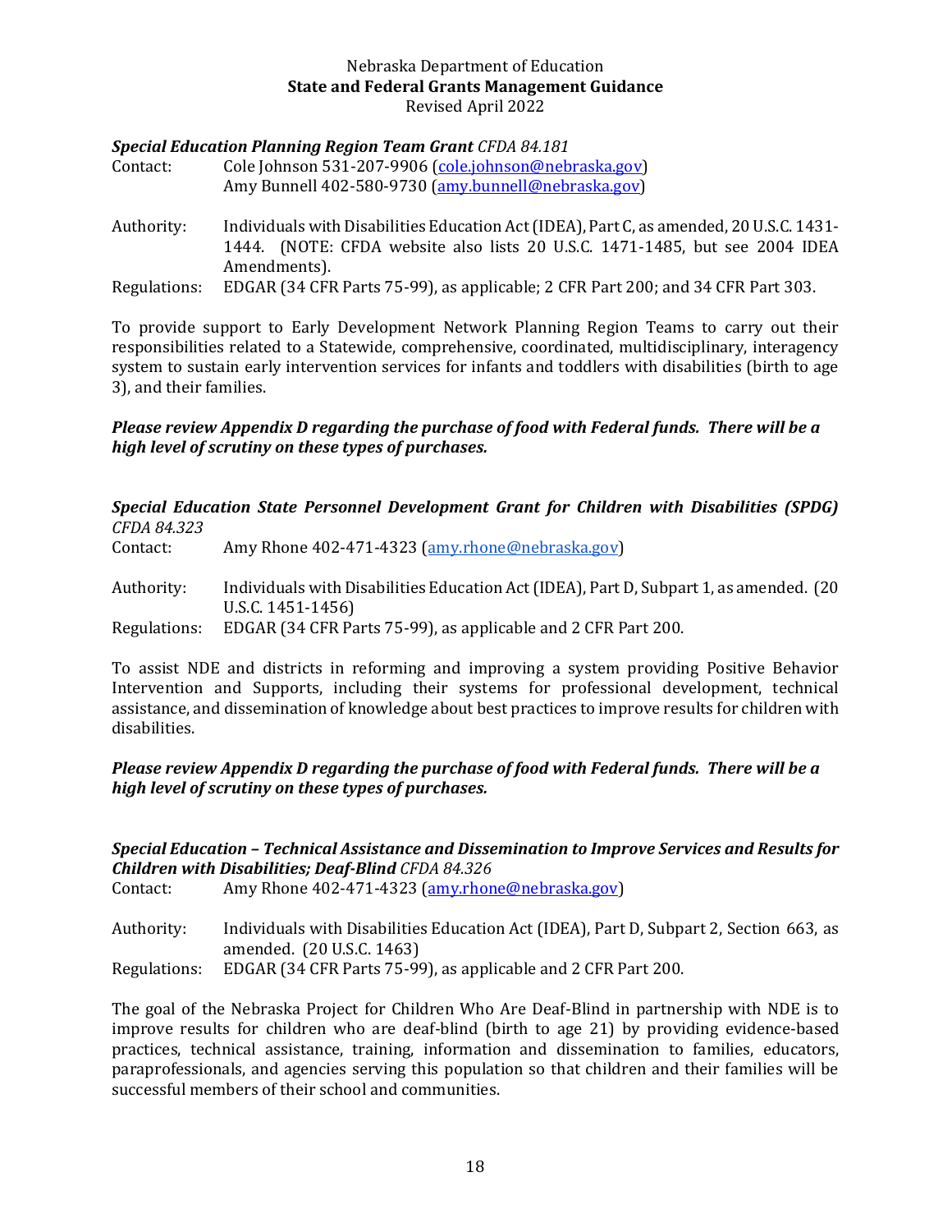***Special Education Planning Region Team Grant*** *CFDA 84.181*

Contact: Cole Johnson 531-207-9906 (cole.johnson@nebraska.gov)
Amy Bunnell 402-580-9730 (amy.bunnell@nebraska.gov)

Authority: Individuals with Disabilities Education Act (IDEA), Part C, as amended, 20 U.S.C. 1431-1444. (NOTE: CFDA website also lists 20 U.S.C. 1471-1485, but see 2004 IDEA Amendments).

Regulations: EDGAR (34 CFR Parts 75-99), as applicable; 2 CFR Part 200; and 34 CFR Part 303.

To provide support to Early Development Network Planning Region Teams to carry out their responsibilities related to a Statewide, comprehensive, coordinated, multidisciplinary, interagency system to sustain early intervention services for infants and toddlers with disabilities (birth to age 3), and their families.

***Please review Appendix D regarding the purchase of food with Federal funds. There will be a high level of scrutiny on these types of purchases.***

***Special Education State Personnel Development Grant for Children with Disabilities (SPDG)*** *CFDA 84.323*

Contact: Amy Rhone 402-471-4323 (amy.rhone@nebraska.gov)

Authority: Individuals with Disabilities Education Act (IDEA), Part D, Subpart 1, as amended. (20 U.S.C. 1451-1456)

Regulations: EDGAR (34 CFR Parts 75-99), as applicable and 2 CFR Part 200.

To assist NDE and districts in reforming and improving a system providing Positive Behavior Intervention and Supports, including their systems for professional development, technical assistance, and dissemination of knowledge about best practices to improve results for children with disabilities.

***Please review Appendix D regarding the purchase of food with Federal funds. There will be a high level of scrutiny on these types of purchases.***

***Special Education – Technical Assistance and Dissemination to Improve Services and Results for Children with Disabilities; Deaf-Blind*** *CFDA 84.326*

Contact: Amy Rhone 402-471-4323 (amy.rhone@nebraska.gov)

Authority: Individuals with Disabilities Education Act (IDEA), Part D, Subpart 2, Section 663, as amended. (20 U.S.C. 1463)

Regulations: EDGAR (34 CFR Parts 75-99), as applicable and 2 CFR Part 200.

The goal of the Nebraska Project for Children Who Are Deaf-Blind in partnership with NDE is to improve results for children who are deaf-blind (birth to age 21) by providing evidence-based practices, technical assistance, training, information and dissemination to families, educators, paraprofessionals, and agencies serving this population so that children and their families will be successful members of their school and communities.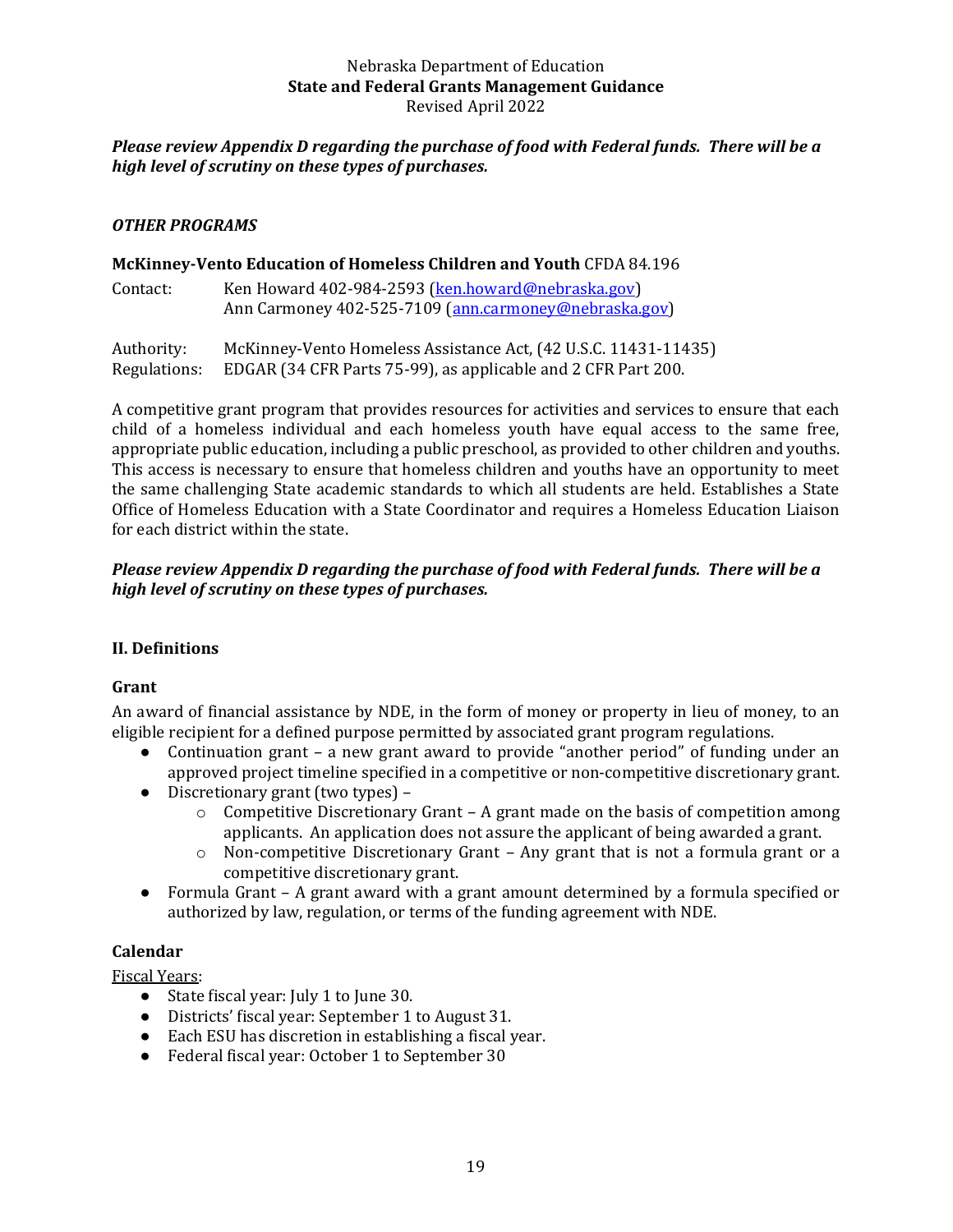***Please review Appendix D regarding the purchase of food with Federal funds. There will be a high level of scrutiny on these types of purchases.***

***OTHER PROGRAMS***

**McKinney-Vento Education of Homeless Children and Youth** CFDA 84.196

Contact: Ken Howard 402-984-2593 (ken.howard@nebraska.gov)
Ann Carmoney 402-525-7109 (ann.carmoney@nebraska.gov)

Authority: McKinney-Vento Homeless Assistance Act, (42 U.S.C. 11431-11435)
Regulations: EDGAR (34 CFR Parts 75-99), as applicable and 2 CFR Part 200.

A competitive grant program that provides resources for activities and services to ensure that each child of a homeless individual and each homeless youth have equal access to the same free, appropriate public education, including a public preschool, as provided to other children and youths. This access is necessary to ensure that homeless children and youths have an opportunity to meet the same challenging State academic standards to which all students are held. Establishes a State Office of Homeless Education with a State Coordinator and requires a Homeless Education Liaison for each district within the state.

***Please review Appendix D regarding the purchase of food with Federal funds. There will be a high level of scrutiny on these types of purchases.***

## II. Definitions

### Grant

An award of financial assistance by NDE, in the form of money or property in lieu of money, to an eligible recipient for a defined purpose permitted by associated grant program regulations.

- Continuation grant – a new grant award to provide "another period" of funding under an approved project timeline specified in a competitive or non-competitive discretionary grant.
- Discretionary grant (two types) –
  - Competitive Discretionary Grant – A grant made on the basis of competition among applicants. An application does not assure the applicant of being awarded a grant.
  - Non-competitive Discretionary Grant – Any grant that is not a formula grant or a competitive discretionary grant.
- Formula Grant – A grant award with a grant amount determined by a formula specified or authorized by law, regulation, or terms of the funding agreement with NDE.

### Calendar

Fiscal Years:

- State fiscal year: July 1 to June 30.
- Districts' fiscal year: September 1 to August 31.
- Each ESU has discretion in establishing a fiscal year.
- Federal fiscal year: October 1 to September 30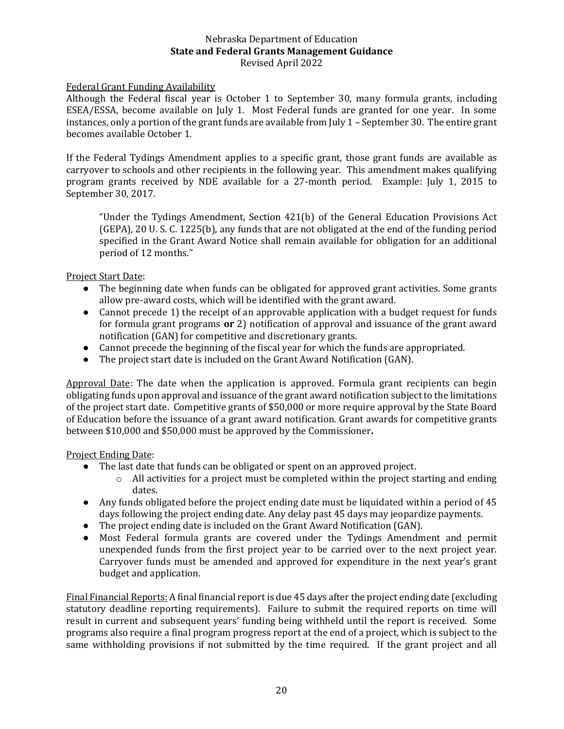Federal Grant Funding Availability

Although the Federal fiscal year is October 1 to September 30, many formula grants, including ESEA/ESSA, become available on July 1. Most Federal funds are granted for one year. In some instances, only a portion of the grant funds are available from July 1 – September 30. The entire grant becomes available October 1.

If the Federal Tydings Amendment applies to a specific grant, those grant funds are available as carryover to schools and other recipients in the following year. This amendment makes qualifying program grants received by NDE available for a 27-month period. Example: July 1, 2015 to September 30, 2017.

> "Under the Tydings Amendment, Section 421(b) of the General Education Provisions Act (GEPA), 20 U. S. C. 1225(b), any funds that are not obligated at the end of the funding period specified in the Grant Award Notice shall remain available for obligation for an additional period of 12 months."

Project Start Date:

- The beginning date when funds can be obligated for approved grant activities. Some grants allow pre-award costs, which will be identified with the grant award.
- Cannot precede 1) the receipt of an approvable application with a budget request for funds for formula grant programs **or** 2) notification of approval and issuance of the grant award notification (GAN) for competitive and discretionary grants.
- Cannot precede the beginning of the fiscal year for which the funds are appropriated.
- The project start date is included on the Grant Award Notification (GAN).

Approval Date: The date when the application is approved. Formula grant recipients can begin obligating funds upon approval and issuance of the grant award notification subject to the limitations of the project start date. Competitive grants of $50,000 or more require approval by the State Board of Education before the issuance of a grant award notification. Grant awards for competitive grants between $10,000 and $50,000 must be approved by the Commissioner**.**

Project Ending Date:

- The last date that funds can be obligated or spent on an approved project.
    - All activities for a project must be completed within the project starting and ending dates.
- Any funds obligated before the project ending date must be liquidated within a period of 45 days following the project ending date. Any delay past 45 days may jeopardize payments.
- The project ending date is included on the Grant Award Notification (GAN).
- Most Federal formula grants are covered under the Tydings Amendment and permit unexpended funds from the first project year to be carried over to the next project year. Carryover funds must be amended and approved for expenditure in the next year's grant budget and application.

Final Financial Reports: A final financial report is due 45 days after the project ending date (excluding statutory deadline reporting requirements). Failure to submit the required reports on time will result in current and subsequent years' funding being withheld until the report is received. Some programs also require a final program progress report at the end of a project, which is subject to the same withholding provisions if not submitted by the time required. If the grant project and all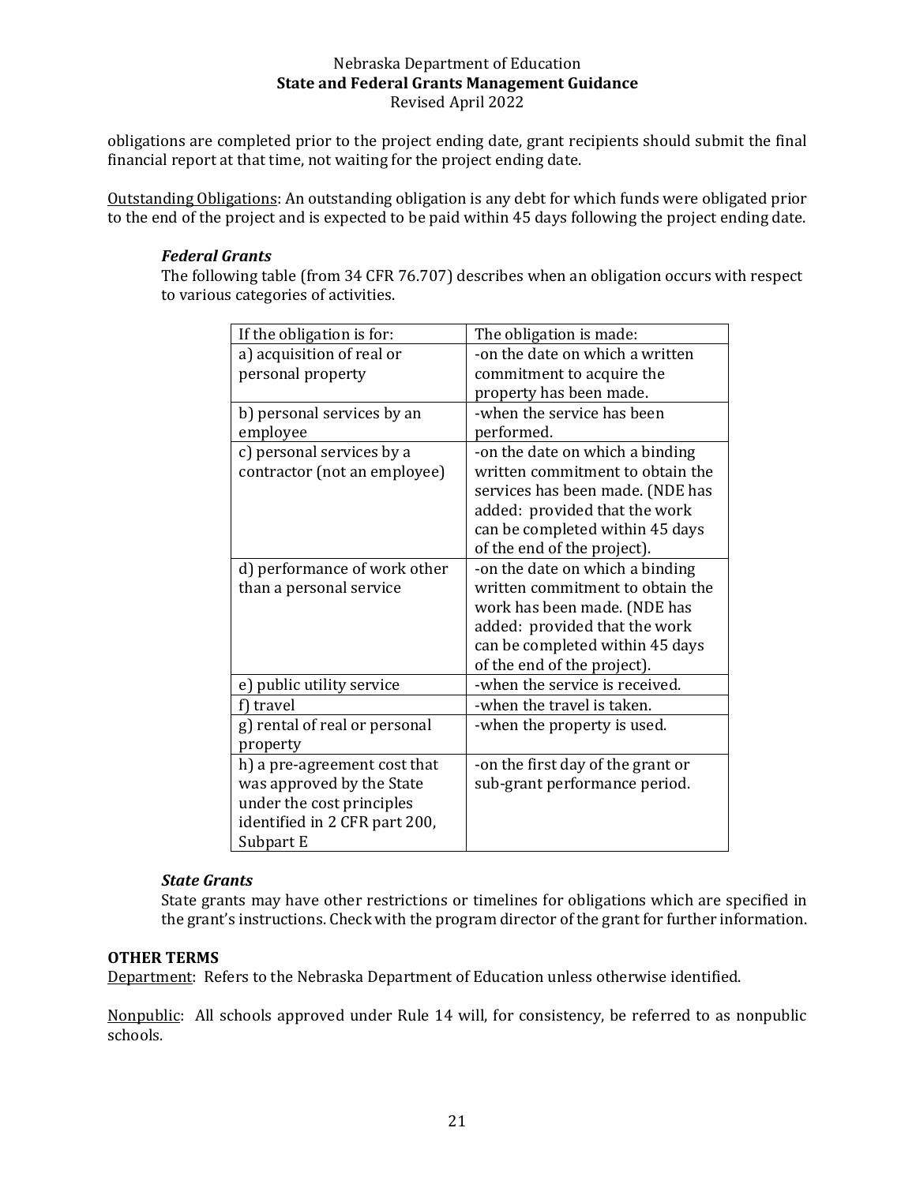obligations are completed prior to the project ending date, grant recipients should submit the final financial report at that time, not waiting for the project ending date.

Outstanding Obligations: An outstanding obligation is any debt for which funds were obligated prior to the end of the project and is expected to be paid within 45 days following the project ending date.

### *Federal Grants*

The following table (from 34 CFR 76.707) describes when an obligation occurs with respect to various categories of activities.

| If the obligation is for: | The obligation is made: |
|---|---|
| a) acquisition of real or personal property | -on the date on which a written commitment to acquire the property has been made. |
| b) personal services by an employee | -when the service has been performed. |
| c) personal services by a contractor (not an employee) | -on the date on which a binding written commitment to obtain the services has been made. (NDE has added: provided that the work can be completed within 45 days of the end of the project). |
| d) performance of work other than a personal service | -on the date on which a binding written commitment to obtain the work has been made. (NDE has added: provided that the work can be completed within 45 days of the end of the project). |
| e) public utility service | -when the service is received. |
| f) travel | -when the travel is taken. |
| g) rental of real or personal property | -when the property is used. |
| h) a pre-agreement cost that was approved by the State under the cost principles identified in 2 CFR part 200, Subpart E | -on the first day of the grant or sub-grant performance period. |

### *State Grants*

State grants may have other restrictions or timelines for obligations which are specified in the grant's instructions. Check with the program director of the grant for further information.

## OTHER TERMS

Department: Refers to the Nebraska Department of Education unless otherwise identified.

Nonpublic: All schools approved under Rule 14 will, for consistency, be referred to as nonpublic schools.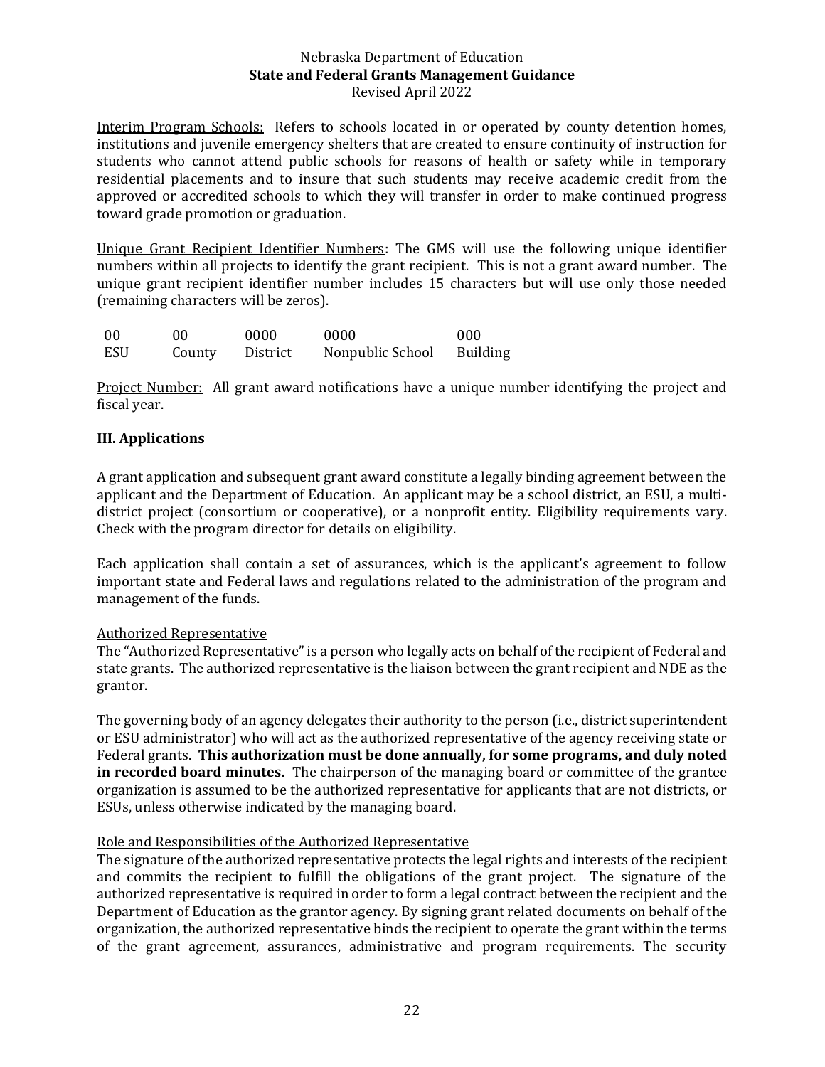Interim Program Schools: Refers to schools located in or operated by county detention homes, institutions and juvenile emergency shelters that are created to ensure continuity of instruction for students who cannot attend public schools for reasons of health or safety while in temporary residential placements and to insure that such students may receive academic credit from the approved or accredited schools to which they will transfer in order to make continued progress toward grade promotion or graduation.

Unique Grant Recipient Identifier Numbers: The GMS will use the following unique identifier numbers within all projects to identify the grant recipient. This is not a grant award number. The unique grant recipient identifier number includes 15 characters but will use only those needed (remaining characters will be zeros).

| 00 | 00 | 0000 | 0000 | 000 |
|---|---|---|---|---|
| ESU | County | District | Nonpublic School | Building |

Project Number: All grant award notifications have a unique number identifying the project and fiscal year.

## III. Applications

A grant application and subsequent grant award constitute a legally binding agreement between the applicant and the Department of Education. An applicant may be a school district, an ESU, a multi-district project (consortium or cooperative), or a nonprofit entity. Eligibility requirements vary. Check with the program director for details on eligibility.

Each application shall contain a set of assurances, which is the applicant's agreement to follow important state and Federal laws and regulations related to the administration of the program and management of the funds.

Authorized Representative

The "Authorized Representative" is a person who legally acts on behalf of the recipient of Federal and state grants. The authorized representative is the liaison between the grant recipient and NDE as the grantor.

The governing body of an agency delegates their authority to the person (i.e., district superintendent or ESU administrator) who will act as the authorized representative of the agency receiving state or Federal grants. **This authorization must be done annually, for some programs, and duly noted in recorded board minutes.** The chairperson of the managing board or committee of the grantee organization is assumed to be the authorized representative for applicants that are not districts, or ESUs, unless otherwise indicated by the managing board.

Role and Responsibilities of the Authorized Representative

The signature of the authorized representative protects the legal rights and interests of the recipient and commits the recipient to fulfill the obligations of the grant project. The signature of the authorized representative is required in order to form a legal contract between the recipient and the Department of Education as the grantor agency. By signing grant related documents on behalf of the organization, the authorized representative binds the recipient to operate the grant within the terms of the grant agreement, assurances, administrative and program requirements. The security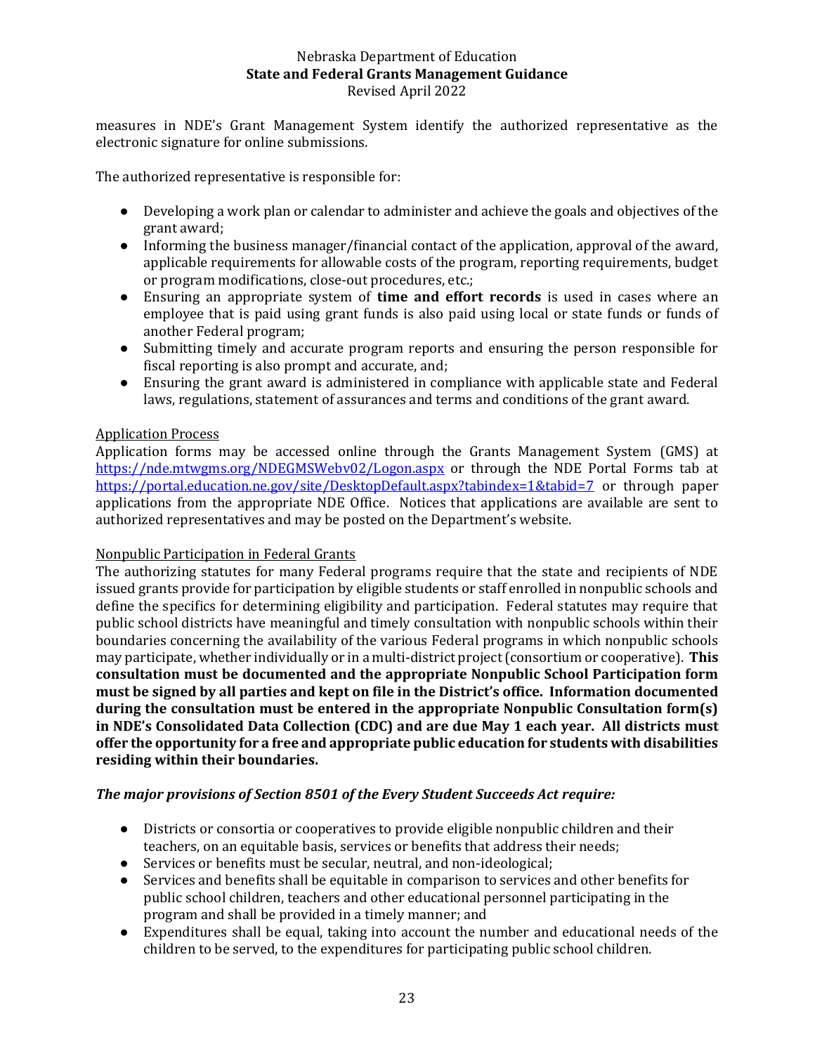measures in NDE's Grant Management System identify the authorized representative as the electronic signature for online submissions.

The authorized representative is responsible for:

- Developing a work plan or calendar to administer and achieve the goals and objectives of the grant award;
- Informing the business manager/financial contact of the application, approval of the award, applicable requirements for allowable costs of the program, reporting requirements, budget or program modifications, close-out procedures, etc.;
- Ensuring an appropriate system of **time and effort records** is used in cases where an employee that is paid using grant funds is also paid using local or state funds or funds of another Federal program;
- Submitting timely and accurate program reports and ensuring the person responsible for fiscal reporting is also prompt and accurate, and;
- Ensuring the grant award is administered in compliance with applicable state and Federal laws, regulations, statement of assurances and terms and conditions of the grant award.

Application Process

Application forms may be accessed online through the Grants Management System (GMS) at https://nde.mtwgms.org/NDEGMSWebv02/Logon.aspx or through the NDE Portal Forms tab at https://portal.education.ne.gov/site/DesktopDefault.aspx?tabindex=1&tabid=7 or through paper applications from the appropriate NDE Office. Notices that applications are available are sent to authorized representatives and may be posted on the Department's website.

Nonpublic Participation in Federal Grants

The authorizing statutes for many Federal programs require that the state and recipients of NDE issued grants provide for participation by eligible students or staff enrolled in nonpublic schools and define the specifics for determining eligibility and participation. Federal statutes may require that public school districts have meaningful and timely consultation with nonpublic schools within their boundaries concerning the availability of the various Federal programs in which nonpublic schools may participate, whether individually or in a multi-district project (consortium or cooperative). **This consultation must be documented and the appropriate Nonpublic School Participation form must be signed by all parties and kept on file in the District's office. Information documented during the consultation must be entered in the appropriate Nonpublic Consultation form(s) in NDE's Consolidated Data Collection (CDC) and are due May 1 each year. All districts must offer the opportunity for a free and appropriate public education for students with disabilities residing within their boundaries.**

***The major provisions of Section 8501 of the Every Student Succeeds Act require:***

- Districts or consortia or cooperatives to provide eligible nonpublic children and their teachers, on an equitable basis, services or benefits that address their needs;
- Services or benefits must be secular, neutral, and non-ideological;
- Services and benefits shall be equitable in comparison to services and other benefits for public school children, teachers and other educational personnel participating in the program and shall be provided in a timely manner; and
- Expenditures shall be equal, taking into account the number and educational needs of the children to be served, to the expenditures for participating public school children.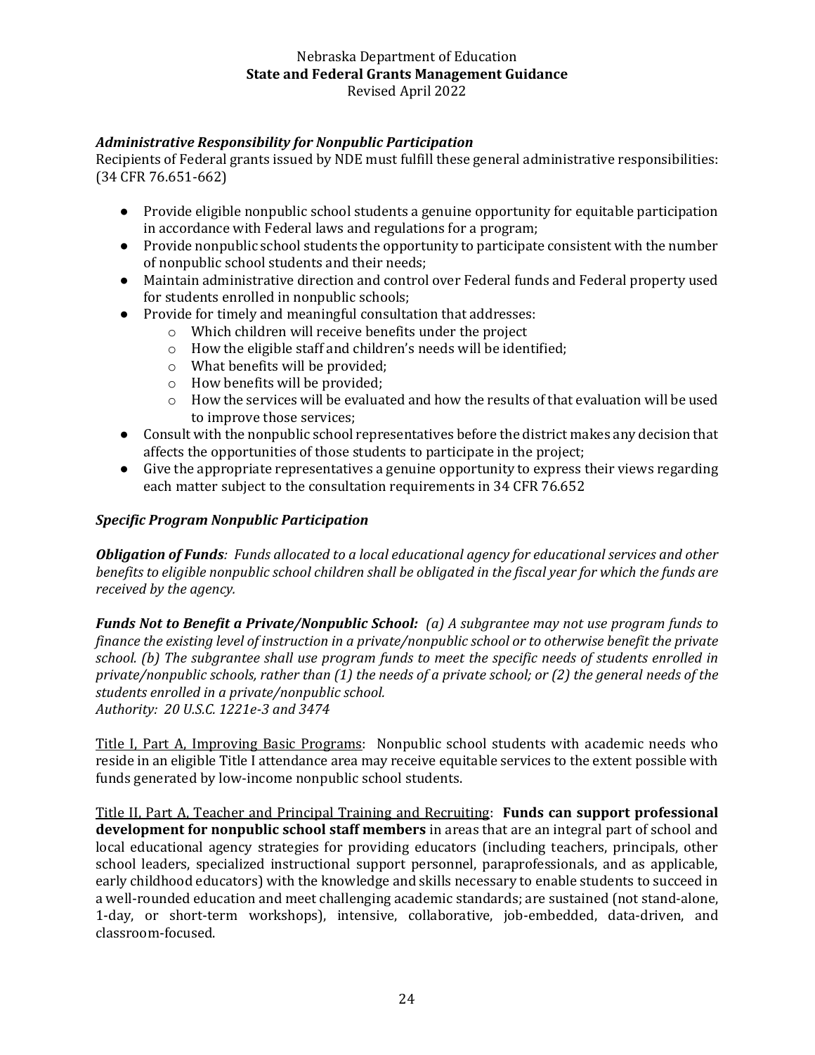### *Administrative Responsibility for Nonpublic Participation*

Recipients of Federal grants issued by NDE must fulfill these general administrative responsibilities: (34 CFR 76.651-662)

- Provide eligible nonpublic school students a genuine opportunity for equitable participation in accordance with Federal laws and regulations for a program;
- Provide nonpublic school students the opportunity to participate consistent with the number of nonpublic school students and their needs;
- Maintain administrative direction and control over Federal funds and Federal property used for students enrolled in nonpublic schools;
- Provide for timely and meaningful consultation that addresses:
    - Which children will receive benefits under the project
    - How the eligible staff and children's needs will be identified;
    - What benefits will be provided;
    - How benefits will be provided;
    - How the services will be evaluated and how the results of that evaluation will be used to improve those services;
- Consult with the nonpublic school representatives before the district makes any decision that affects the opportunities of those students to participate in the project;
- Give the appropriate representatives a genuine opportunity to express their views regarding each matter subject to the consultation requirements in 34 CFR 76.652

### *Specific Program Nonpublic Participation*

***Obligation of Funds****: Funds allocated to a local educational agency for educational services and other benefits to eligible nonpublic school children shall be obligated in the fiscal year for which the funds are received by the agency.*

***Funds Not to Benefit a Private/Nonpublic School:*** *(a) A subgrantee may not use program funds to finance the existing level of instruction in a private/nonpublic school or to otherwise benefit the private school. (b) The subgrantee shall use program funds to meet the specific needs of students enrolled in private/nonpublic schools, rather than (1) the needs of a private school; or (2) the general needs of the students enrolled in a private/nonpublic school.*
*Authority: 20 U.S.C. 1221e-3 and 3474*

<u>Title I, Part A, Improving Basic Programs</u>: Nonpublic school students with academic needs who reside in an eligible Title I attendance area may receive equitable services to the extent possible with funds generated by low-income nonpublic school students.

<u>Title II, Part A, Teacher and Principal Training and Recruiting</u>: **Funds can support professional development for nonpublic school staff members** in areas that are an integral part of school and local educational agency strategies for providing educators (including teachers, principals, other school leaders, specialized instructional support personnel, paraprofessionals, and as applicable, early childhood educators) with the knowledge and skills necessary to enable students to succeed in a well-rounded education and meet challenging academic standards; are sustained (not stand-alone, 1-day, or short-term workshops), intensive, collaborative, job-embedded, data-driven, and classroom-focused.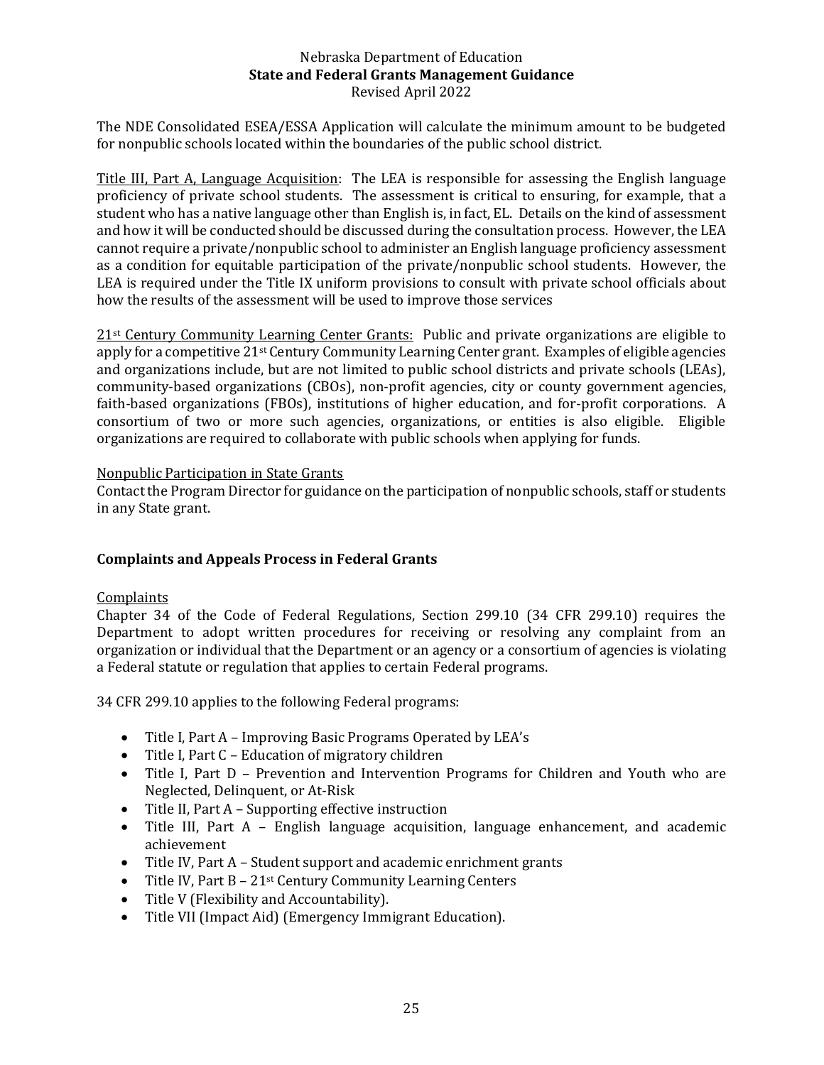The NDE Consolidated ESEA/ESSA Application will calculate the minimum amount to be budgeted for nonpublic schools located within the boundaries of the public school district.

Title III, Part A, Language Acquisition: The LEA is responsible for assessing the English language proficiency of private school students. The assessment is critical to ensuring, for example, that a student who has a native language other than English is, in fact, EL. Details on the kind of assessment and how it will be conducted should be discussed during the consultation process. However, the LEA cannot require a private/nonpublic school to administer an English language proficiency assessment as a condition for equitable participation of the private/nonpublic school students. However, the LEA is required under the Title IX uniform provisions to consult with private school officials about how the results of the assessment will be used to improve those services

21st Century Community Learning Center Grants: Public and private organizations are eligible to apply for a competitive 21st Century Community Learning Center grant. Examples of eligible agencies and organizations include, but are not limited to public school districts and private schools (LEAs), community-based organizations (CBOs), non-profit agencies, city or county government agencies, faith-based organizations (FBOs), institutions of higher education, and for-profit corporations. A consortium of two or more such agencies, organizations, or entities is also eligible. Eligible organizations are required to collaborate with public schools when applying for funds.

Nonpublic Participation in State Grants

Contact the Program Director for guidance on the participation of nonpublic schools, staff or students in any State grant.

## Complaints and Appeals Process in Federal Grants

Complaints

Chapter 34 of the Code of Federal Regulations, Section 299.10 (34 CFR 299.10) requires the Department to adopt written procedures for receiving or resolving any complaint from an organization or individual that the Department or an agency or a consortium of agencies is violating a Federal statute or regulation that applies to certain Federal programs.

34 CFR 299.10 applies to the following Federal programs:

- Title I, Part A – Improving Basic Programs Operated by LEA's
- Title I, Part C – Education of migratory children
- Title I, Part D – Prevention and Intervention Programs for Children and Youth who are Neglected, Delinquent, or At-Risk
- Title II, Part A – Supporting effective instruction
- Title III, Part A – English language acquisition, language enhancement, and academic achievement
- Title IV, Part A – Student support and academic enrichment grants
- Title IV, Part B – 21st Century Community Learning Centers
- Title V (Flexibility and Accountability).
- Title VII (Impact Aid) (Emergency Immigrant Education).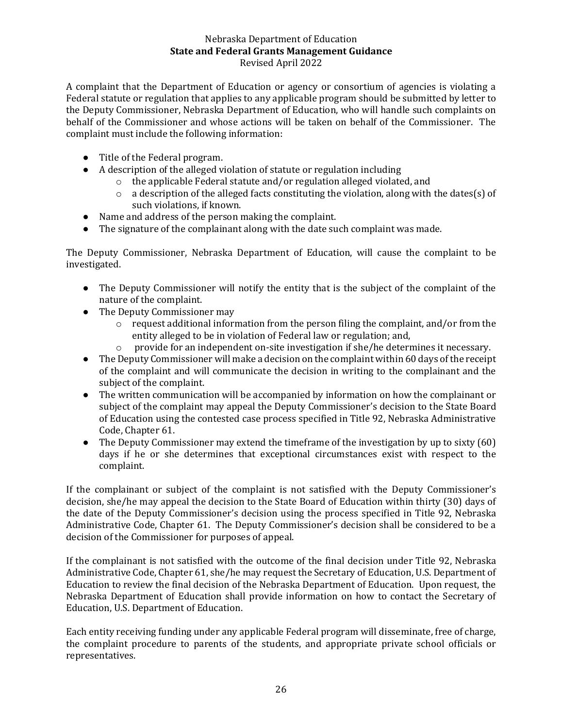A complaint that the Department of Education or agency or consortium of agencies is violating a Federal statute or regulation that applies to any applicable program should be submitted by letter to the Deputy Commissioner, Nebraska Department of Education, who will handle such complaints on behalf of the Commissioner and whose actions will be taken on behalf of the Commissioner. The complaint must include the following information:

- Title of the Federal program.
- A description of the alleged violation of statute or regulation including
  - the applicable Federal statute and/or regulation alleged violated, and
  - a description of the alleged facts constituting the violation, along with the dates(s) of such violations, if known.
- Name and address of the person making the complaint.
- The signature of the complainant along with the date such complaint was made.

The Deputy Commissioner, Nebraska Department of Education, will cause the complaint to be investigated.

- The Deputy Commissioner will notify the entity that is the subject of the complaint of the nature of the complaint.
- The Deputy Commissioner may
  - request additional information from the person filing the complaint, and/or from the entity alleged to be in violation of Federal law or regulation; and,
  - provide for an independent on-site investigation if she/he determines it necessary.
- The Deputy Commissioner will make a decision on the complaint within 60 days of the receipt of the complaint and will communicate the decision in writing to the complainant and the subject of the complaint.
- The written communication will be accompanied by information on how the complainant or subject of the complaint may appeal the Deputy Commissioner's decision to the State Board of Education using the contested case process specified in Title 92, Nebraska Administrative Code, Chapter 61.
- The Deputy Commissioner may extend the timeframe of the investigation by up to sixty (60) days if he or she determines that exceptional circumstances exist with respect to the complaint.

If the complainant or subject of the complaint is not satisfied with the Deputy Commissioner's decision, she/he may appeal the decision to the State Board of Education within thirty (30) days of the date of the Deputy Commissioner's decision using the process specified in Title 92, Nebraska Administrative Code, Chapter 61. The Deputy Commissioner's decision shall be considered to be a decision of the Commissioner for purposes of appeal.

If the complainant is not satisfied with the outcome of the final decision under Title 92, Nebraska Administrative Code, Chapter 61, she/he may request the Secretary of Education, U.S. Department of Education to review the final decision of the Nebraska Department of Education. Upon request, the Nebraska Department of Education shall provide information on how to contact the Secretary of Education, U.S. Department of Education.

Each entity receiving funding under any applicable Federal program will disseminate, free of charge, the complaint procedure to parents of the students, and appropriate private school officials or representatives.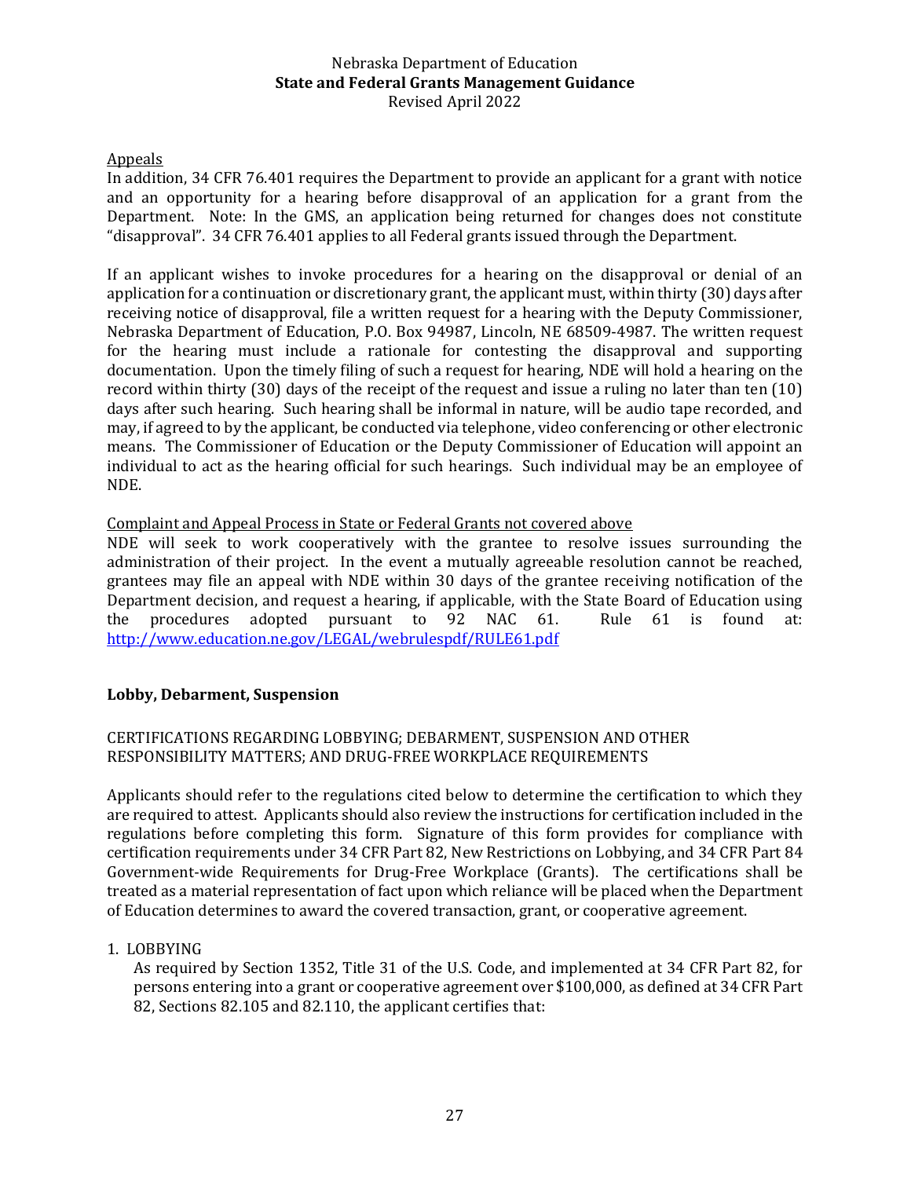Appeals

In addition, 34 CFR 76.401 requires the Department to provide an applicant for a grant with notice and an opportunity for a hearing before disapproval of an application for a grant from the Department. Note: In the GMS, an application being returned for changes does not constitute "disapproval". 34 CFR 76.401 applies to all Federal grants issued through the Department.

If an applicant wishes to invoke procedures for a hearing on the disapproval or denial of an application for a continuation or discretionary grant, the applicant must, within thirty (30) days after receiving notice of disapproval, file a written request for a hearing with the Deputy Commissioner, Nebraska Department of Education, P.O. Box 94987, Lincoln, NE 68509-4987. The written request for the hearing must include a rationale for contesting the disapproval and supporting documentation. Upon the timely filing of such a request for hearing, NDE will hold a hearing on the record within thirty (30) days of the receipt of the request and issue a ruling no later than ten (10) days after such hearing. Such hearing shall be informal in nature, will be audio tape recorded, and may, if agreed to by the applicant, be conducted via telephone, video conferencing or other electronic means. The Commissioner of Education or the Deputy Commissioner of Education will appoint an individual to act as the hearing official for such hearings. Such individual may be an employee of NDE.

Complaint and Appeal Process in State or Federal Grants not covered above

NDE will seek to work cooperatively with the grantee to resolve issues surrounding the administration of their project. In the event a mutually agreeable resolution cannot be reached, grantees may file an appeal with NDE within 30 days of the grantee receiving notification of the Department decision, and request a hearing, if applicable, with the State Board of Education using the procedures adopted pursuant to 92 NAC 61. Rule 61 is found at: http://www.education.ne.gov/LEGAL/webrulespdf/RULE61.pdf

## Lobby, Debarment, Suspension

CERTIFICATIONS REGARDING LOBBYING; DEBARMENT, SUSPENSION AND OTHER RESPONSIBILITY MATTERS; AND DRUG-FREE WORKPLACE REQUIREMENTS

Applicants should refer to the regulations cited below to determine the certification to which they are required to attest. Applicants should also review the instructions for certification included in the regulations before completing this form. Signature of this form provides for compliance with certification requirements under 34 CFR Part 82, New Restrictions on Lobbying, and 34 CFR Part 84 Government-wide Requirements for Drug-Free Workplace (Grants). The certifications shall be treated as a material representation of fact upon which reliance will be placed when the Department of Education determines to award the covered transaction, grant, or cooperative agreement.

1. LOBBYING

   As required by Section 1352, Title 31 of the U.S. Code, and implemented at 34 CFR Part 82, for persons entering into a grant or cooperative agreement over $100,000, as defined at 34 CFR Part 82, Sections 82.105 and 82.110, the applicant certifies that: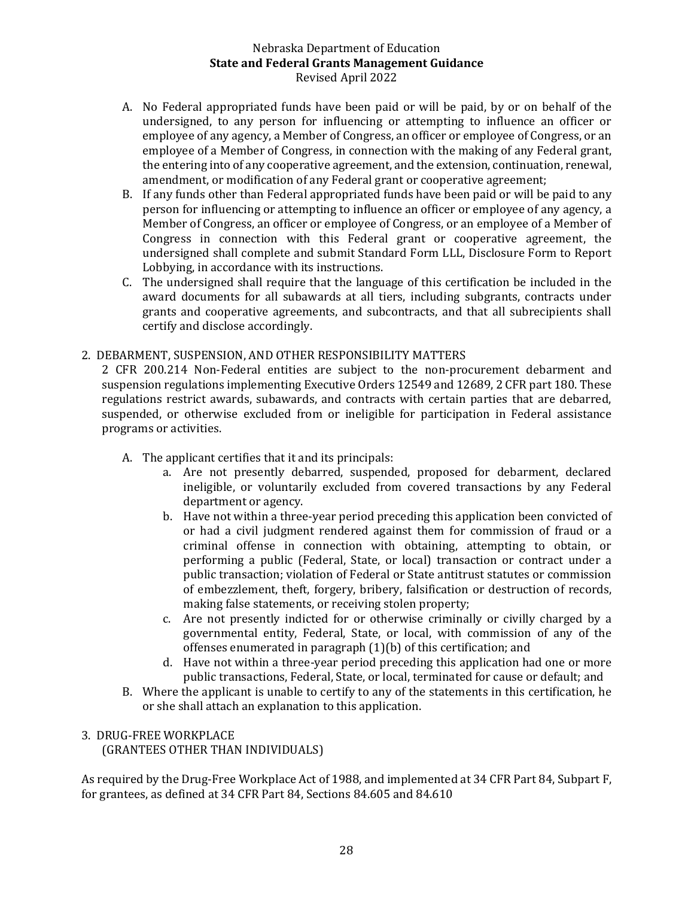A. No Federal appropriated funds have been paid or will be paid, by or on behalf of the undersigned, to any person for influencing or attempting to influence an officer or employee of any agency, a Member of Congress, an officer or employee of Congress, or an employee of a Member of Congress, in connection with the making of any Federal grant, the entering into of any cooperative agreement, and the extension, continuation, renewal, amendment, or modification of any Federal grant or cooperative agreement;

B. If any funds other than Federal appropriated funds have been paid or will be paid to any person for influencing or attempting to influence an officer or employee of any agency, a Member of Congress, an officer or employee of Congress, or an employee of a Member of Congress in connection with this Federal grant or cooperative agreement, the undersigned shall complete and submit Standard Form LLL, Disclosure Form to Report Lobbying, in accordance with its instructions.

C. The undersigned shall require that the language of this certification be included in the award documents for all subawards at all tiers, including subgrants, contracts under grants and cooperative agreements, and subcontracts, and that all subrecipients shall certify and disclose accordingly.

2. DEBARMENT, SUSPENSION, AND OTHER RESPONSIBILITY MATTERS

2 CFR 200.214 Non-Federal entities are subject to the non-procurement debarment and suspension regulations implementing Executive Orders 12549 and 12689, 2 CFR part 180. These regulations restrict awards, subawards, and contracts with certain parties that are debarred, suspended, or otherwise excluded from or ineligible for participation in Federal assistance programs or activities.

A. The applicant certifies that it and its principals:
   a. Are not presently debarred, suspended, proposed for debarment, declared ineligible, or voluntarily excluded from covered transactions by any Federal department or agency.
   b. Have not within a three-year period preceding this application been convicted of or had a civil judgment rendered against them for commission of fraud or a criminal offense in connection with obtaining, attempting to obtain, or performing a public (Federal, State, or local) transaction or contract under a public transaction; violation of Federal or State antitrust statutes or commission of embezzlement, theft, forgery, bribery, falsification or destruction of records, making false statements, or receiving stolen property;
   c. Are not presently indicted for or otherwise criminally or civilly charged by a governmental entity, Federal, State, or local, with commission of any of the offenses enumerated in paragraph (1)(b) of this certification; and
   d. Have not within a three-year period preceding this application had one or more public transactions, Federal, State, or local, terminated for cause or default; and

B. Where the applicant is unable to certify to any of the statements in this certification, he or she shall attach an explanation to this application.

3. DRUG-FREE WORKPLACE
   (GRANTEES OTHER THAN INDIVIDUALS)

As required by the Drug-Free Workplace Act of 1988, and implemented at 34 CFR Part 84, Subpart F, for grantees, as defined at 34 CFR Part 84, Sections 84.605 and 84.610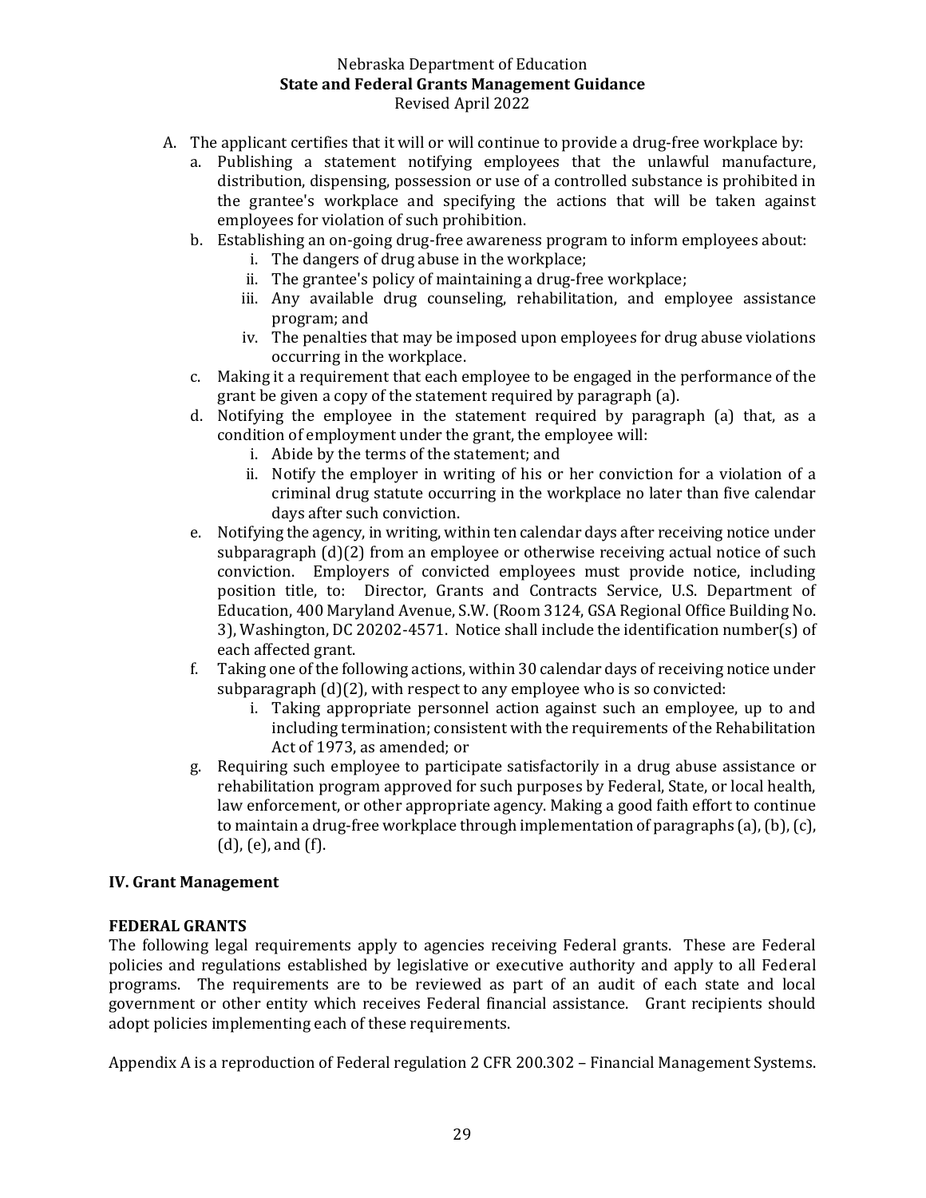A. The applicant certifies that it will or will continue to provide a drug-free workplace by:
   a. Publishing a statement notifying employees that the unlawful manufacture, distribution, dispensing, possession or use of a controlled substance is prohibited in the grantee's workplace and specifying the actions that will be taken against employees for violation of such prohibition.
   b. Establishing an on-going drug-free awareness program to inform employees about:
      i. The dangers of drug abuse in the workplace;
      ii. The grantee's policy of maintaining a drug-free workplace;
      iii. Any available drug counseling, rehabilitation, and employee assistance program; and
      iv. The penalties that may be imposed upon employees for drug abuse violations occurring in the workplace.
   c. Making it a requirement that each employee to be engaged in the performance of the grant be given a copy of the statement required by paragraph (a).
   d. Notifying the employee in the statement required by paragraph (a) that, as a condition of employment under the grant, the employee will:
      i. Abide by the terms of the statement; and
      ii. Notify the employer in writing of his or her conviction for a violation of a criminal drug statute occurring in the workplace no later than five calendar days after such conviction.
   e. Notifying the agency, in writing, within ten calendar days after receiving notice under subparagraph (d)(2) from an employee or otherwise receiving actual notice of such conviction. Employers of convicted employees must provide notice, including position title, to: Director, Grants and Contracts Service, U.S. Department of Education, 400 Maryland Avenue, S.W. (Room 3124, GSA Regional Office Building No. 3), Washington, DC 20202-4571. Notice shall include the identification number(s) of each affected grant.
   f. Taking one of the following actions, within 30 calendar days of receiving notice under subparagraph (d)(2), with respect to any employee who is so convicted:
      i. Taking appropriate personnel action against such an employee, up to and including termination; consistent with the requirements of the Rehabilitation Act of 1973, as amended; or
   g. Requiring such employee to participate satisfactorily in a drug abuse assistance or rehabilitation program approved for such purposes by Federal, State, or local health, law enforcement, or other appropriate agency. Making a good faith effort to continue to maintain a drug-free workplace through implementation of paragraphs (a), (b), (c), (d), (e), and (f).

## IV. Grant Management

### FEDERAL GRANTS

The following legal requirements apply to agencies receiving Federal grants. These are Federal policies and regulations established by legislative or executive authority and apply to all Federal programs. The requirements are to be reviewed as part of an audit of each state and local government or other entity which receives Federal financial assistance. Grant recipients should adopt policies implementing each of these requirements.

Appendix A is a reproduction of Federal regulation 2 CFR 200.302 – Financial Management Systems.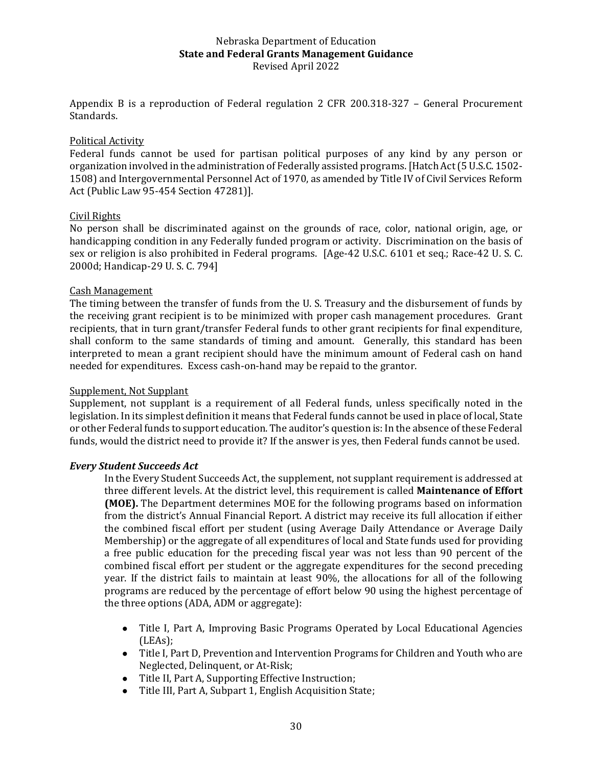Appendix B is a reproduction of Federal regulation 2 CFR 200.318-327 – General Procurement Standards.

<u>Political Activity</u>

Federal funds cannot be used for partisan political purposes of any kind by any person or organization involved in the administration of Federally assisted programs. [Hatch Act (5 U.S.C. 1502-1508) and Intergovernmental Personnel Act of 1970, as amended by Title IV of Civil Services Reform Act (Public Law 95-454 Section 47281)].

<u>Civil Rights</u>

No person shall be discriminated against on the grounds of race, color, national origin, age, or handicapping condition in any Federally funded program or activity. Discrimination on the basis of sex or religion is also prohibited in Federal programs. [Age-42 U.S.C. 6101 et seq.; Race-42 U. S. C. 2000d; Handicap-29 U. S. C. 794]

<u>Cash Management</u>

The timing between the transfer of funds from the U. S. Treasury and the disbursement of funds by the receiving grant recipient is to be minimized with proper cash management procedures. Grant recipients, that in turn grant/transfer Federal funds to other grant recipients for final expenditure, shall conform to the same standards of timing and amount. Generally, this standard has been interpreted to mean a grant recipient should have the minimum amount of Federal cash on hand needed for expenditures. Excess cash-on-hand may be repaid to the grantor.

<u>Supplement, Not Supplant</u>

Supplement, not supplant is a requirement of all Federal funds, unless specifically noted in the legislation. In its simplest definition it means that Federal funds cannot be used in place of local, State or other Federal funds to support education. The auditor's question is: In the absence of these Federal funds, would the district need to provide it? If the answer is yes, then Federal funds cannot be used.

***Every Student Succeeds Act***

In the Every Student Succeeds Act, the supplement, not supplant requirement is addressed at three different levels. At the district level, this requirement is called **Maintenance of Effort (MOE).** The Department determines MOE for the following programs based on information from the district's Annual Financial Report. A district may receive its full allocation if either the combined fiscal effort per student (using Average Daily Attendance or Average Daily Membership) or the aggregate of all expenditures of local and State funds used for providing a free public education for the preceding fiscal year was not less than 90 percent of the combined fiscal effort per student or the aggregate expenditures for the second preceding year. If the district fails to maintain at least 90%, the allocations for all of the following programs are reduced by the percentage of effort below 90 using the highest percentage of the three options (ADA, ADM or aggregate):

- Title I, Part A, Improving Basic Programs Operated by Local Educational Agencies (LEAs);
- Title I, Part D, Prevention and Intervention Programs for Children and Youth who are Neglected, Delinquent, or At-Risk;
- Title II, Part A, Supporting Effective Instruction;
- Title III, Part A, Subpart 1, English Acquisition State;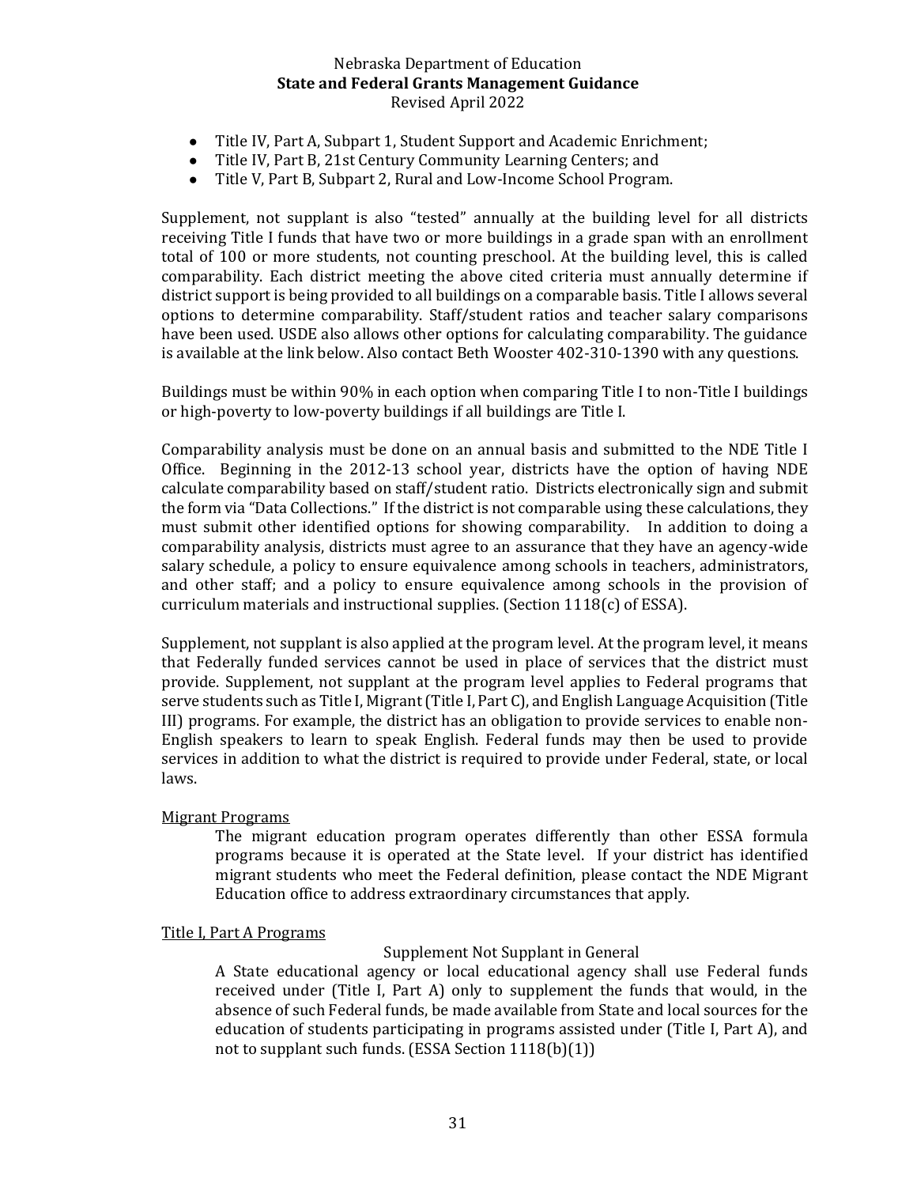- Title IV, Part A, Subpart 1, Student Support and Academic Enrichment;
- Title IV, Part B, 21st Century Community Learning Centers; and
- Title V, Part B, Subpart 2, Rural and Low-Income School Program.

Supplement, not supplant is also "tested" annually at the building level for all districts receiving Title I funds that have two or more buildings in a grade span with an enrollment total of 100 or more students, not counting preschool. At the building level, this is called comparability. Each district meeting the above cited criteria must annually determine if district support is being provided to all buildings on a comparable basis. Title I allows several options to determine comparability. Staff/student ratios and teacher salary comparisons have been used. USDE also allows other options for calculating comparability. The guidance is available at the link below. Also contact Beth Wooster 402-310-1390 with any questions.

Buildings must be within 90% in each option when comparing Title I to non-Title I buildings or high-poverty to low-poverty buildings if all buildings are Title I.

Comparability analysis must be done on an annual basis and submitted to the NDE Title I Office. Beginning in the 2012-13 school year, districts have the option of having NDE calculate comparability based on staff/student ratio. Districts electronically sign and submit the form via "Data Collections." If the district is not comparable using these calculations, they must submit other identified options for showing comparability. In addition to doing a comparability analysis, districts must agree to an assurance that they have an agency-wide salary schedule, a policy to ensure equivalence among schools in teachers, administrators, and other staff; and a policy to ensure equivalence among schools in the provision of curriculum materials and instructional supplies. (Section 1118(c) of ESSA).

Supplement, not supplant is also applied at the program level. At the program level, it means that Federally funded services cannot be used in place of services that the district must provide. Supplement, not supplant at the program level applies to Federal programs that serve students such as Title I, Migrant (Title I, Part C), and English Language Acquisition (Title III) programs. For example, the district has an obligation to provide services to enable non-English speakers to learn to speak English. Federal funds may then be used to provide services in addition to what the district is required to provide under Federal, state, or local laws.

<u>Migrant Programs</u>

The migrant education program operates differently than other ESSA formula programs because it is operated at the State level. If your district has identified migrant students who meet the Federal definition, please contact the NDE Migrant Education office to address extraordinary circumstances that apply.

<u>Title I, Part A Programs</u>

Supplement Not Supplant in General

A State educational agency or local educational agency shall use Federal funds received under (Title I, Part A) only to supplement the funds that would, in the absence of such Federal funds, be made available from State and local sources for the education of students participating in programs assisted under (Title I, Part A), and not to supplant such funds. (ESSA Section 1118(b)(1))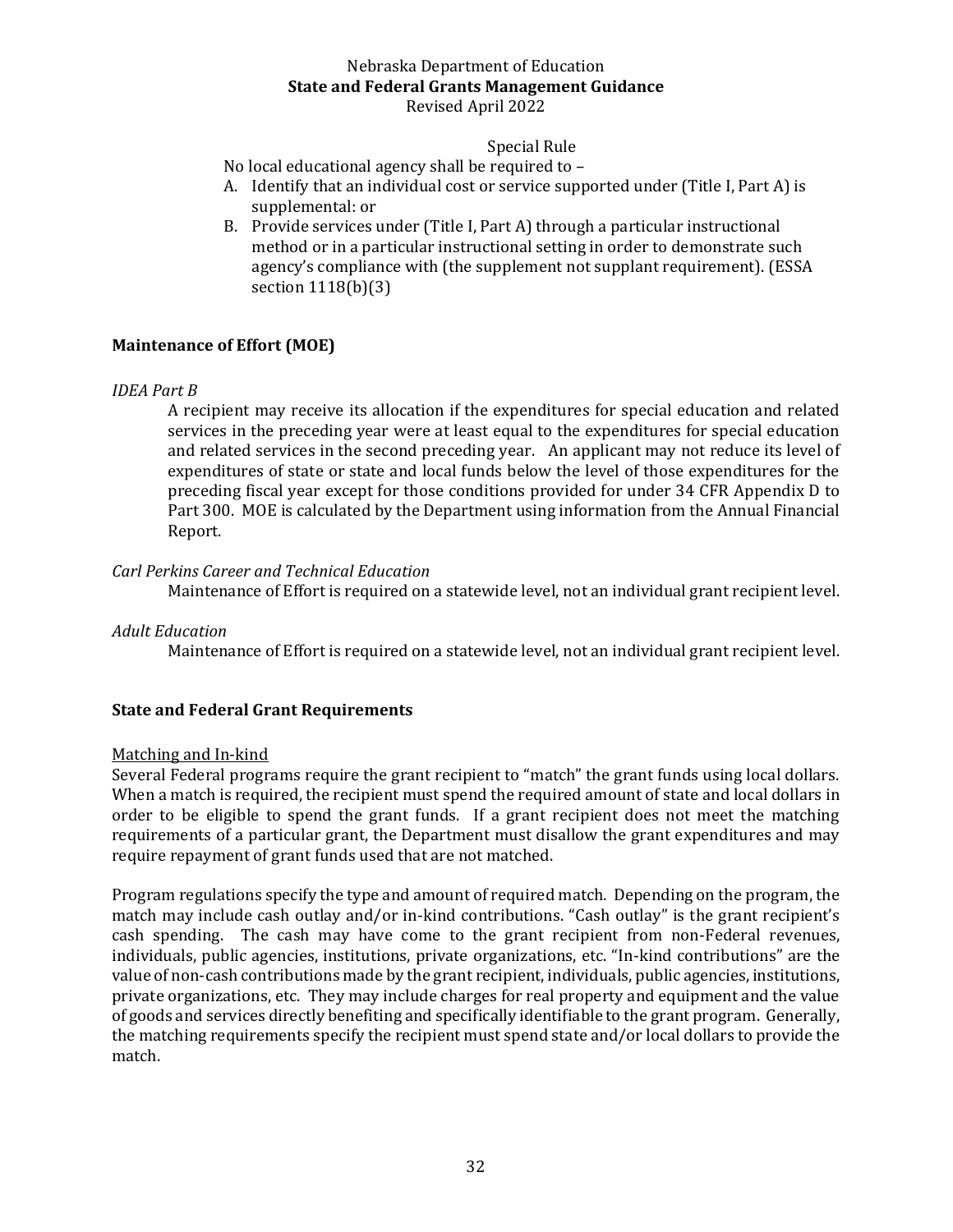Special Rule

No local educational agency shall be required to –

A. Identify that an individual cost or service supported under (Title I, Part A) is supplemental: or
B. Provide services under (Title I, Part A) through a particular instructional method or in a particular instructional setting in order to demonstrate such agency's compliance with (the supplement not supplant requirement). (ESSA section 1118(b)(3)

## Maintenance of Effort (MOE)

*IDEA Part B*

A recipient may receive its allocation if the expenditures for special education and related services in the preceding year were at least equal to the expenditures for special education and related services in the second preceding year. An applicant may not reduce its level of expenditures of state or state and local funds below the level of those expenditures for the preceding fiscal year except for those conditions provided for under 34 CFR Appendix D to Part 300. MOE is calculated by the Department using information from the Annual Financial Report.

*Carl Perkins Career and Technical Education*

Maintenance of Effort is required on a statewide level, not an individual grant recipient level.

*Adult Education*

Maintenance of Effort is required on a statewide level, not an individual grant recipient level.

## State and Federal Grant Requirements

Matching and In-kind

Several Federal programs require the grant recipient to "match" the grant funds using local dollars. When a match is required, the recipient must spend the required amount of state and local dollars in order to be eligible to spend the grant funds. If a grant recipient does not meet the matching requirements of a particular grant, the Department must disallow the grant expenditures and may require repayment of grant funds used that are not matched.

Program regulations specify the type and amount of required match. Depending on the program, the match may include cash outlay and/or in-kind contributions. "Cash outlay" is the grant recipient's cash spending. The cash may have come to the grant recipient from non-Federal revenues, individuals, public agencies, institutions, private organizations, etc. "In-kind contributions" are the value of non-cash contributions made by the grant recipient, individuals, public agencies, institutions, private organizations, etc. They may include charges for real property and equipment and the value of goods and services directly benefiting and specifically identifiable to the grant program. Generally, the matching requirements specify the recipient must spend state and/or local dollars to provide the match.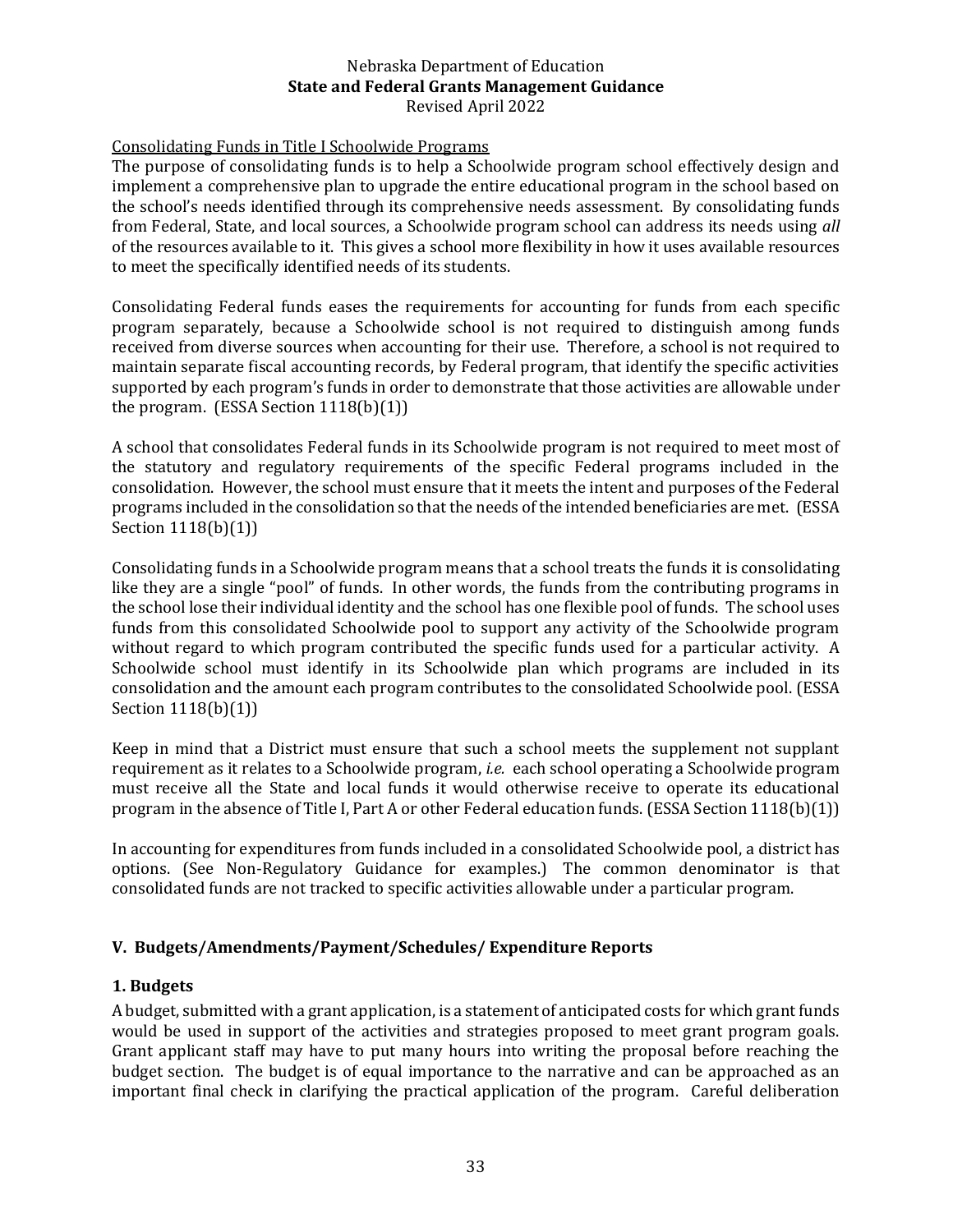Consolidating Funds in Title I Schoolwide Programs

The purpose of consolidating funds is to help a Schoolwide program school effectively design and implement a comprehensive plan to upgrade the entire educational program in the school based on the school's needs identified through its comprehensive needs assessment. By consolidating funds from Federal, State, and local sources, a Schoolwide program school can address its needs using *all* of the resources available to it. This gives a school more flexibility in how it uses available resources to meet the specifically identified needs of its students.

Consolidating Federal funds eases the requirements for accounting for funds from each specific program separately, because a Schoolwide school is not required to distinguish among funds received from diverse sources when accounting for their use. Therefore, a school is not required to maintain separate fiscal accounting records, by Federal program, that identify the specific activities supported by each program's funds in order to demonstrate that those activities are allowable under the program. (ESSA Section 1118(b)(1))

A school that consolidates Federal funds in its Schoolwide program is not required to meet most of the statutory and regulatory requirements of the specific Federal programs included in the consolidation. However, the school must ensure that it meets the intent and purposes of the Federal programs included in the consolidation so that the needs of the intended beneficiaries are met. (ESSA Section 1118(b)(1))

Consolidating funds in a Schoolwide program means that a school treats the funds it is consolidating like they are a single "pool" of funds. In other words, the funds from the contributing programs in the school lose their individual identity and the school has one flexible pool of funds. The school uses funds from this consolidated Schoolwide pool to support any activity of the Schoolwide program without regard to which program contributed the specific funds used for a particular activity. A Schoolwide school must identify in its Schoolwide plan which programs are included in its consolidation and the amount each program contributes to the consolidated Schoolwide pool. (ESSA Section 1118(b)(1))

Keep in mind that a District must ensure that such a school meets the supplement not supplant requirement as it relates to a Schoolwide program, *i.e.* each school operating a Schoolwide program must receive all the State and local funds it would otherwise receive to operate its educational program in the absence of Title I, Part A or other Federal education funds. (ESSA Section 1118(b)(1))

In accounting for expenditures from funds included in a consolidated Schoolwide pool, a district has options. (See Non-Regulatory Guidance for examples.) The common denominator is that consolidated funds are not tracked to specific activities allowable under a particular program.

## V. Budgets/Amendments/Payment/Schedules/ Expenditure Reports

### 1. Budgets

A budget, submitted with a grant application, is a statement of anticipated costs for which grant funds would be used in support of the activities and strategies proposed to meet grant program goals. Grant applicant staff may have to put many hours into writing the proposal before reaching the budget section. The budget is of equal importance to the narrative and can be approached as an important final check in clarifying the practical application of the program. Careful deliberation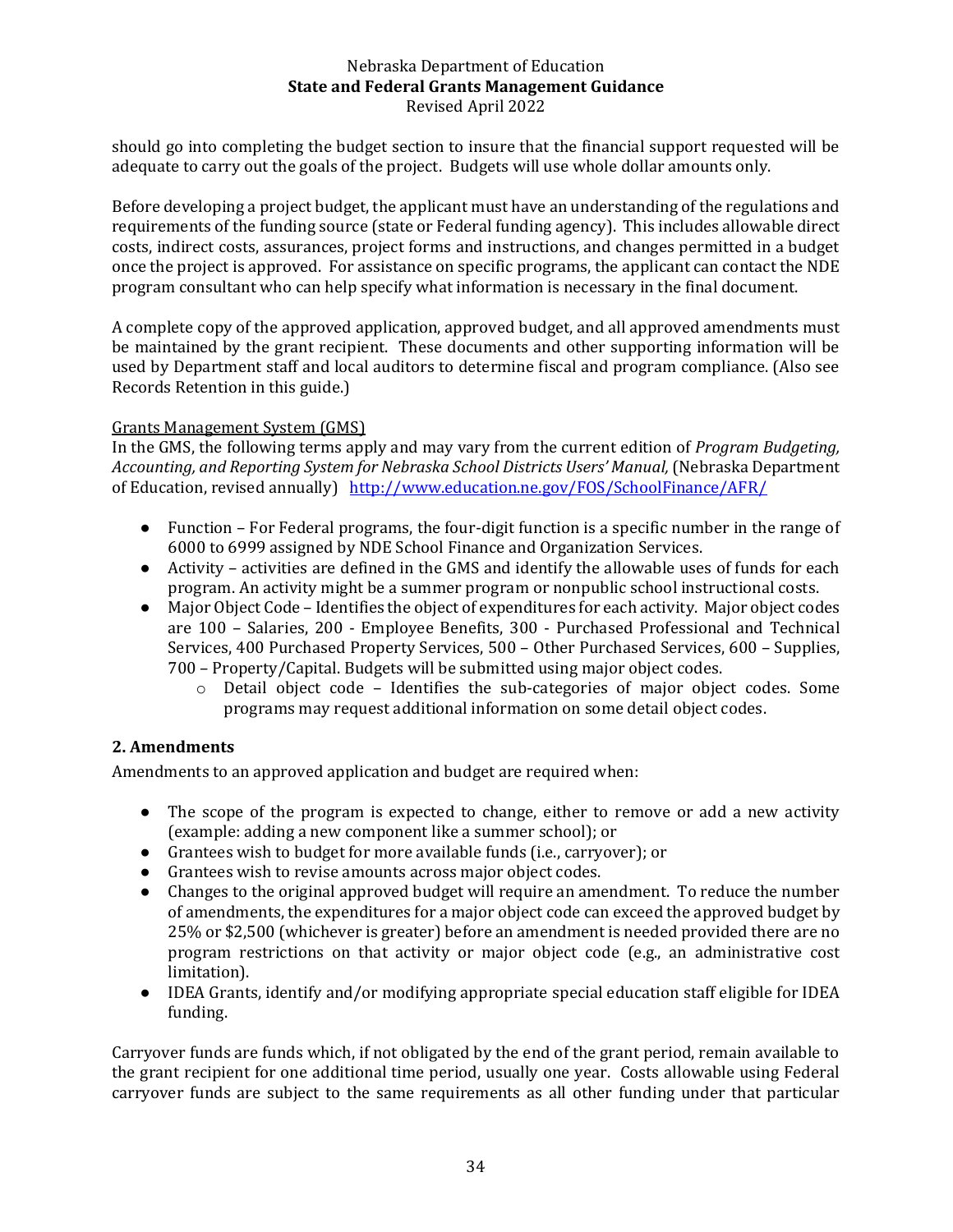should go into completing the budget section to insure that the financial support requested will be adequate to carry out the goals of the project. Budgets will use whole dollar amounts only.

Before developing a project budget, the applicant must have an understanding of the regulations and requirements of the funding source (state or Federal funding agency). This includes allowable direct costs, indirect costs, assurances, project forms and instructions, and changes permitted in a budget once the project is approved. For assistance on specific programs, the applicant can contact the NDE program consultant who can help specify what information is necessary in the final document.

A complete copy of the approved application, approved budget, and all approved amendments must be maintained by the grant recipient. These documents and other supporting information will be used by Department staff and local auditors to determine fiscal and program compliance. (Also see Records Retention in this guide.)

Grants Management System (GMS)

In the GMS, the following terms apply and may vary from the current edition of *Program Budgeting, Accounting, and Reporting System for Nebraska School Districts Users' Manual,* (Nebraska Department of Education, revised annually) http://www.education.ne.gov/FOS/SchoolFinance/AFR/

- Function – For Federal programs, the four-digit function is a specific number in the range of 6000 to 6999 assigned by NDE School Finance and Organization Services.
- Activity – activities are defined in the GMS and identify the allowable uses of funds for each program. An activity might be a summer program or nonpublic school instructional costs.
- Major Object Code – Identifies the object of expenditures for each activity. Major object codes are 100 – Salaries, 200 - Employee Benefits, 300 - Purchased Professional and Technical Services, 400 Purchased Property Services, 500 – Other Purchased Services, 600 – Supplies, 700 – Property/Capital. Budgets will be submitted using major object codes.
    - Detail object code – Identifies the sub-categories of major object codes. Some programs may request additional information on some detail object codes.

### 2. Amendments

Amendments to an approved application and budget are required when:

- The scope of the program is expected to change, either to remove or add a new activity (example: adding a new component like a summer school); or
- Grantees wish to budget for more available funds (i.e., carryover); or
- Grantees wish to revise amounts across major object codes.
- Changes to the original approved budget will require an amendment. To reduce the number of amendments, the expenditures for a major object code can exceed the approved budget by 25% or $2,500 (whichever is greater) before an amendment is needed provided there are no program restrictions on that activity or major object code (e.g., an administrative cost limitation).
- IDEA Grants, identify and/or modifying appropriate special education staff eligible for IDEA funding.

Carryover funds are funds which, if not obligated by the end of the grant period, remain available to the grant recipient for one additional time period, usually one year. Costs allowable using Federal carryover funds are subject to the same requirements as all other funding under that particular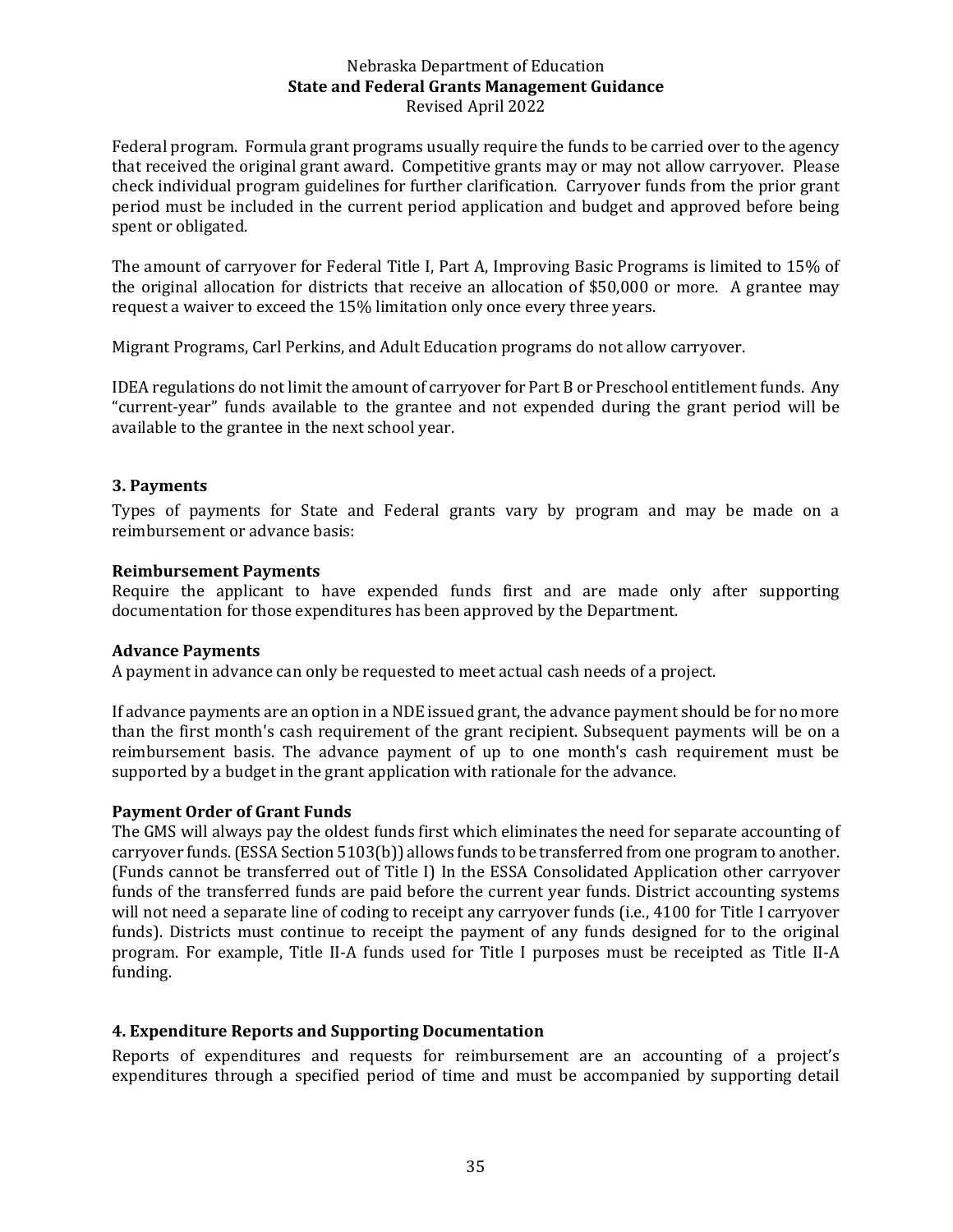Federal program. Formula grant programs usually require the funds to be carried over to the agency that received the original grant award. Competitive grants may or may not allow carryover. Please check individual program guidelines for further clarification. Carryover funds from the prior grant period must be included in the current period application and budget and approved before being spent or obligated.

The amount of carryover for Federal Title I, Part A, Improving Basic Programs is limited to 15% of the original allocation for districts that receive an allocation of $50,000 or more. A grantee may request a waiver to exceed the 15% limitation only once every three years.

Migrant Programs, Carl Perkins, and Adult Education programs do not allow carryover.

IDEA regulations do not limit the amount of carryover for Part B or Preschool entitlement funds. Any "current-year" funds available to the grantee and not expended during the grant period will be available to the grantee in the next school year.

## 3. Payments

Types of payments for State and Federal grants vary by program and may be made on a reimbursement or advance basis:

**Reimbursement Payments**
Require the applicant to have expended funds first and are made only after supporting documentation for those expenditures has been approved by the Department.

**Advance Payments**
A payment in advance can only be requested to meet actual cash needs of a project.

If advance payments are an option in a NDE issued grant, the advance payment should be for no more than the first month's cash requirement of the grant recipient. Subsequent payments will be on a reimbursement basis. The advance payment of up to one month's cash requirement must be supported by a budget in the grant application with rationale for the advance.

**Payment Order of Grant Funds**
The GMS will always pay the oldest funds first which eliminates the need for separate accounting of carryover funds. (ESSA Section 5103(b)) allows funds to be transferred from one program to another. (Funds cannot be transferred out of Title I) In the ESSA Consolidated Application other carryover funds of the transferred funds are paid before the current year funds. District accounting systems will not need a separate line of coding to receipt any carryover funds (i.e., 4100 for Title I carryover funds). Districts must continue to receipt the payment of any funds designed for to the original program. For example, Title II-A funds used for Title I purposes must be receipted as Title II-A funding.

## 4. Expenditure Reports and Supporting Documentation

Reports of expenditures and requests for reimbursement are an accounting of a project's expenditures through a specified period of time and must be accompanied by supporting detail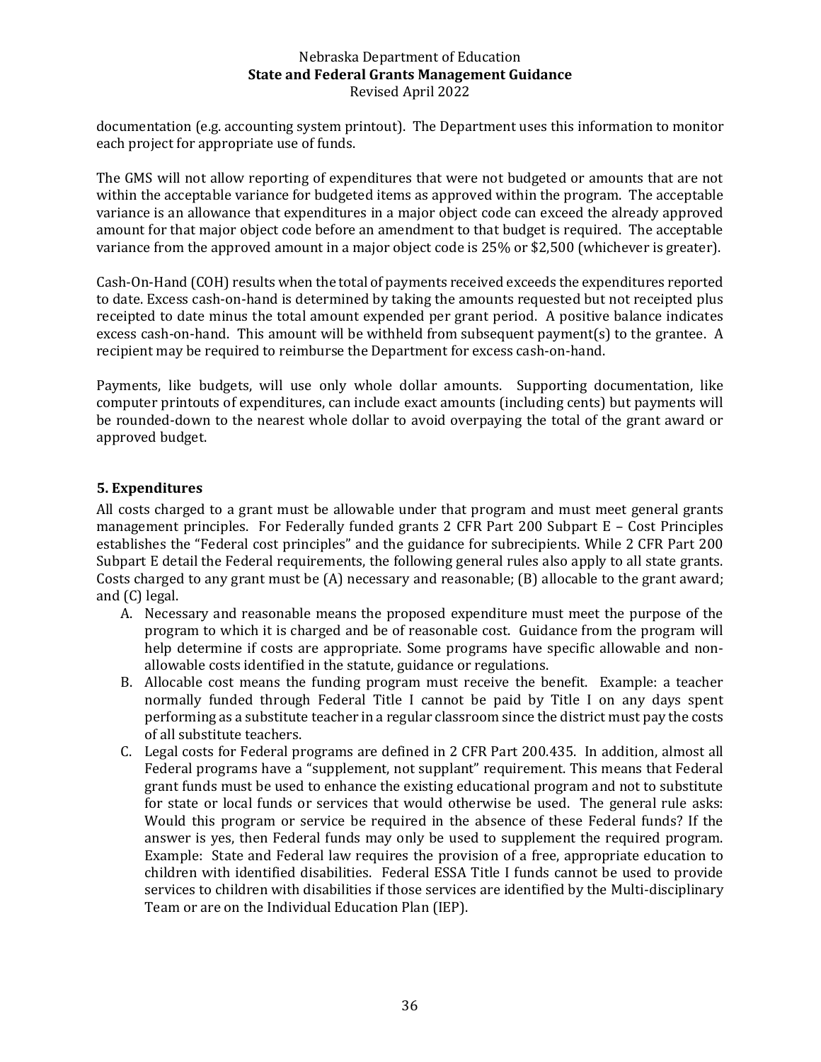documentation (e.g. accounting system printout). The Department uses this information to monitor each project for appropriate use of funds.

The GMS will not allow reporting of expenditures that were not budgeted or amounts that are not within the acceptable variance for budgeted items as approved within the program. The acceptable variance is an allowance that expenditures in a major object code can exceed the already approved amount for that major object code before an amendment to that budget is required. The acceptable variance from the approved amount in a major object code is 25% or $2,500 (whichever is greater).

Cash-On-Hand (COH) results when the total of payments received exceeds the expenditures reported to date. Excess cash-on-hand is determined by taking the amounts requested but not receipted plus receipted to date minus the total amount expended per grant period. A positive balance indicates excess cash-on-hand. This amount will be withheld from subsequent payment(s) to the grantee. A recipient may be required to reimburse the Department for excess cash-on-hand.

Payments, like budgets, will use only whole dollar amounts. Supporting documentation, like computer printouts of expenditures, can include exact amounts (including cents) but payments will be rounded-down to the nearest whole dollar to avoid overpaying the total of the grant award or approved budget.

## 5. Expenditures

All costs charged to a grant must be allowable under that program and must meet general grants management principles. For Federally funded grants 2 CFR Part 200 Subpart E – Cost Principles establishes the "Federal cost principles" and the guidance for subrecipients. While 2 CFR Part 200 Subpart E detail the Federal requirements, the following general rules also apply to all state grants. Costs charged to any grant must be (A) necessary and reasonable; (B) allocable to the grant award; and (C) legal.

A. Necessary and reasonable means the proposed expenditure must meet the purpose of the program to which it is charged and be of reasonable cost. Guidance from the program will help determine if costs are appropriate. Some programs have specific allowable and non-allowable costs identified in the statute, guidance or regulations.

B. Allocable cost means the funding program must receive the benefit. Example: a teacher normally funded through Federal Title I cannot be paid by Title I on any days spent performing as a substitute teacher in a regular classroom since the district must pay the costs of all substitute teachers.

C. Legal costs for Federal programs are defined in 2 CFR Part 200.435. In addition, almost all Federal programs have a "supplement, not supplant" requirement. This means that Federal grant funds must be used to enhance the existing educational program and not to substitute for state or local funds or services that would otherwise be used. The general rule asks: Would this program or service be required in the absence of these Federal funds? If the answer is yes, then Federal funds may only be used to supplement the required program. Example: State and Federal law requires the provision of a free, appropriate education to children with identified disabilities. Federal ESSA Title I funds cannot be used to provide services to children with disabilities if those services are identified by the Multi-disciplinary Team or are on the Individual Education Plan (IEP).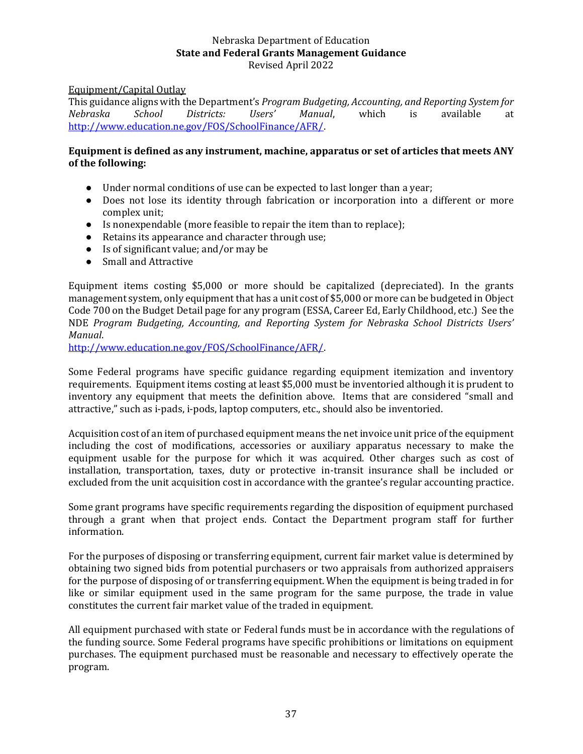Equipment/Capital Outlay

This guidance aligns with the Department's *Program Budgeting, Accounting, and Reporting System for Nebraska School Districts: Users' Manual*, which is available at http://www.education.ne.gov/FOS/SchoolFinance/AFR/.

**Equipment is defined as any instrument, machine, apparatus or set of articles that meets ANY of the following:**

- Under normal conditions of use can be expected to last longer than a year;
- Does not lose its identity through fabrication or incorporation into a different or more complex unit;
- Is nonexpendable (more feasible to repair the item than to replace);
- Retains its appearance and character through use;
- Is of significant value; and/or may be
- Small and Attractive

Equipment items costing $5,000 or more should be capitalized (depreciated). In the grants management system, only equipment that has a unit cost of $5,000 or more can be budgeted in Object Code 700 on the Budget Detail page for any program (ESSA, Career Ed, Early Childhood, etc.) See the NDE *Program Budgeting, Accounting, and Reporting System for Nebraska School Districts Users' Manual*.
http://www.education.ne.gov/FOS/SchoolFinance/AFR/.

Some Federal programs have specific guidance regarding equipment itemization and inventory requirements. Equipment items costing at least $5,000 must be inventoried although it is prudent to inventory any equipment that meets the definition above. Items that are considered "small and attractive," such as i-pads, i-pods, laptop computers, etc., should also be inventoried.

Acquisition cost of an item of purchased equipment means the net invoice unit price of the equipment including the cost of modifications, accessories or auxiliary apparatus necessary to make the equipment usable for the purpose for which it was acquired. Other charges such as cost of installation, transportation, taxes, duty or protective in-transit insurance shall be included or excluded from the unit acquisition cost in accordance with the grantee's regular accounting practice.

Some grant programs have specific requirements regarding the disposition of equipment purchased through a grant when that project ends. Contact the Department program staff for further information.

For the purposes of disposing or transferring equipment, current fair market value is determined by obtaining two signed bids from potential purchasers or two appraisals from authorized appraisers for the purpose of disposing of or transferring equipment. When the equipment is being traded in for like or similar equipment used in the same program for the same purpose, the trade in value constitutes the current fair market value of the traded in equipment.

All equipment purchased with state or Federal funds must be in accordance with the regulations of the funding source. Some Federal programs have specific prohibitions or limitations on equipment purchases. The equipment purchased must be reasonable and necessary to effectively operate the program.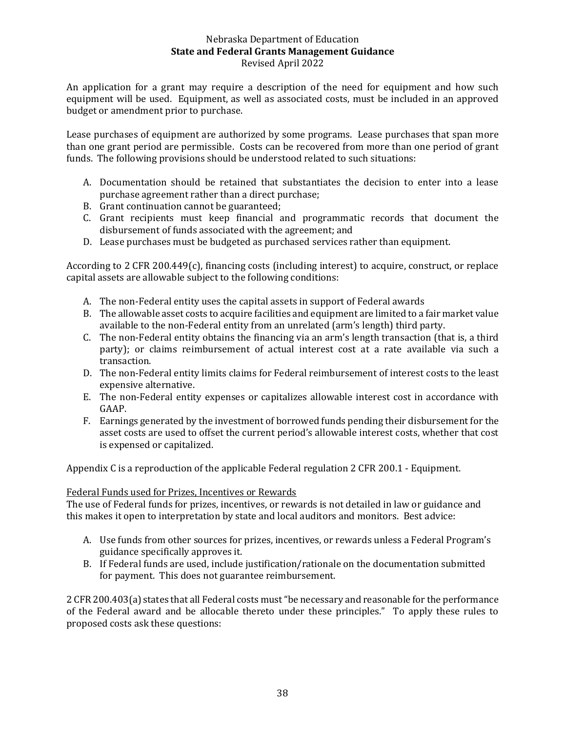An application for a grant may require a description of the need for equipment and how such equipment will be used. Equipment, as well as associated costs, must be included in an approved budget or amendment prior to purchase.

Lease purchases of equipment are authorized by some programs. Lease purchases that span more than one grant period are permissible. Costs can be recovered from more than one period of grant funds. The following provisions should be understood related to such situations:

A. Documentation should be retained that substantiates the decision to enter into a lease purchase agreement rather than a direct purchase;
B. Grant continuation cannot be guaranteed;
C. Grant recipients must keep financial and programmatic records that document the disbursement of funds associated with the agreement; and
D. Lease purchases must be budgeted as purchased services rather than equipment.

According to 2 CFR 200.449(c), financing costs (including interest) to acquire, construct, or replace capital assets are allowable subject to the following conditions:

A. The non-Federal entity uses the capital assets in support of Federal awards
B. The allowable asset costs to acquire facilities and equipment are limited to a fair market value available to the non-Federal entity from an unrelated (arm's length) third party.
C. The non-Federal entity obtains the financing via an arm's length transaction (that is, a third party); or claims reimbursement of actual interest cost at a rate available via such a transaction.
D. The non-Federal entity limits claims for Federal reimbursement of interest costs to the least expensive alternative.
E. The non-Federal entity expenses or capitalizes allowable interest cost in accordance with GAAP.
F. Earnings generated by the investment of borrowed funds pending their disbursement for the asset costs are used to offset the current period's allowable interest costs, whether that cost is expensed or capitalized.

Appendix C is a reproduction of the applicable Federal regulation 2 CFR 200.1 - Equipment.

<u>Federal Funds used for Prizes, Incentives or Rewards</u>

The use of Federal funds for prizes, incentives, or rewards is not detailed in law or guidance and this makes it open to interpretation by state and local auditors and monitors. Best advice:

A. Use funds from other sources for prizes, incentives, or rewards unless a Federal Program's guidance specifically approves it.
B. If Federal funds are used, include justification/rationale on the documentation submitted for payment. This does not guarantee reimbursement.

2 CFR 200.403(a) states that all Federal costs must "be necessary and reasonable for the performance of the Federal award and be allocable thereto under these principles." To apply these rules to proposed costs ask these questions: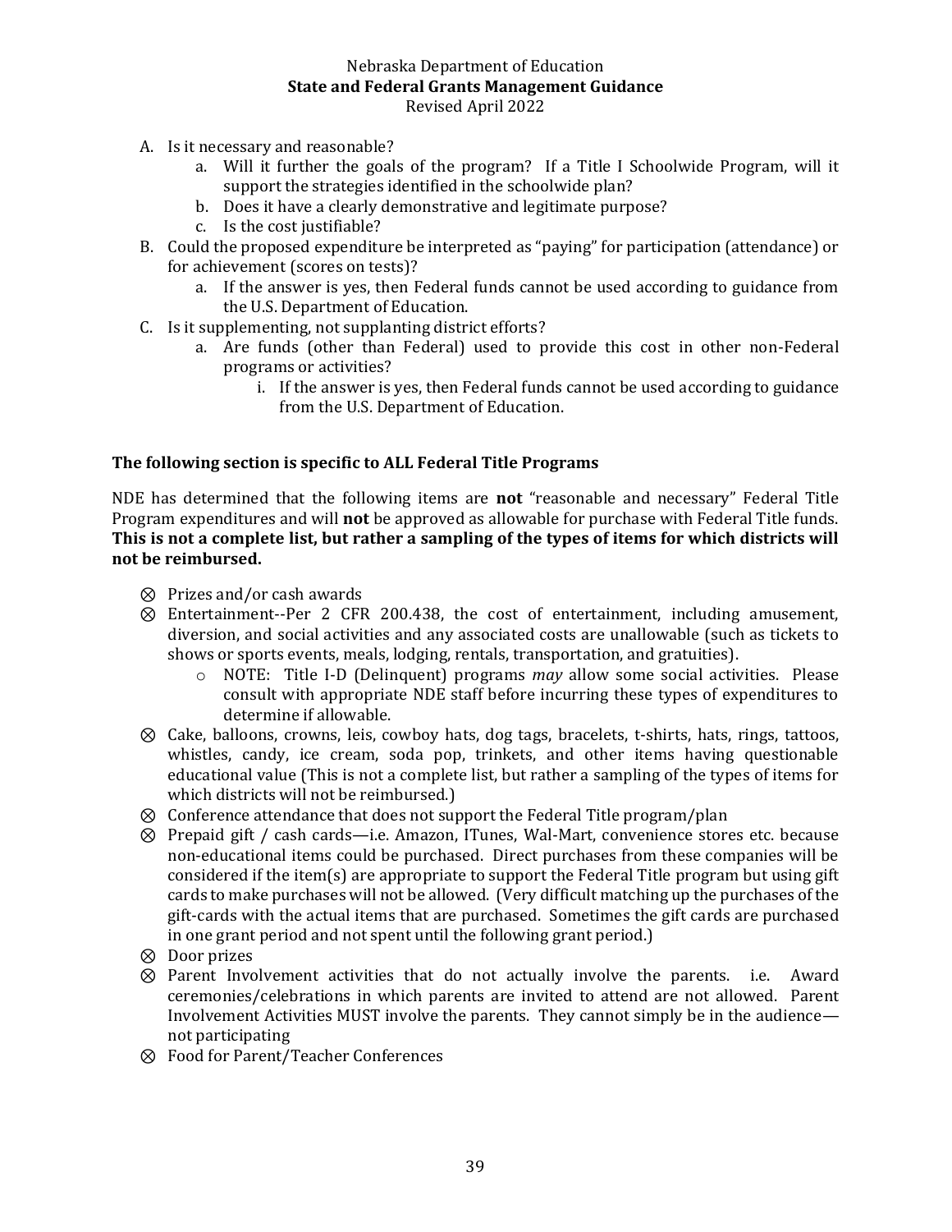A. Is it necessary and reasonable?
   a. Will it further the goals of the program? If a Title I Schoolwide Program, will it support the strategies identified in the schoolwide plan?
   b. Does it have a clearly demonstrative and legitimate purpose?
   c. Is the cost justifiable?
B. Could the proposed expenditure be interpreted as "paying" for participation (attendance) or for achievement (scores on tests)?
   a. If the answer is yes, then Federal funds cannot be used according to guidance from the U.S. Department of Education.
C. Is it supplementing, not supplanting district efforts?
   a. Are funds (other than Federal) used to provide this cost in other non-Federal programs or activities?
      i. If the answer is yes, then Federal funds cannot be used according to guidance from the U.S. Department of Education.

**The following section is specific to ALL Federal Title Programs**

NDE has determined that the following items are **not** "reasonable and necessary" Federal Title Program expenditures and will **not** be approved as allowable for purchase with Federal Title funds. **This is not a complete list, but rather a sampling of the types of items for which districts will not be reimbursed.**

- ⊗ Prizes and/or cash awards
- ⊗ Entertainment--Per 2 CFR 200.438, the cost of entertainment, including amusement, diversion, and social activities and any associated costs are unallowable (such as tickets to shows or sports events, meals, lodging, rentals, transportation, and gratuities).
  - NOTE: Title I-D (Delinquent) programs *may* allow some social activities. Please consult with appropriate NDE staff before incurring these types of expenditures to determine if allowable.
- ⊗ Cake, balloons, crowns, leis, cowboy hats, dog tags, bracelets, t-shirts, hats, rings, tattoos, whistles, candy, ice cream, soda pop, trinkets, and other items having questionable educational value (This is not a complete list, but rather a sampling of the types of items for which districts will not be reimbursed.)
- ⊗ Conference attendance that does not support the Federal Title program/plan
- ⊗ Prepaid gift / cash cards—i.e. Amazon, ITunes, Wal-Mart, convenience stores etc. because non-educational items could be purchased. Direct purchases from these companies will be considered if the item(s) are appropriate to support the Federal Title program but using gift cards to make purchases will not be allowed. (Very difficult matching up the purchases of the gift-cards with the actual items that are purchased. Sometimes the gift cards are purchased in one grant period and not spent until the following grant period.)
- ⊗ Door prizes
- ⊗ Parent Involvement activities that do not actually involve the parents. i.e. Award ceremonies/celebrations in which parents are invited to attend are not allowed. Parent Involvement Activities MUST involve the parents. They cannot simply be in the audience—not participating
- ⊗ Food for Parent/Teacher Conferences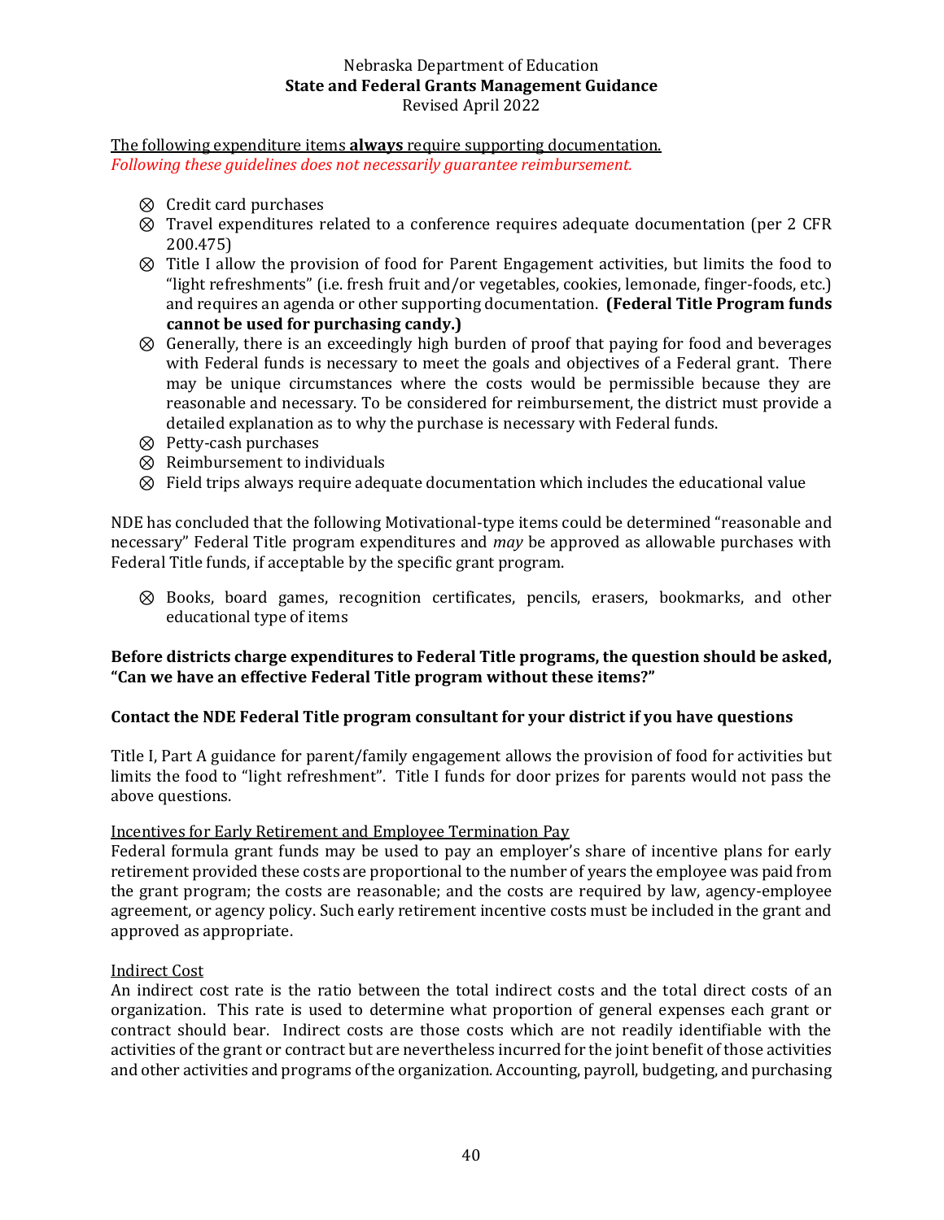The following expenditure items **always** require supporting documentation.

*Following these guidelines does not necessarily guarantee reimbursement.*

- ⊗ Credit card purchases
- ⊗ Travel expenditures related to a conference requires adequate documentation (per 2 CFR 200.475)
- ⊗ Title I allow the provision of food for Parent Engagement activities, but limits the food to "light refreshments" (i.e. fresh fruit and/or vegetables, cookies, lemonade, finger-foods, etc.) and requires an agenda or other supporting documentation. **(Federal Title Program funds cannot be used for purchasing candy.)**
- ⊗ Generally, there is an exceedingly high burden of proof that paying for food and beverages with Federal funds is necessary to meet the goals and objectives of a Federal grant. There may be unique circumstances where the costs would be permissible because they are reasonable and necessary. To be considered for reimbursement, the district must provide a detailed explanation as to why the purchase is necessary with Federal funds.
- ⊗ Petty-cash purchases
- ⊗ Reimbursement to individuals
- ⊗ Field trips always require adequate documentation which includes the educational value

NDE has concluded that the following Motivational-type items could be determined "reasonable and necessary" Federal Title program expenditures and *may* be approved as allowable purchases with Federal Title funds, if acceptable by the specific grant program.

- ⊗ Books, board games, recognition certificates, pencils, erasers, bookmarks, and other educational type of items

**Before districts charge expenditures to Federal Title programs, the question should be asked, "Can we have an effective Federal Title program without these items?"**

**Contact the NDE Federal Title program consultant for your district if you have questions**

Title I, Part A guidance for parent/family engagement allows the provision of food for activities but limits the food to "light refreshment". Title I funds for door prizes for parents would not pass the above questions.

Incentives for Early Retirement and Employee Termination Pay

Federal formula grant funds may be used to pay an employer's share of incentive plans for early retirement provided these costs are proportional to the number of years the employee was paid from the grant program; the costs are reasonable; and the costs are required by law, agency-employee agreement, or agency policy. Such early retirement incentive costs must be included in the grant and approved as appropriate.

Indirect Cost

An indirect cost rate is the ratio between the total indirect costs and the total direct costs of an organization. This rate is used to determine what proportion of general expenses each grant or contract should bear. Indirect costs are those costs which are not readily identifiable with the activities of the grant or contract but are nevertheless incurred for the joint benefit of those activities and other activities and programs of the organization. Accounting, payroll, budgeting, and purchasing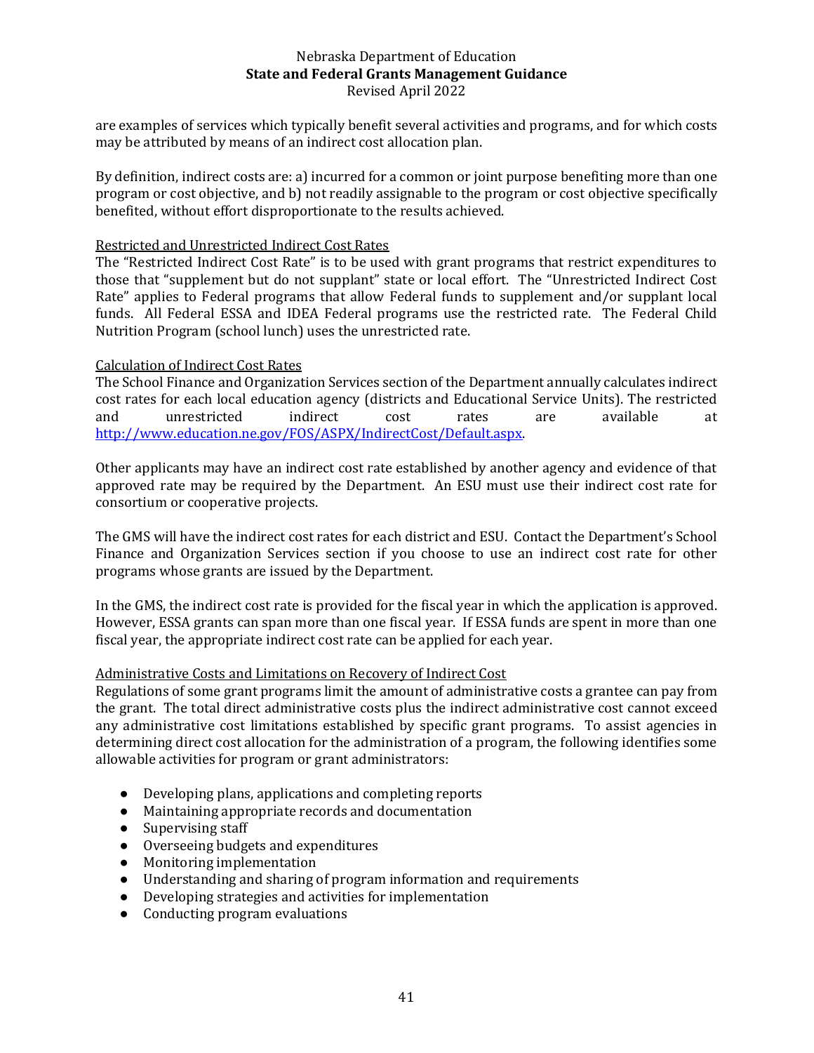are examples of services which typically benefit several activities and programs, and for which costs may be attributed by means of an indirect cost allocation plan.

By definition, indirect costs are: a) incurred for a common or joint purpose benefiting more than one program or cost objective, and b) not readily assignable to the program or cost objective specifically benefited, without effort disproportionate to the results achieved.

<u>Restricted and Unrestricted Indirect Cost Rates</u>

The "Restricted Indirect Cost Rate" is to be used with grant programs that restrict expenditures to those that "supplement but do not supplant" state or local effort. The "Unrestricted Indirect Cost Rate" applies to Federal programs that allow Federal funds to supplement and/or supplant local funds. All Federal ESSA and IDEA Federal programs use the restricted rate. The Federal Child Nutrition Program (school lunch) uses the unrestricted rate.

<u>Calculation of Indirect Cost Rates</u>

The School Finance and Organization Services section of the Department annually calculates indirect cost rates for each local education agency (districts and Educational Service Units). The restricted and unrestricted indirect cost rates are available at [http://www.education.ne.gov/FOS/ASPX/IndirectCost/Default.aspx](http://www.education.ne.gov/FOS/ASPX/IndirectCost/Default.aspx).

Other applicants may have an indirect cost rate established by another agency and evidence of that approved rate may be required by the Department. An ESU must use their indirect cost rate for consortium or cooperative projects.

The GMS will have the indirect cost rates for each district and ESU. Contact the Department's School Finance and Organization Services section if you choose to use an indirect cost rate for other programs whose grants are issued by the Department.

In the GMS, the indirect cost rate is provided for the fiscal year in which the application is approved. However, ESSA grants can span more than one fiscal year. If ESSA funds are spent in more than one fiscal year, the appropriate indirect cost rate can be applied for each year.

<u>Administrative Costs and Limitations on Recovery of Indirect Cost</u>

Regulations of some grant programs limit the amount of administrative costs a grantee can pay from the grant. The total direct administrative costs plus the indirect administrative cost cannot exceed any administrative cost limitations established by specific grant programs. To assist agencies in determining direct cost allocation for the administration of a program, the following identifies some allowable activities for program or grant administrators:

- Developing plans, applications and completing reports
- Maintaining appropriate records and documentation
- Supervising staff
- Overseeing budgets and expenditures
- Monitoring implementation
- Understanding and sharing of program information and requirements
- Developing strategies and activities for implementation
- Conducting program evaluations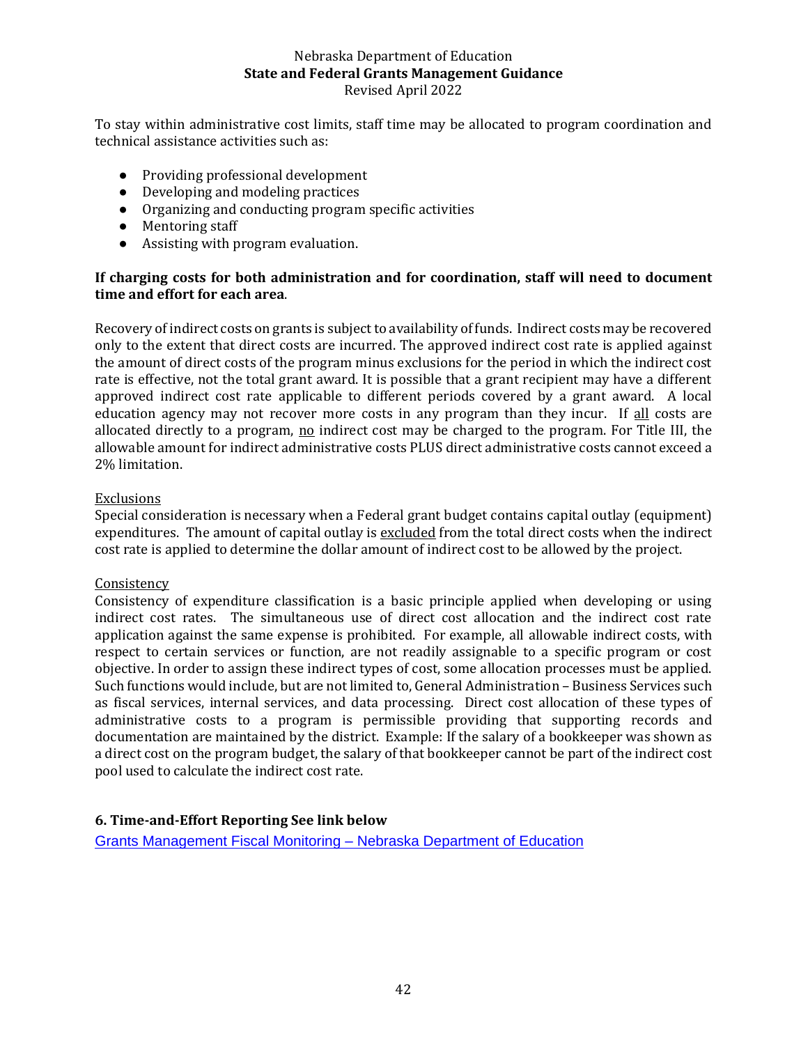To stay within administrative cost limits, staff time may be allocated to program coordination and technical assistance activities such as:

- Providing professional development
- Developing and modeling practices
- Organizing and conducting program specific activities
- Mentoring staff
- Assisting with program evaluation.

**If charging costs for both administration and for coordination, staff will need to document time and effort for each area**.

Recovery of indirect costs on grants is subject to availability of funds. Indirect costs may be recovered only to the extent that direct costs are incurred. The approved indirect cost rate is applied against the amount of direct costs of the program minus exclusions for the period in which the indirect cost rate is effective, not the total grant award. It is possible that a grant recipient may have a different approved indirect cost rate applicable to different periods covered by a grant award. A local education agency may not recover more costs in any program than they incur. If all costs are allocated directly to a program, no indirect cost may be charged to the program. For Title III, the allowable amount for indirect administrative costs PLUS direct administrative costs cannot exceed a 2% limitation.

Exclusions

Special consideration is necessary when a Federal grant budget contains capital outlay (equipment) expenditures. The amount of capital outlay is excluded from the total direct costs when the indirect cost rate is applied to determine the dollar amount of indirect cost to be allowed by the project.

Consistency

Consistency of expenditure classification is a basic principle applied when developing or using indirect cost rates. The simultaneous use of direct cost allocation and the indirect cost rate application against the same expense is prohibited. For example, all allowable indirect costs, with respect to certain services or function, are not readily assignable to a specific program or cost objective. In order to assign these indirect types of cost, some allocation processes must be applied. Such functions would include, but are not limited to, General Administration – Business Services such as fiscal services, internal services, and data processing. Direct cost allocation of these types of administrative costs to a program is permissible providing that supporting records and documentation are maintained by the district. Example: If the salary of a bookkeeper was shown as a direct cost on the program budget, the salary of that bookkeeper cannot be part of the indirect cost pool used to calculate the indirect cost rate.

### 6. Time-and-Effort Reporting See link below

Grants Management Fiscal Monitoring – Nebraska Department of Education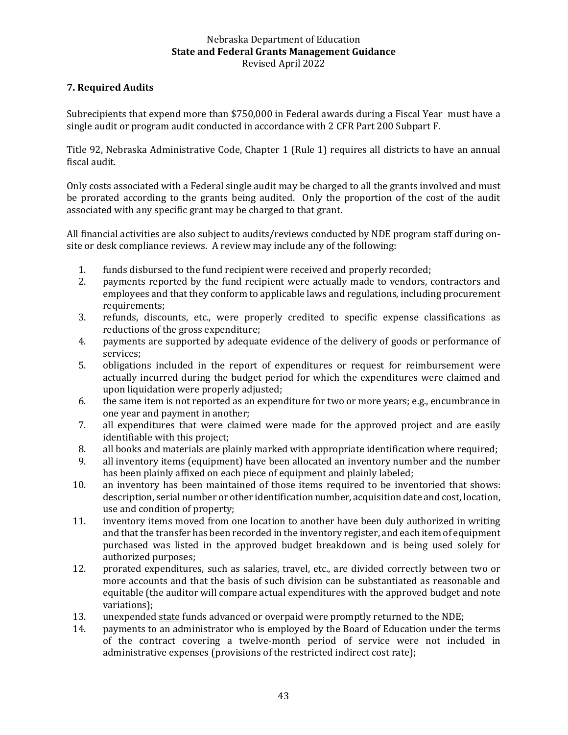## 7. Required Audits

Subrecipients that expend more than $750,000 in Federal awards during a Fiscal Year must have a single audit or program audit conducted in accordance with 2 CFR Part 200 Subpart F.

Title 92, Nebraska Administrative Code, Chapter 1 (Rule 1) requires all districts to have an annual fiscal audit.

Only costs associated with a Federal single audit may be charged to all the grants involved and must be prorated according to the grants being audited. Only the proportion of the cost of the audit associated with any specific grant may be charged to that grant.

All financial activities are also subject to audits/reviews conducted by NDE program staff during on-site or desk compliance reviews. A review may include any of the following:

1. funds disbursed to the fund recipient were received and properly recorded;
2. payments reported by the fund recipient were actually made to vendors, contractors and employees and that they conform to applicable laws and regulations, including procurement requirements;
3. refunds, discounts, etc., were properly credited to specific expense classifications as reductions of the gross expenditure;
4. payments are supported by adequate evidence of the delivery of goods or performance of services;
5. obligations included in the report of expenditures or request for reimbursement were actually incurred during the budget period for which the expenditures were claimed and upon liquidation were properly adjusted;
6. the same item is not reported as an expenditure for two or more years; e.g., encumbrance in one year and payment in another;
7. all expenditures that were claimed were made for the approved project and are easily identifiable with this project;
8. all books and materials are plainly marked with appropriate identification where required;
9. all inventory items (equipment) have been allocated an inventory number and the number has been plainly affixed on each piece of equipment and plainly labeled;
10. an inventory has been maintained of those items required to be inventoried that shows: description, serial number or other identification number, acquisition date and cost, location, use and condition of property;
11. inventory items moved from one location to another have been duly authorized in writing and that the transfer has been recorded in the inventory register, and each item of equipment purchased was listed in the approved budget breakdown and is being used solely for authorized purposes;
12. prorated expenditures, such as salaries, travel, etc., are divided correctly between two or more accounts and that the basis of such division can be substantiated as reasonable and equitable (the auditor will compare actual expenditures with the approved budget and note variations);
13. unexpended <u>state</u> funds advanced or overpaid were promptly returned to the NDE;
14. payments to an administrator who is employed by the Board of Education under the terms of the contract covering a twelve-month period of service were not included in administrative expenses (provisions of the restricted indirect cost rate);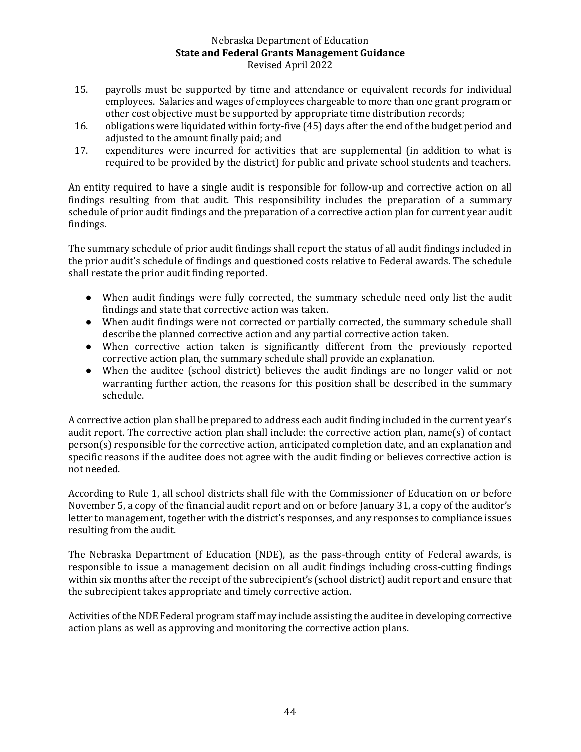15. payrolls must be supported by time and attendance or equivalent records for individual employees. Salaries and wages of employees chargeable to more than one grant program or other cost objective must be supported by appropriate time distribution records;
16. obligations were liquidated within forty-five (45) days after the end of the budget period and adjusted to the amount finally paid; and
17. expenditures were incurred for activities that are supplemental (in addition to what is required to be provided by the district) for public and private school students and teachers.

An entity required to have a single audit is responsible for follow-up and corrective action on all findings resulting from that audit. This responsibility includes the preparation of a summary schedule of prior audit findings and the preparation of a corrective action plan for current year audit findings.

The summary schedule of prior audit findings shall report the status of all audit findings included in the prior audit's schedule of findings and questioned costs relative to Federal awards. The schedule shall restate the prior audit finding reported.

- When audit findings were fully corrected, the summary schedule need only list the audit findings and state that corrective action was taken.
- When audit findings were not corrected or partially corrected, the summary schedule shall describe the planned corrective action and any partial corrective action taken.
- When corrective action taken is significantly different from the previously reported corrective action plan, the summary schedule shall provide an explanation.
- When the auditee (school district) believes the audit findings are no longer valid or not warranting further action, the reasons for this position shall be described in the summary schedule.

A corrective action plan shall be prepared to address each audit finding included in the current year's audit report. The corrective action plan shall include: the corrective action plan, name(s) of contact person(s) responsible for the corrective action, anticipated completion date, and an explanation and specific reasons if the auditee does not agree with the audit finding or believes corrective action is not needed.

According to Rule 1, all school districts shall file with the Commissioner of Education on or before November 5, a copy of the financial audit report and on or before January 31, a copy of the auditor's letter to management, together with the district's responses, and any responses to compliance issues resulting from the audit.

The Nebraska Department of Education (NDE), as the pass-through entity of Federal awards, is responsible to issue a management decision on all audit findings including cross-cutting findings within six months after the receipt of the subrecipient's (school district) audit report and ensure that the subrecipient takes appropriate and timely corrective action.

Activities of the NDE Federal program staff may include assisting the auditee in developing corrective action plans as well as approving and monitoring the corrective action plans.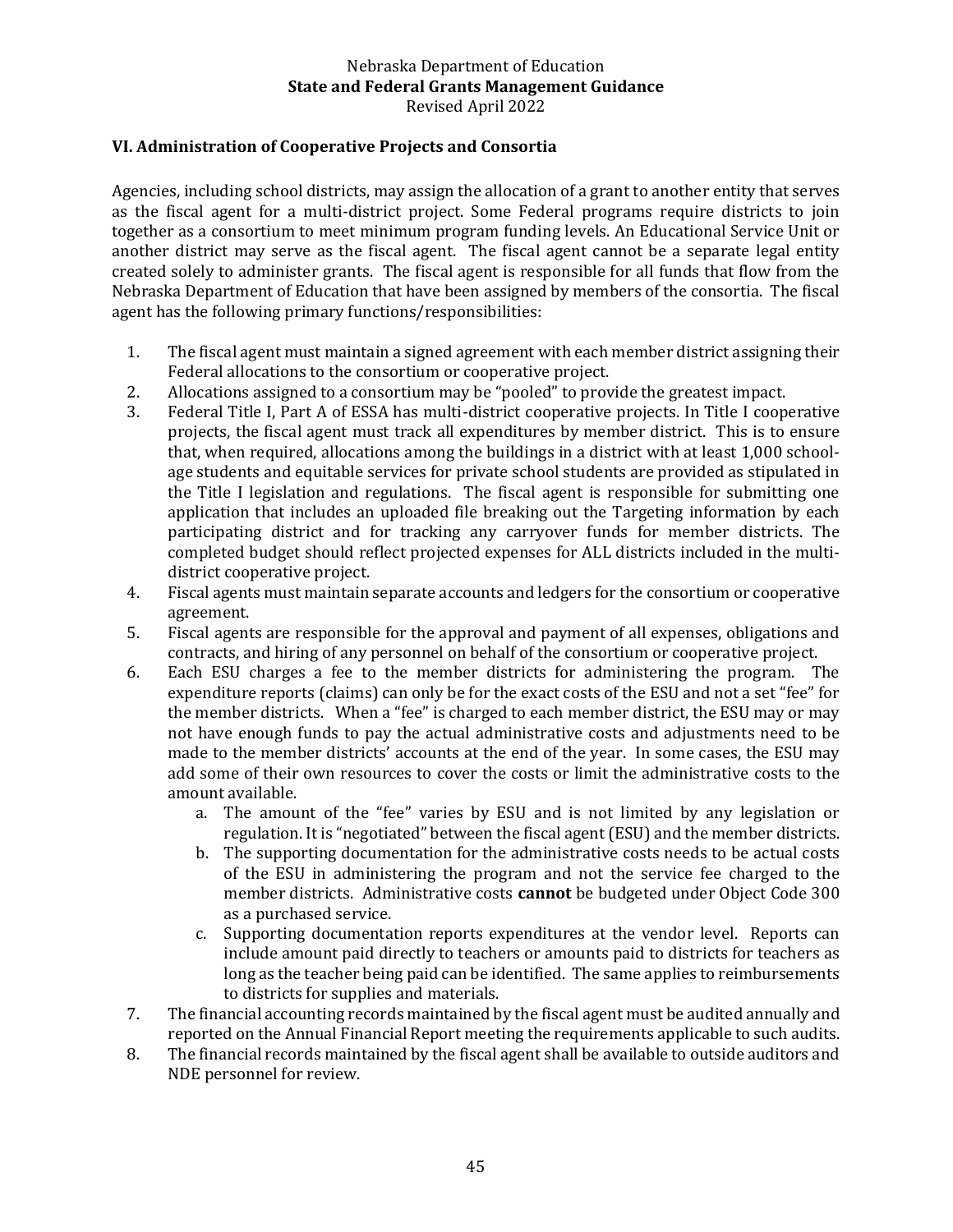## VI. Administration of Cooperative Projects and Consortia

Agencies, including school districts, may assign the allocation of a grant to another entity that serves as the fiscal agent for a multi-district project. Some Federal programs require districts to join together as a consortium to meet minimum program funding levels. An Educational Service Unit or another district may serve as the fiscal agent. The fiscal agent cannot be a separate legal entity created solely to administer grants. The fiscal agent is responsible for all funds that flow from the Nebraska Department of Education that have been assigned by members of the consortia. The fiscal agent has the following primary functions/responsibilities:

1. The fiscal agent must maintain a signed agreement with each member district assigning their Federal allocations to the consortium or cooperative project.
2. Allocations assigned to a consortium may be "pooled" to provide the greatest impact.
3. Federal Title I, Part A of ESSA has multi-district cooperative projects. In Title I cooperative projects, the fiscal agent must track all expenditures by member district. This is to ensure that, when required, allocations among the buildings in a district with at least 1,000 school-age students and equitable services for private school students are provided as stipulated in the Title I legislation and regulations. The fiscal agent is responsible for submitting one application that includes an uploaded file breaking out the Targeting information by each participating district and for tracking any carryover funds for member districts. The completed budget should reflect projected expenses for ALL districts included in the multi-district cooperative project.
4. Fiscal agents must maintain separate accounts and ledgers for the consortium or cooperative agreement.
5. Fiscal agents are responsible for the approval and payment of all expenses, obligations and contracts, and hiring of any personnel on behalf of the consortium or cooperative project.
6. Each ESU charges a fee to the member districts for administering the program. The expenditure reports (claims) can only be for the exact costs of the ESU and not a set "fee" for the member districts. When a "fee" is charged to each member district, the ESU may or may not have enough funds to pay the actual administrative costs and adjustments need to be made to the member districts' accounts at the end of the year. In some cases, the ESU may add some of their own resources to cover the costs or limit the administrative costs to the amount available.
   a. The amount of the "fee" varies by ESU and is not limited by any legislation or regulation. It is "negotiated" between the fiscal agent (ESU) and the member districts.
   b. The supporting documentation for the administrative costs needs to be actual costs of the ESU in administering the program and not the service fee charged to the member districts. Administrative costs **cannot** be budgeted under Object Code 300 as a purchased service.
   c. Supporting documentation reports expenditures at the vendor level. Reports can include amount paid directly to teachers or amounts paid to districts for teachers as long as the teacher being paid can be identified. The same applies to reimbursements to districts for supplies and materials.
7. The financial accounting records maintained by the fiscal agent must be audited annually and reported on the Annual Financial Report meeting the requirements applicable to such audits.
8. The financial records maintained by the fiscal agent shall be available to outside auditors and NDE personnel for review.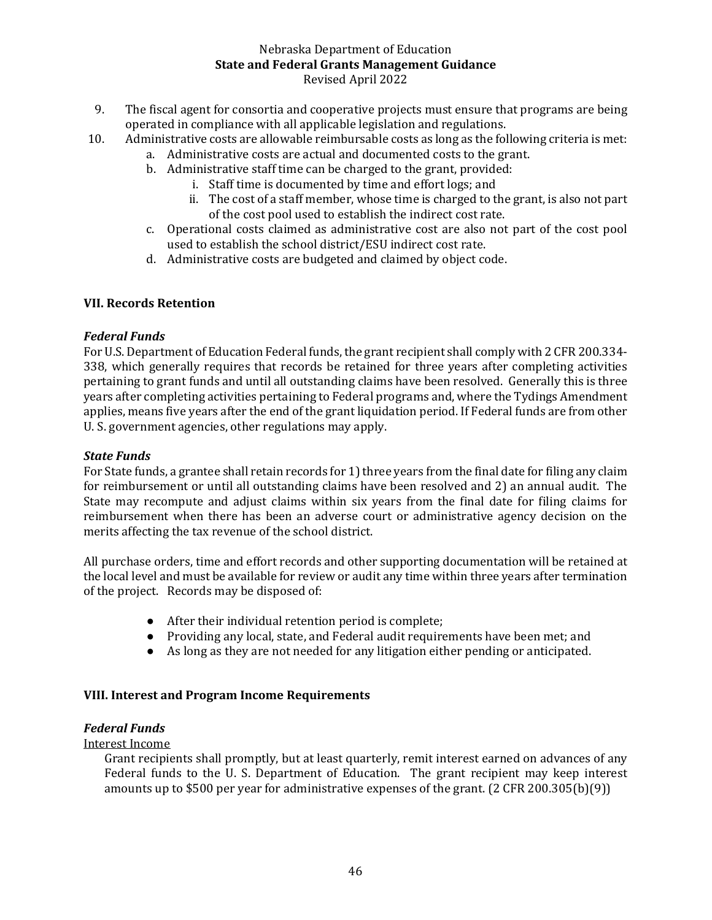9. The fiscal agent for consortia and cooperative projects must ensure that programs are being operated in compliance with all applicable legislation and regulations.
10. Administrative costs are allowable reimbursable costs as long as the following criteria is met:
    a. Administrative costs are actual and documented costs to the grant.
    b. Administrative staff time can be charged to the grant, provided:
        i. Staff time is documented by time and effort logs; and
        ii. The cost of a staff member, whose time is charged to the grant, is also not part of the cost pool used to establish the indirect cost rate.
    c. Operational costs claimed as administrative cost are also not part of the cost pool used to establish the school district/ESU indirect cost rate.
    d. Administrative costs are budgeted and claimed by object code.

## VII. Records Retention

### *Federal Funds*

For U.S. Department of Education Federal funds, the grant recipient shall comply with 2 CFR 200.334-338, which generally requires that records be retained for three years after completing activities pertaining to grant funds and until all outstanding claims have been resolved. Generally this is three years after completing activities pertaining to Federal programs and, where the Tydings Amendment applies, means five years after the end of the grant liquidation period. If Federal funds are from other U. S. government agencies, other regulations may apply.

### *State Funds*

For State funds, a grantee shall retain records for 1) three years from the final date for filing any claim for reimbursement or until all outstanding claims have been resolved and 2) an annual audit. The State may recompute and adjust claims within six years from the final date for filing claims for reimbursement when there has been an adverse court or administrative agency decision on the merits affecting the tax revenue of the school district.

All purchase orders, time and effort records and other supporting documentation will be retained at the local level and must be available for review or audit any time within three years after termination of the project. Records may be disposed of:

- After their individual retention period is complete;
- Providing any local, state, and Federal audit requirements have been met; and
- As long as they are not needed for any litigation either pending or anticipated.

## VIII. Interest and Program Income Requirements

### *Federal Funds*

Interest Income

Grant recipients shall promptly, but at least quarterly, remit interest earned on advances of any Federal funds to the U. S. Department of Education. The grant recipient may keep interest amounts up to $500 per year for administrative expenses of the grant. (2 CFR 200.305(b)(9))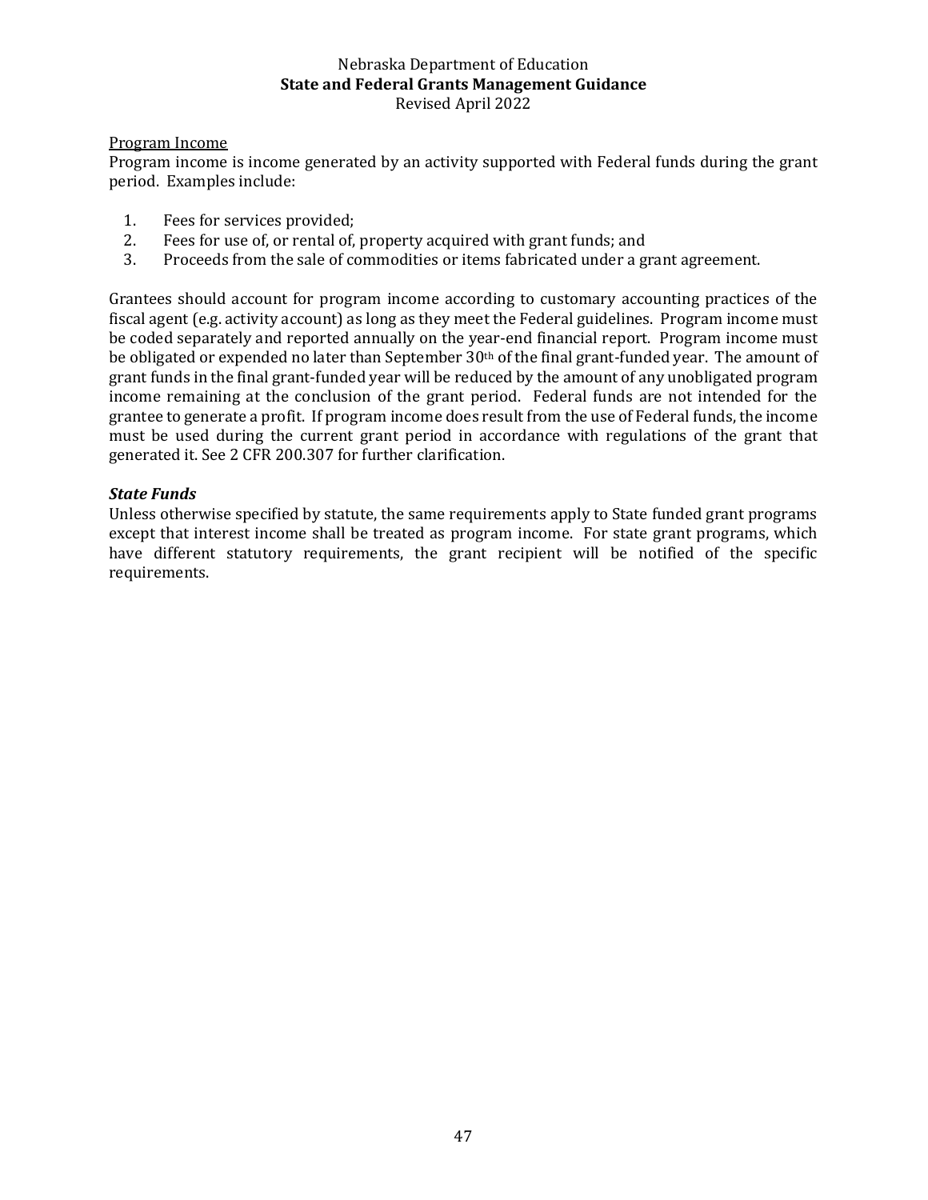<u>Program Income</u>

Program income is income generated by an activity supported with Federal funds during the grant period. Examples include:

1. Fees for services provided;
2. Fees for use of, or rental of, property acquired with grant funds; and
3. Proceeds from the sale of commodities or items fabricated under a grant agreement.

Grantees should account for program income according to customary accounting practices of the fiscal agent (e.g. activity account) as long as they meet the Federal guidelines. Program income must be coded separately and reported annually on the year-end financial report. Program income must be obligated or expended no later than September 30th of the final grant-funded year. The amount of grant funds in the final grant-funded year will be reduced by the amount of any unobligated program income remaining at the conclusion of the grant period. Federal funds are not intended for the grantee to generate a profit. If program income does result from the use of Federal funds, the income must be used during the current grant period in accordance with regulations of the grant that generated it. See 2 CFR 200.307 for further clarification.

***State Funds***

Unless otherwise specified by statute, the same requirements apply to State funded grant programs except that interest income shall be treated as program income. For state grant programs, which have different statutory requirements, the grant recipient will be notified of the specific requirements.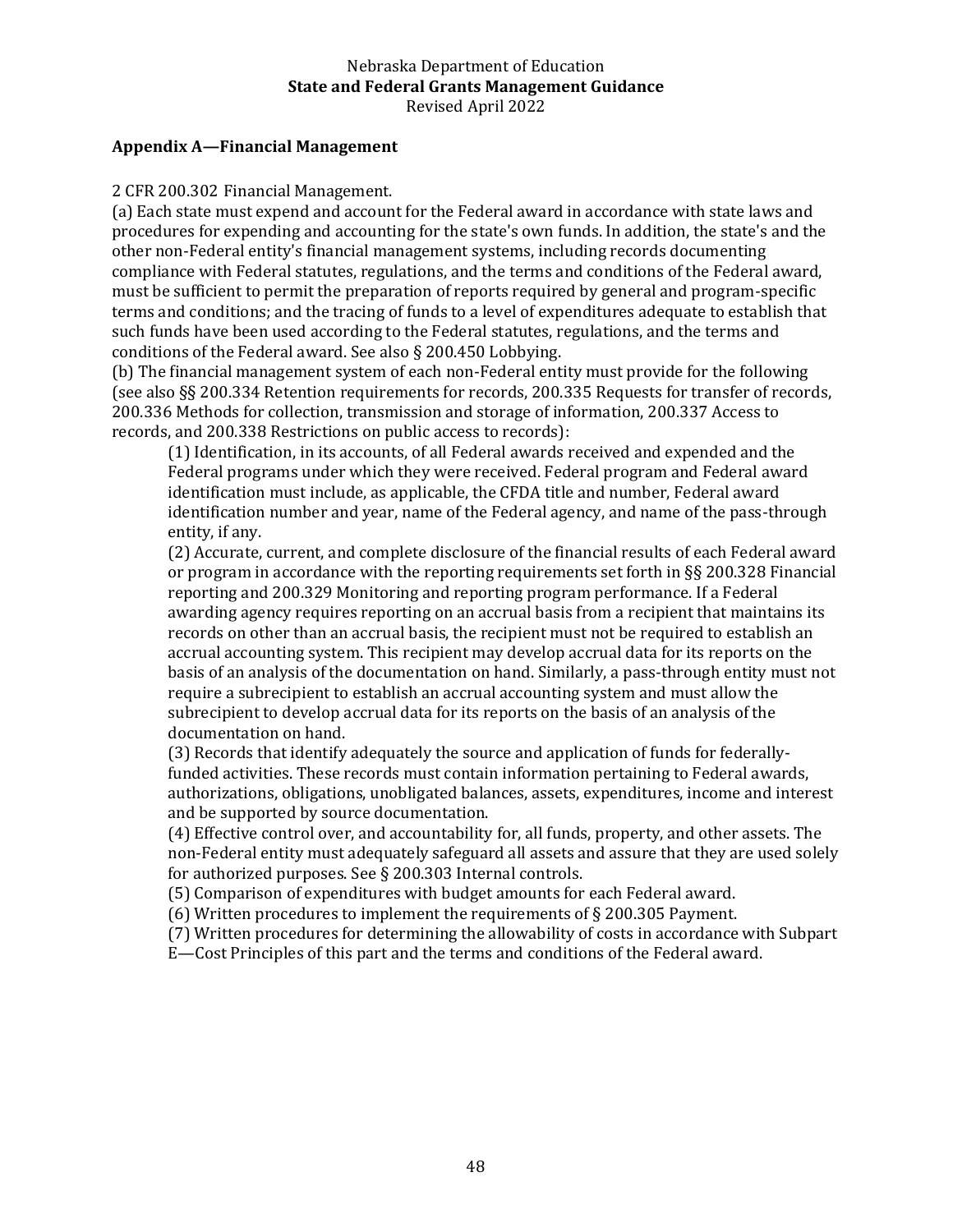## Appendix A—Financial Management

2 CFR 200.302 Financial Management.

(a) Each state must expend and account for the Federal award in accordance with state laws and procedures for expending and accounting for the state's own funds. In addition, the state's and the other non-Federal entity's financial management systems, including records documenting compliance with Federal statutes, regulations, and the terms and conditions of the Federal award, must be sufficient to permit the preparation of reports required by general and program-specific terms and conditions; and the tracing of funds to a level of expenditures adequate to establish that such funds have been used according to the Federal statutes, regulations, and the terms and conditions of the Federal award. See also § 200.450 Lobbying.

(b) The financial management system of each non-Federal entity must provide for the following (see also §§ 200.334 Retention requirements for records, 200.335 Requests for transfer of records, 200.336 Methods for collection, transmission and storage of information, 200.337 Access to records, and 200.338 Restrictions on public access to records):

> (1) Identification, in its accounts, of all Federal awards received and expended and the Federal programs under which they were received. Federal program and Federal award identification must include, as applicable, the CFDA title and number, Federal award identification number and year, name of the Federal agency, and name of the pass-through entity, if any.
>
> (2) Accurate, current, and complete disclosure of the financial results of each Federal award or program in accordance with the reporting requirements set forth in §§ 200.328 Financial reporting and 200.329 Monitoring and reporting program performance. If a Federal awarding agency requires reporting on an accrual basis from a recipient that maintains its records on other than an accrual basis, the recipient must not be required to establish an accrual accounting system. This recipient may develop accrual data for its reports on the basis of an analysis of the documentation on hand. Similarly, a pass-through entity must not require a subrecipient to establish an accrual accounting system and must allow the subrecipient to develop accrual data for its reports on the basis of an analysis of the documentation on hand.
>
> (3) Records that identify adequately the source and application of funds for federally-funded activities. These records must contain information pertaining to Federal awards, authorizations, obligations, unobligated balances, assets, expenditures, income and interest and be supported by source documentation.
>
> (4) Effective control over, and accountability for, all funds, property, and other assets. The non-Federal entity must adequately safeguard all assets and assure that they are used solely for authorized purposes. See § 200.303 Internal controls.
>
> (5) Comparison of expenditures with budget amounts for each Federal award.
>
> (6) Written procedures to implement the requirements of § 200.305 Payment.
>
> (7) Written procedures for determining the allowability of costs in accordance with Subpart E—Cost Principles of this part and the terms and conditions of the Federal award.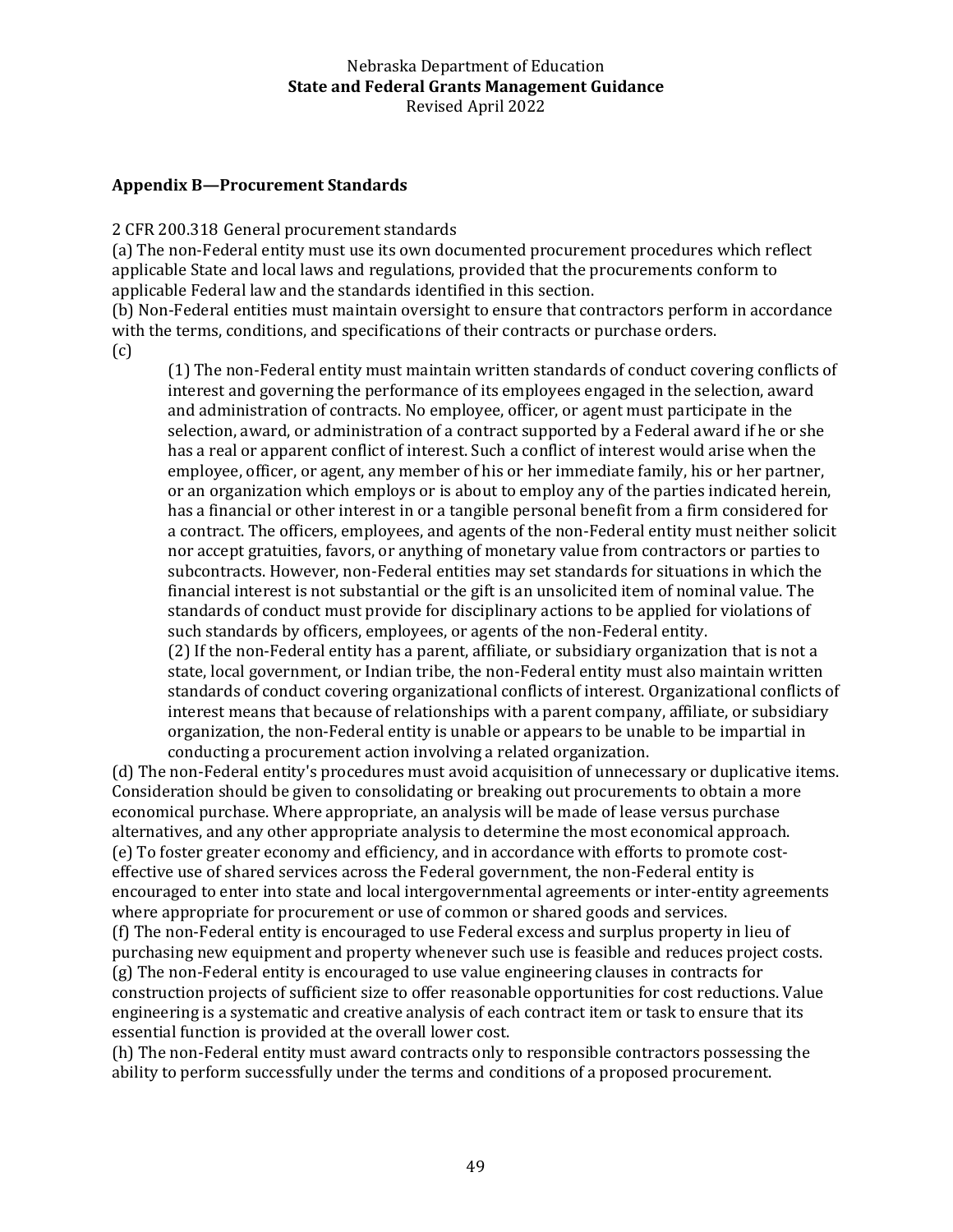## Appendix B—Procurement Standards

2 CFR 200.318 General procurement standards

(a) The non-Federal entity must use its own documented procurement procedures which reflect applicable State and local laws and regulations, provided that the procurements conform to applicable Federal law and the standards identified in this section.

(b) Non-Federal entities must maintain oversight to ensure that contractors perform in accordance with the terms, conditions, and specifications of their contracts or purchase orders.

(c)

> (1) The non-Federal entity must maintain written standards of conduct covering conflicts of interest and governing the performance of its employees engaged in the selection, award and administration of contracts. No employee, officer, or agent must participate in the selection, award, or administration of a contract supported by a Federal award if he or she has a real or apparent conflict of interest. Such a conflict of interest would arise when the employee, officer, or agent, any member of his or her immediate family, his or her partner, or an organization which employs or is about to employ any of the parties indicated herein, has a financial or other interest in or a tangible personal benefit from a firm considered for a contract. The officers, employees, and agents of the non-Federal entity must neither solicit nor accept gratuities, favors, or anything of monetary value from contractors or parties to subcontracts. However, non-Federal entities may set standards for situations in which the financial interest is not substantial or the gift is an unsolicited item of nominal value. The standards of conduct must provide for disciplinary actions to be applied for violations of such standards by officers, employees, or agents of the non-Federal entity.
>
> (2) If the non-Federal entity has a parent, affiliate, or subsidiary organization that is not a state, local government, or Indian tribe, the non-Federal entity must also maintain written standards of conduct covering organizational conflicts of interest. Organizational conflicts of interest means that because of relationships with a parent company, affiliate, or subsidiary organization, the non-Federal entity is unable or appears to be unable to be impartial in conducting a procurement action involving a related organization.

(d) The non-Federal entity's procedures must avoid acquisition of unnecessary or duplicative items. Consideration should be given to consolidating or breaking out procurements to obtain a more economical purchase. Where appropriate, an analysis will be made of lease versus purchase alternatives, and any other appropriate analysis to determine the most economical approach.

(e) To foster greater economy and efficiency, and in accordance with efforts to promote cost-effective use of shared services across the Federal government, the non-Federal entity is encouraged to enter into state and local intergovernmental agreements or inter-entity agreements where appropriate for procurement or use of common or shared goods and services.

(f) The non-Federal entity is encouraged to use Federal excess and surplus property in lieu of purchasing new equipment and property whenever such use is feasible and reduces project costs.

(g) The non-Federal entity is encouraged to use value engineering clauses in contracts for construction projects of sufficient size to offer reasonable opportunities for cost reductions. Value engineering is a systematic and creative analysis of each contract item or task to ensure that its essential function is provided at the overall lower cost.

(h) The non-Federal entity must award contracts only to responsible contractors possessing the ability to perform successfully under the terms and conditions of a proposed procurement.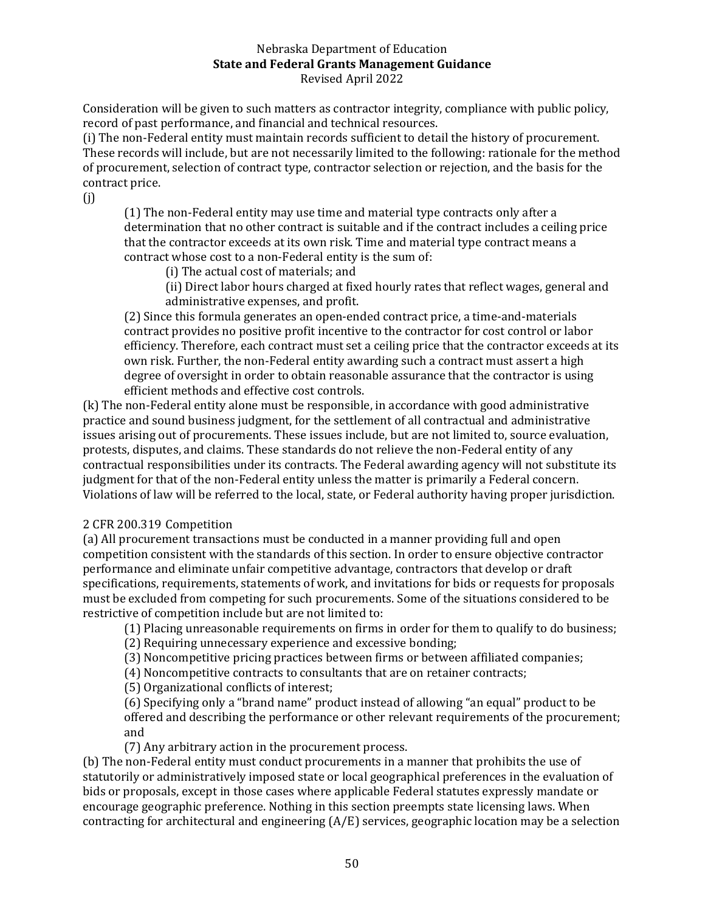Consideration will be given to such matters as contractor integrity, compliance with public policy, record of past performance, and financial and technical resources.

(i) The non-Federal entity must maintain records sufficient to detail the history of procurement. These records will include, but are not necessarily limited to the following: rationale for the method of procurement, selection of contract type, contractor selection or rejection, and the basis for the contract price.

(j)

> (1) The non-Federal entity may use time and material type contracts only after a determination that no other contract is suitable and if the contract includes a ceiling price that the contractor exceeds at its own risk. Time and material type contract means a contract whose cost to a non-Federal entity is the sum of:
>
> > (i) The actual cost of materials; and
> >
> > (ii) Direct labor hours charged at fixed hourly rates that reflect wages, general and administrative expenses, and profit.
>
> (2) Since this formula generates an open-ended contract price, a time-and-materials contract provides no positive profit incentive to the contractor for cost control or labor efficiency. Therefore, each contract must set a ceiling price that the contractor exceeds at its own risk. Further, the non-Federal entity awarding such a contract must assert a high degree of oversight in order to obtain reasonable assurance that the contractor is using efficient methods and effective cost controls.

(k) The non-Federal entity alone must be responsible, in accordance with good administrative practice and sound business judgment, for the settlement of all contractual and administrative issues arising out of procurements. These issues include, but are not limited to, source evaluation, protests, disputes, and claims. These standards do not relieve the non-Federal entity of any contractual responsibilities under its contracts. The Federal awarding agency will not substitute its judgment for that of the non-Federal entity unless the matter is primarily a Federal concern. Violations of law will be referred to the local, state, or Federal authority having proper jurisdiction.

2 CFR 200.319 Competition

(a) All procurement transactions must be conducted in a manner providing full and open competition consistent with the standards of this section. In order to ensure objective contractor performance and eliminate unfair competitive advantage, contractors that develop or draft specifications, requirements, statements of work, and invitations for bids or requests for proposals must be excluded from competing for such procurements. Some of the situations considered to be restrictive of competition include but are not limited to:

> (1) Placing unreasonable requirements on firms in order for them to qualify to do business;
>
> (2) Requiring unnecessary experience and excessive bonding;
>
> (3) Noncompetitive pricing practices between firms or between affiliated companies;
>
> (4) Noncompetitive contracts to consultants that are on retainer contracts;
>
> (5) Organizational conflicts of interest;
>
> (6) Specifying only a "brand name" product instead of allowing "an equal" product to be offered and describing the performance or other relevant requirements of the procurement; and
>
> (7) Any arbitrary action in the procurement process.

(b) The non-Federal entity must conduct procurements in a manner that prohibits the use of statutorily or administratively imposed state or local geographical preferences in the evaluation of bids or proposals, except in those cases where applicable Federal statutes expressly mandate or encourage geographic preference. Nothing in this section preempts state licensing laws. When contracting for architectural and engineering (A/E) services, geographic location may be a selection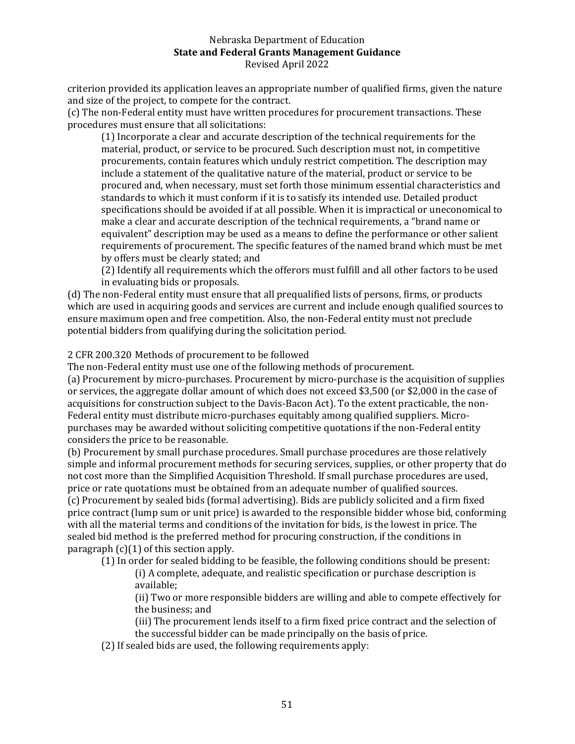criterion provided its application leaves an appropriate number of qualified firms, given the nature and size of the project, to compete for the contract.

(c) The non-Federal entity must have written procedures for procurement transactions. These procedures must ensure that all solicitations:

> (1) Incorporate a clear and accurate description of the technical requirements for the material, product, or service to be procured. Such description must not, in competitive procurements, contain features which unduly restrict competition. The description may include a statement of the qualitative nature of the material, product or service to be procured and, when necessary, must set forth those minimum essential characteristics and standards to which it must conform if it is to satisfy its intended use. Detailed product specifications should be avoided if at all possible. When it is impractical or uneconomical to make a clear and accurate description of the technical requirements, a "brand name or equivalent" description may be used as a means to define the performance or other salient requirements of procurement. The specific features of the named brand which must be met by offers must be clearly stated; and
>
> (2) Identify all requirements which the offerors must fulfill and all other factors to be used in evaluating bids or proposals.

(d) The non-Federal entity must ensure that all prequalified lists of persons, firms, or products which are used in acquiring goods and services are current and include enough qualified sources to ensure maximum open and free competition. Also, the non-Federal entity must not preclude potential bidders from qualifying during the solicitation period.

2 CFR 200.320 Methods of procurement to be followed

The non-Federal entity must use one of the following methods of procurement.

(a) Procurement by micro-purchases. Procurement by micro-purchase is the acquisition of supplies or services, the aggregate dollar amount of which does not exceed $3,500 (or $2,000 in the case of acquisitions for construction subject to the Davis-Bacon Act). To the extent practicable, the non-Federal entity must distribute micro-purchases equitably among qualified suppliers. Micro-purchases may be awarded without soliciting competitive quotations if the non-Federal entity considers the price to be reasonable.

(b) Procurement by small purchase procedures. Small purchase procedures are those relatively simple and informal procurement methods for securing services, supplies, or other property that do not cost more than the Simplified Acquisition Threshold. If small purchase procedures are used, price or rate quotations must be obtained from an adequate number of qualified sources.

(c) Procurement by sealed bids (formal advertising). Bids are publicly solicited and a firm fixed price contract (lump sum or unit price) is awarded to the responsible bidder whose bid, conforming with all the material terms and conditions of the invitation for bids, is the lowest in price. The sealed bid method is the preferred method for procuring construction, if the conditions in paragraph (c)(1) of this section apply.

> (1) In order for sealed bidding to be feasible, the following conditions should be present:
>
> > (i) A complete, adequate, and realistic specification or purchase description is available;
> >
> > (ii) Two or more responsible bidders are willing and able to compete effectively for the business; and
> >
> > (iii) The procurement lends itself to a firm fixed price contract and the selection of the successful bidder can be made principally on the basis of price.
>
> (2) If sealed bids are used, the following requirements apply: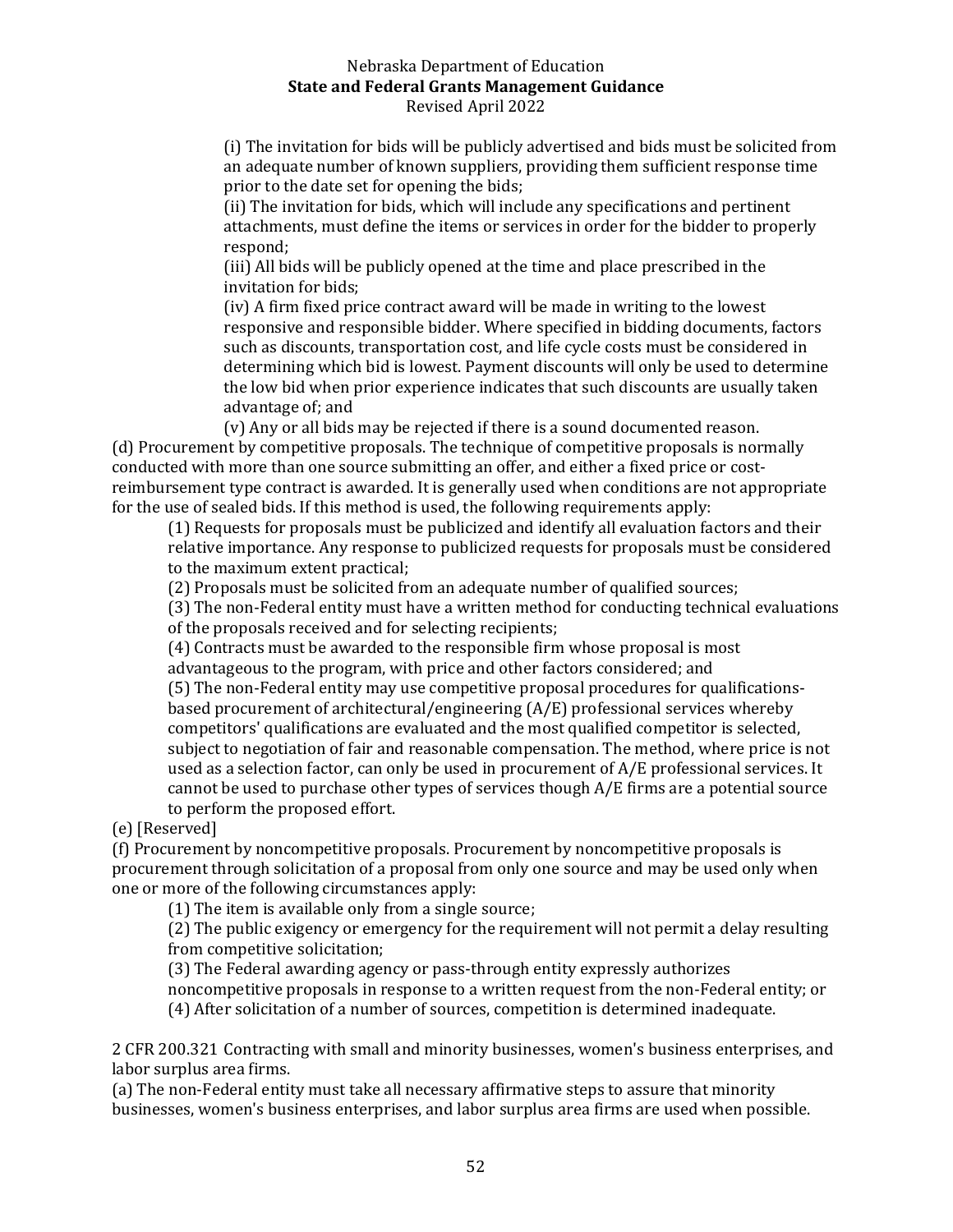(i) The invitation for bids will be publicly advertised and bids must be solicited from an adequate number of known suppliers, providing them sufficient response time prior to the date set for opening the bids;

(ii) The invitation for bids, which will include any specifications and pertinent attachments, must define the items or services in order for the bidder to properly respond;

(iii) All bids will be publicly opened at the time and place prescribed in the invitation for bids;

(iv) A firm fixed price contract award will be made in writing to the lowest responsive and responsible bidder. Where specified in bidding documents, factors such as discounts, transportation cost, and life cycle costs must be considered in determining which bid is lowest. Payment discounts will only be used to determine the low bid when prior experience indicates that such discounts are usually taken advantage of; and

(v) Any or all bids may be rejected if there is a sound documented reason.

(d) Procurement by competitive proposals. The technique of competitive proposals is normally conducted with more than one source submitting an offer, and either a fixed price or cost-reimbursement type contract is awarded. It is generally used when conditions are not appropriate for the use of sealed bids. If this method is used, the following requirements apply:

(1) Requests for proposals must be publicized and identify all evaluation factors and their relative importance. Any response to publicized requests for proposals must be considered to the maximum extent practical;

(2) Proposals must be solicited from an adequate number of qualified sources;

(3) The non-Federal entity must have a written method for conducting technical evaluations of the proposals received and for selecting recipients;

(4) Contracts must be awarded to the responsible firm whose proposal is most advantageous to the program, with price and other factors considered; and

(5) The non-Federal entity may use competitive proposal procedures for qualifications-based procurement of architectural/engineering (A/E) professional services whereby competitors' qualifications are evaluated and the most qualified competitor is selected, subject to negotiation of fair and reasonable compensation. The method, where price is not used as a selection factor, can only be used in procurement of A/E professional services. It cannot be used to purchase other types of services though A/E firms are a potential source to perform the proposed effort.

(e) [Reserved]

(f) Procurement by noncompetitive proposals. Procurement by noncompetitive proposals is procurement through solicitation of a proposal from only one source and may be used only when one or more of the following circumstances apply:

(1) The item is available only from a single source;

(2) The public exigency or emergency for the requirement will not permit a delay resulting from competitive solicitation;

(3) The Federal awarding agency or pass-through entity expressly authorizes noncompetitive proposals in response to a written request from the non-Federal entity; or

(4) After solicitation of a number of sources, competition is determined inadequate.

2 CFR 200.321 Contracting with small and minority businesses, women's business enterprises, and labor surplus area firms.

(a) The non-Federal entity must take all necessary affirmative steps to assure that minority businesses, women's business enterprises, and labor surplus area firms are used when possible.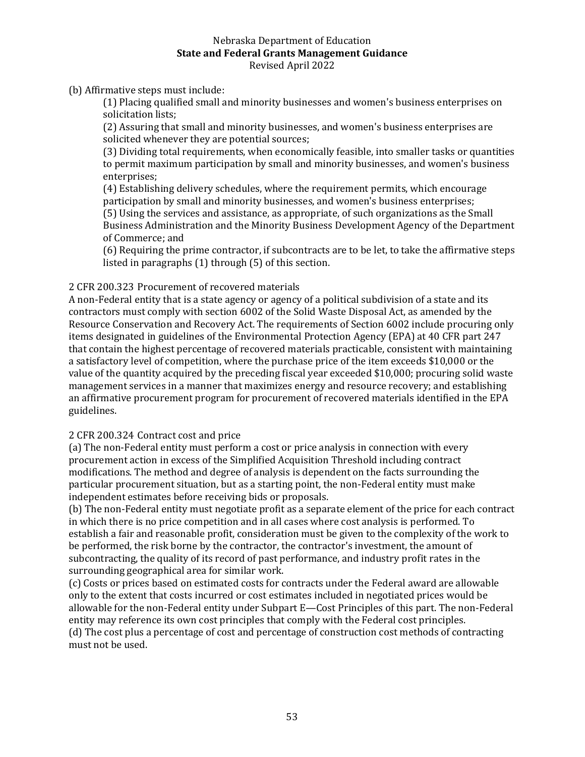(b) Affirmative steps must include:

(1) Placing qualified small and minority businesses and women's business enterprises on solicitation lists;
(2) Assuring that small and minority businesses, and women's business enterprises are solicited whenever they are potential sources;
(3) Dividing total requirements, when economically feasible, into smaller tasks or quantities to permit maximum participation by small and minority businesses, and women's business enterprises;
(4) Establishing delivery schedules, where the requirement permits, which encourage participation by small and minority businesses, and women's business enterprises;
(5) Using the services and assistance, as appropriate, of such organizations as the Small Business Administration and the Minority Business Development Agency of the Department of Commerce; and
(6) Requiring the prime contractor, if subcontracts are to be let, to take the affirmative steps listed in paragraphs (1) through (5) of this section.

2 CFR 200.323 Procurement of recovered materials

A non-Federal entity that is a state agency or agency of a political subdivision of a state and its contractors must comply with section 6002 of the Solid Waste Disposal Act, as amended by the Resource Conservation and Recovery Act. The requirements of Section 6002 include procuring only items designated in guidelines of the Environmental Protection Agency (EPA) at 40 CFR part 247 that contain the highest percentage of recovered materials practicable, consistent with maintaining a satisfactory level of competition, where the purchase price of the item exceeds $10,000 or the value of the quantity acquired by the preceding fiscal year exceeded $10,000; procuring solid waste management services in a manner that maximizes energy and resource recovery; and establishing an affirmative procurement program for procurement of recovered materials identified in the EPA guidelines.

2 CFR 200.324 Contract cost and price

(a) The non-Federal entity must perform a cost or price analysis in connection with every procurement action in excess of the Simplified Acquisition Threshold including contract modifications. The method and degree of analysis is dependent on the facts surrounding the particular procurement situation, but as a starting point, the non-Federal entity must make independent estimates before receiving bids or proposals.
(b) The non-Federal entity must negotiate profit as a separate element of the price for each contract in which there is no price competition and in all cases where cost analysis is performed. To establish a fair and reasonable profit, consideration must be given to the complexity of the work to be performed, the risk borne by the contractor, the contractor's investment, the amount of subcontracting, the quality of its record of past performance, and industry profit rates in the surrounding geographical area for similar work.
(c) Costs or prices based on estimated costs for contracts under the Federal award are allowable only to the extent that costs incurred or cost estimates included in negotiated prices would be allowable for the non-Federal entity under Subpart E—Cost Principles of this part. The non-Federal entity may reference its own cost principles that comply with the Federal cost principles.
(d) The cost plus a percentage of cost and percentage of construction cost methods of contracting must not be used.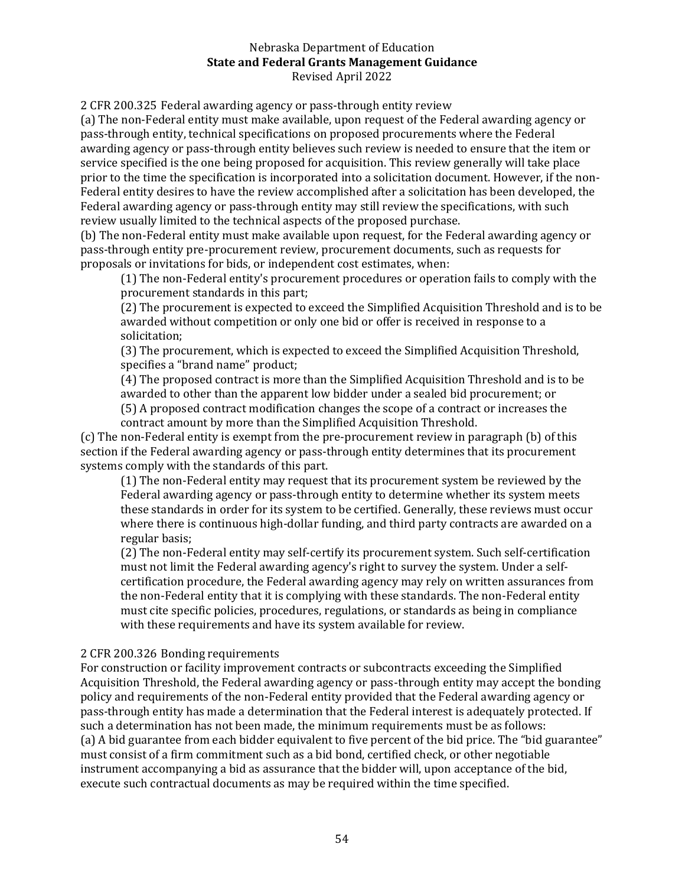2 CFR 200.325 Federal awarding agency or pass-through entity review

(a) The non-Federal entity must make available, upon request of the Federal awarding agency or pass-through entity, technical specifications on proposed procurements where the Federal awarding agency or pass-through entity believes such review is needed to ensure that the item or service specified is the one being proposed for acquisition. This review generally will take place prior to the time the specification is incorporated into a solicitation document. However, if the non-Federal entity desires to have the review accomplished after a solicitation has been developed, the Federal awarding agency or pass-through entity may still review the specifications, with such review usually limited to the technical aspects of the proposed purchase.

(b) The non-Federal entity must make available upon request, for the Federal awarding agency or pass-through entity pre-procurement review, procurement documents, such as requests for proposals or invitations for bids, or independent cost estimates, when:

> (1) The non-Federal entity's procurement procedures or operation fails to comply with the procurement standards in this part;
>
> (2) The procurement is expected to exceed the Simplified Acquisition Threshold and is to be awarded without competition or only one bid or offer is received in response to a solicitation;
>
> (3) The procurement, which is expected to exceed the Simplified Acquisition Threshold, specifies a "brand name" product;
>
> (4) The proposed contract is more than the Simplified Acquisition Threshold and is to be awarded to other than the apparent low bidder under a sealed bid procurement; or
>
> (5) A proposed contract modification changes the scope of a contract or increases the contract amount by more than the Simplified Acquisition Threshold.

(c) The non-Federal entity is exempt from the pre-procurement review in paragraph (b) of this section if the Federal awarding agency or pass-through entity determines that its procurement systems comply with the standards of this part.

> (1) The non-Federal entity may request that its procurement system be reviewed by the Federal awarding agency or pass-through entity to determine whether its system meets these standards in order for its system to be certified. Generally, these reviews must occur where there is continuous high-dollar funding, and third party contracts are awarded on a regular basis;
>
> (2) The non-Federal entity may self-certify its procurement system. Such self-certification must not limit the Federal awarding agency's right to survey the system. Under a self-certification procedure, the Federal awarding agency may rely on written assurances from the non-Federal entity that it is complying with these standards. The non-Federal entity must cite specific policies, procedures, regulations, or standards as being in compliance with these requirements and have its system available for review.

2 CFR 200.326 Bonding requirements

For construction or facility improvement contracts or subcontracts exceeding the Simplified Acquisition Threshold, the Federal awarding agency or pass-through entity may accept the bonding policy and requirements of the non-Federal entity provided that the Federal awarding agency or pass-through entity has made a determination that the Federal interest is adequately protected. If such a determination has not been made, the minimum requirements must be as follows:

(a) A bid guarantee from each bidder equivalent to five percent of the bid price. The "bid guarantee" must consist of a firm commitment such as a bid bond, certified check, or other negotiable instrument accompanying a bid as assurance that the bidder will, upon acceptance of the bid, execute such contractual documents as may be required within the time specified.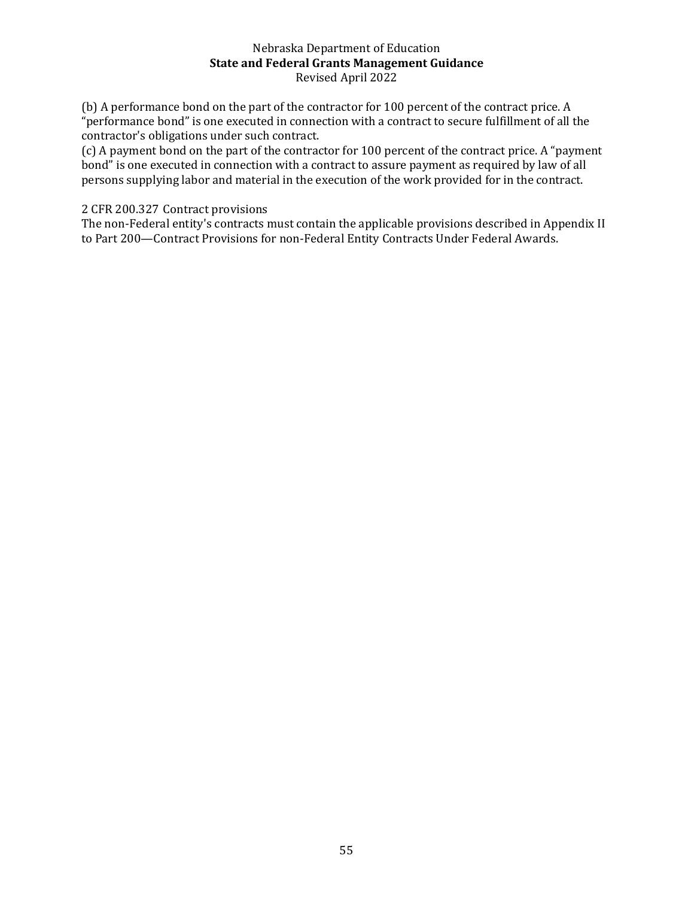(b) A performance bond on the part of the contractor for 100 percent of the contract price. A "performance bond" is one executed in connection with a contract to secure fulfillment of all the contractor's obligations under such contract.
(c) A payment bond on the part of the contractor for 100 percent of the contract price. A "payment bond" is one executed in connection with a contract to assure payment as required by law of all persons supplying labor and material in the execution of the work provided for in the contract.

2 CFR 200.327 Contract provisions
The non-Federal entity's contracts must contain the applicable provisions described in Appendix II to Part 200—Contract Provisions for non-Federal Entity Contracts Under Federal Awards.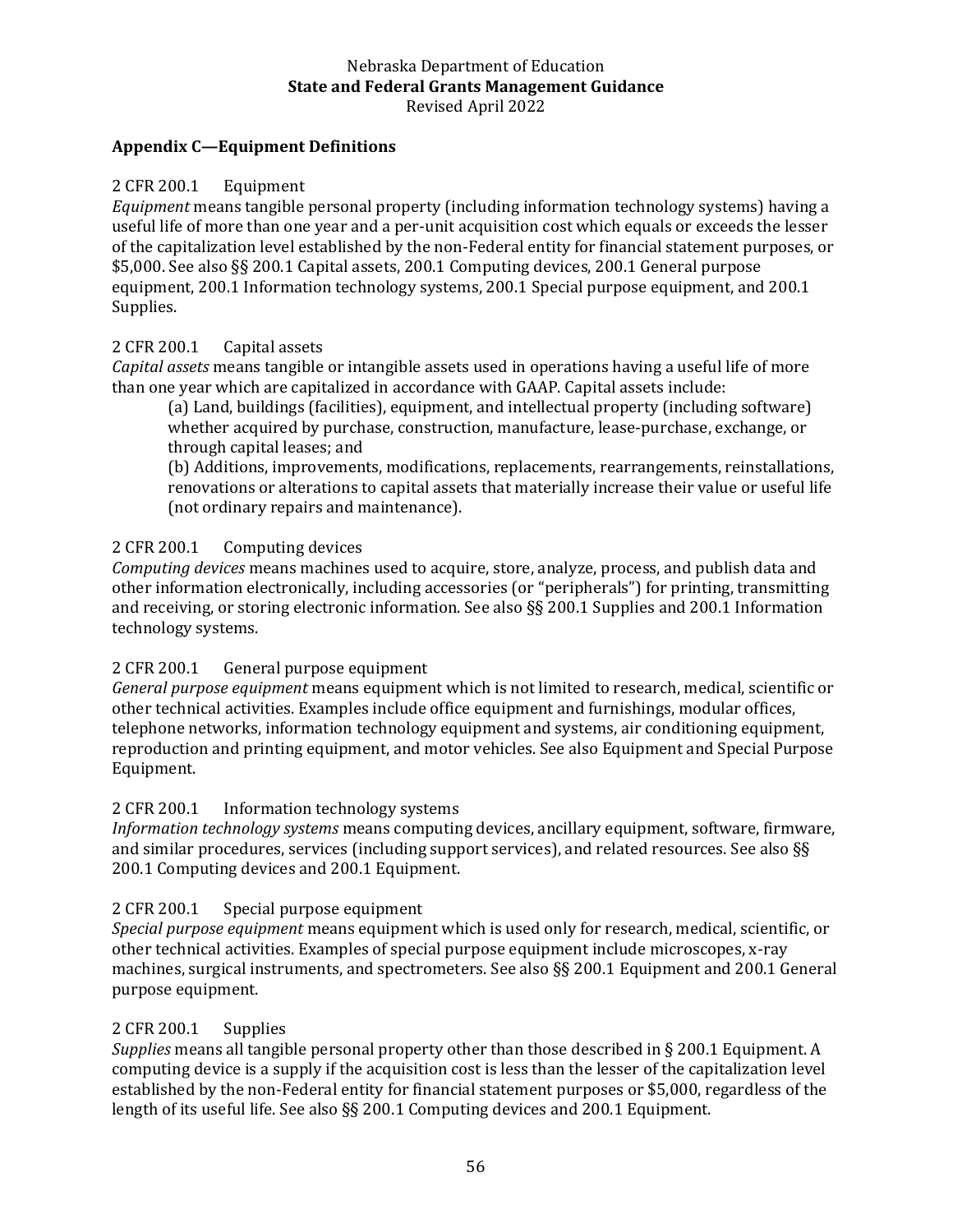## Appendix C—Equipment Definitions

2 CFR 200.1 Equipment

*Equipment* means tangible personal property (including information technology systems) having a useful life of more than one year and a per-unit acquisition cost which equals or exceeds the lesser of the capitalization level established by the non-Federal entity for financial statement purposes, or $5,000. See also §§ 200.1 Capital assets, 200.1 Computing devices, 200.1 General purpose equipment, 200.1 Information technology systems, 200.1 Special purpose equipment, and 200.1 Supplies.

2 CFR 200.1 Capital assets

*Capital assets* means tangible or intangible assets used in operations having a useful life of more than one year which are capitalized in accordance with GAAP. Capital assets include:

> (a) Land, buildings (facilities), equipment, and intellectual property (including software) whether acquired by purchase, construction, manufacture, lease-purchase, exchange, or through capital leases; and
>
> (b) Additions, improvements, modifications, replacements, rearrangements, reinstallations, renovations or alterations to capital assets that materially increase their value or useful life (not ordinary repairs and maintenance).

2 CFR 200.1 Computing devices

*Computing devices* means machines used to acquire, store, analyze, process, and publish data and other information electronically, including accessories (or "peripherals") for printing, transmitting and receiving, or storing electronic information. See also §§ 200.1 Supplies and 200.1 Information technology systems.

2 CFR 200.1 General purpose equipment

*General purpose equipment* means equipment which is not limited to research, medical, scientific or other technical activities. Examples include office equipment and furnishings, modular offices, telephone networks, information technology equipment and systems, air conditioning equipment, reproduction and printing equipment, and motor vehicles. See also Equipment and Special Purpose Equipment.

2 CFR 200.1 Information technology systems

*Information technology systems* means computing devices, ancillary equipment, software, firmware, and similar procedures, services (including support services), and related resources. See also §§ 200.1 Computing devices and 200.1 Equipment.

2 CFR 200.1 Special purpose equipment

*Special purpose equipment* means equipment which is used only for research, medical, scientific, or other technical activities. Examples of special purpose equipment include microscopes, x-ray machines, surgical instruments, and spectrometers. See also §§ 200.1 Equipment and 200.1 General purpose equipment.

2 CFR 200.1 Supplies

*Supplies* means all tangible personal property other than those described in § 200.1 Equipment. A computing device is a supply if the acquisition cost is less than the lesser of the capitalization level established by the non-Federal entity for financial statement purposes or $5,000, regardless of the length of its useful life. See also §§ 200.1 Computing devices and 200.1 Equipment.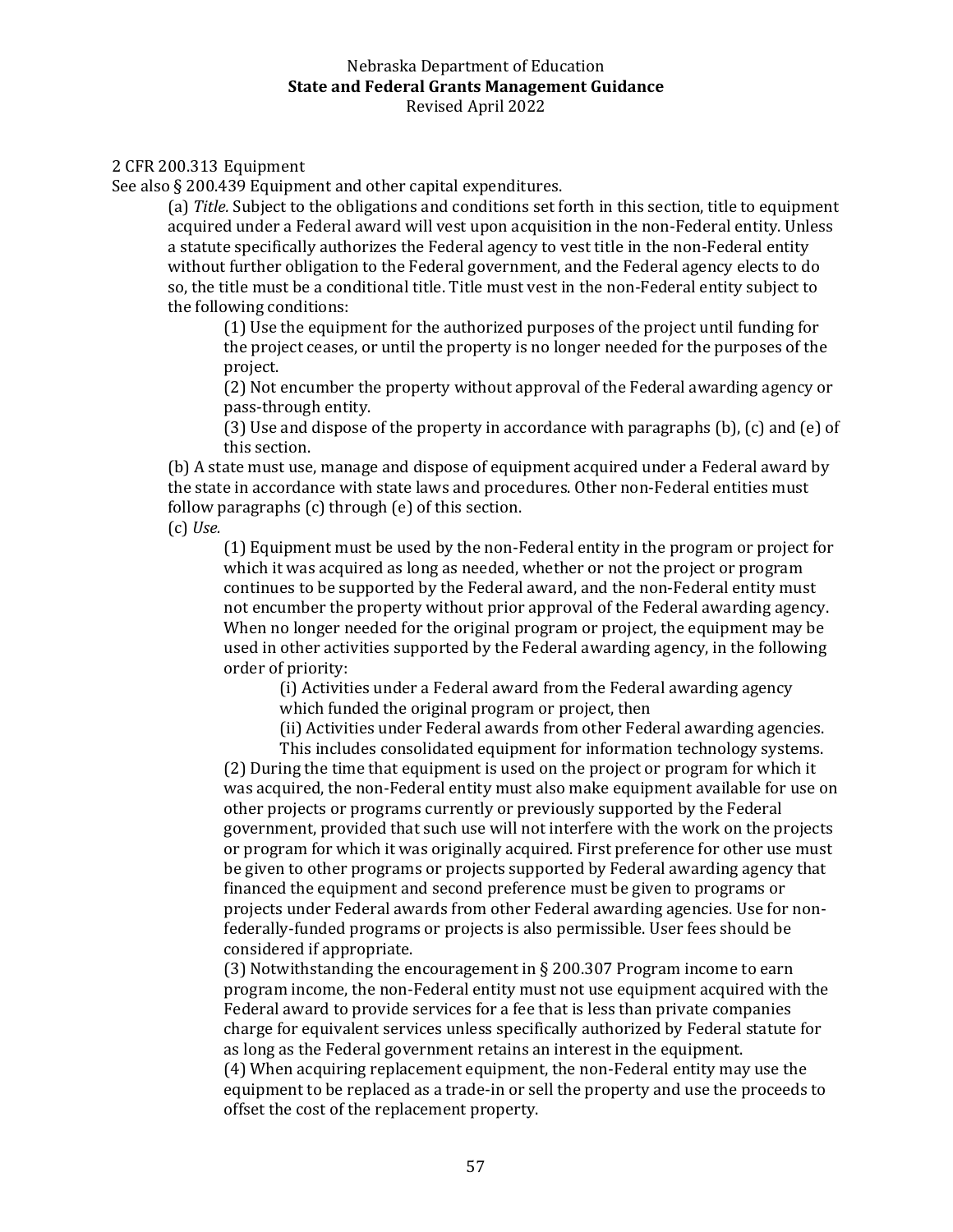2 CFR 200.313 Equipment

See also § 200.439 Equipment and other capital expenditures.

(a) *Title.* Subject to the obligations and conditions set forth in this section, title to equipment acquired under a Federal award will vest upon acquisition in the non-Federal entity. Unless a statute specifically authorizes the Federal agency to vest title in the non-Federal entity without further obligation to the Federal government, and the Federal agency elects to do so, the title must be a conditional title. Title must vest in the non-Federal entity subject to the following conditions:

> (1) Use the equipment for the authorized purposes of the project until funding for the project ceases, or until the property is no longer needed for the purposes of the project.
>
> (2) Not encumber the property without approval of the Federal awarding agency or pass-through entity.
>
> (3) Use and dispose of the property in accordance with paragraphs (b), (c) and (e) of this section.

(b) A state must use, manage and dispose of equipment acquired under a Federal award by the state in accordance with state laws and procedures. Other non-Federal entities must follow paragraphs (c) through (e) of this section.

(c) *Use.*

> (1) Equipment must be used by the non-Federal entity in the program or project for which it was acquired as long as needed, whether or not the project or program continues to be supported by the Federal award, and the non-Federal entity must not encumber the property without prior approval of the Federal awarding agency. When no longer needed for the original program or project, the equipment may be used in other activities supported by the Federal awarding agency, in the following order of priority:
>
> > (i) Activities under a Federal award from the Federal awarding agency which funded the original program or project, then
> >
> > (ii) Activities under Federal awards from other Federal awarding agencies. This includes consolidated equipment for information technology systems.
>
> (2) During the time that equipment is used on the project or program for which it was acquired, the non-Federal entity must also make equipment available for use on other projects or programs currently or previously supported by the Federal government, provided that such use will not interfere with the work on the projects or program for which it was originally acquired. First preference for other use must be given to other programs or projects supported by Federal awarding agency that financed the equipment and second preference must be given to programs or projects under Federal awards from other Federal awarding agencies. Use for non-federally-funded programs or projects is also permissible. User fees should be considered if appropriate.
>
> (3) Notwithstanding the encouragement in § 200.307 Program income to earn program income, the non-Federal entity must not use equipment acquired with the Federal award to provide services for a fee that is less than private companies charge for equivalent services unless specifically authorized by Federal statute for as long as the Federal government retains an interest in the equipment.
>
> (4) When acquiring replacement equipment, the non-Federal entity may use the equipment to be replaced as a trade-in or sell the property and use the proceeds to offset the cost of the replacement property.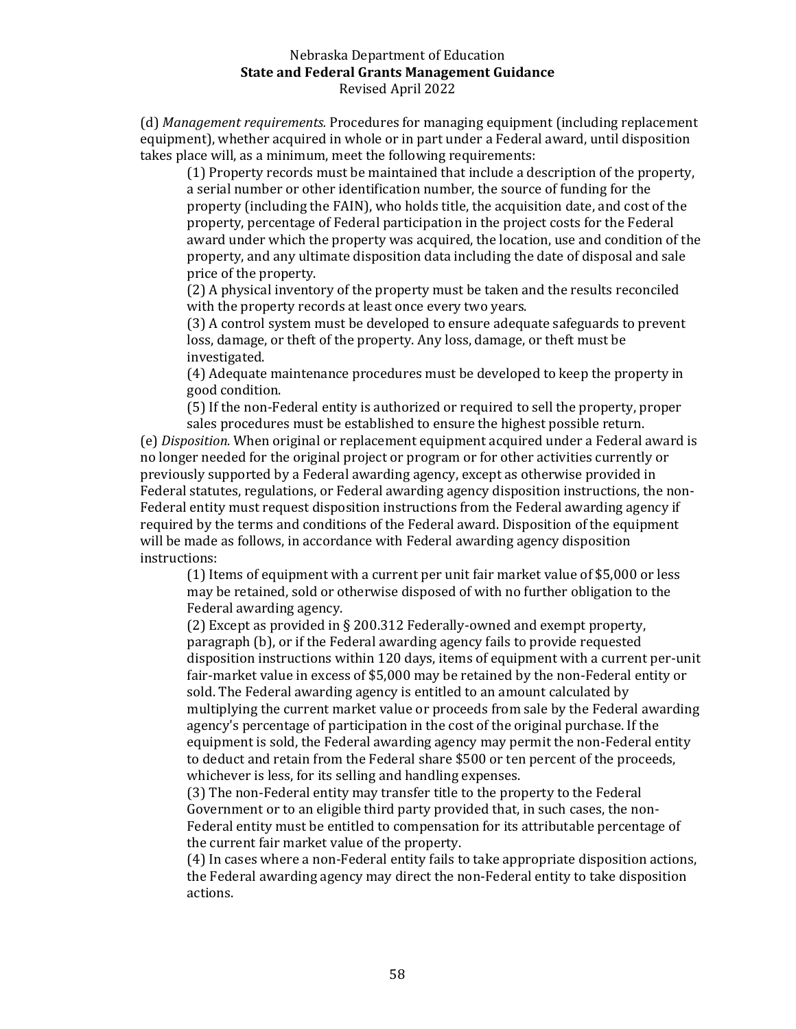(d) *Management requirements.* Procedures for managing equipment (including replacement equipment), whether acquired in whole or in part under a Federal award, until disposition takes place will, as a minimum, meet the following requirements:

(1) Property records must be maintained that include a description of the property, a serial number or other identification number, the source of funding for the property (including the FAIN), who holds title, the acquisition date, and cost of the property, percentage of Federal participation in the project costs for the Federal award under which the property was acquired, the location, use and condition of the property, and any ultimate disposition data including the date of disposal and sale price of the property.

(2) A physical inventory of the property must be taken and the results reconciled with the property records at least once every two years.

(3) A control system must be developed to ensure adequate safeguards to prevent loss, damage, or theft of the property. Any loss, damage, or theft must be investigated.

(4) Adequate maintenance procedures must be developed to keep the property in good condition.

(5) If the non-Federal entity is authorized or required to sell the property, proper sales procedures must be established to ensure the highest possible return.

(e) *Disposition.* When original or replacement equipment acquired under a Federal award is no longer needed for the original project or program or for other activities currently or previously supported by a Federal awarding agency, except as otherwise provided in Federal statutes, regulations, or Federal awarding agency disposition instructions, the non-Federal entity must request disposition instructions from the Federal awarding agency if required by the terms and conditions of the Federal award. Disposition of the equipment will be made as follows, in accordance with Federal awarding agency disposition instructions:

(1) Items of equipment with a current per unit fair market value of $5,000 or less may be retained, sold or otherwise disposed of with no further obligation to the Federal awarding agency.

(2) Except as provided in § 200.312 Federally-owned and exempt property, paragraph (b), or if the Federal awarding agency fails to provide requested disposition instructions within 120 days, items of equipment with a current per-unit fair-market value in excess of $5,000 may be retained by the non-Federal entity or sold. The Federal awarding agency is entitled to an amount calculated by multiplying the current market value or proceeds from sale by the Federal awarding agency's percentage of participation in the cost of the original purchase. If the equipment is sold, the Federal awarding agency may permit the non-Federal entity to deduct and retain from the Federal share $500 or ten percent of the proceeds, whichever is less, for its selling and handling expenses.

(3) The non-Federal entity may transfer title to the property to the Federal Government or to an eligible third party provided that, in such cases, the non-Federal entity must be entitled to compensation for its attributable percentage of the current fair market value of the property.

(4) In cases where a non-Federal entity fails to take appropriate disposition actions, the Federal awarding agency may direct the non-Federal entity to take disposition actions.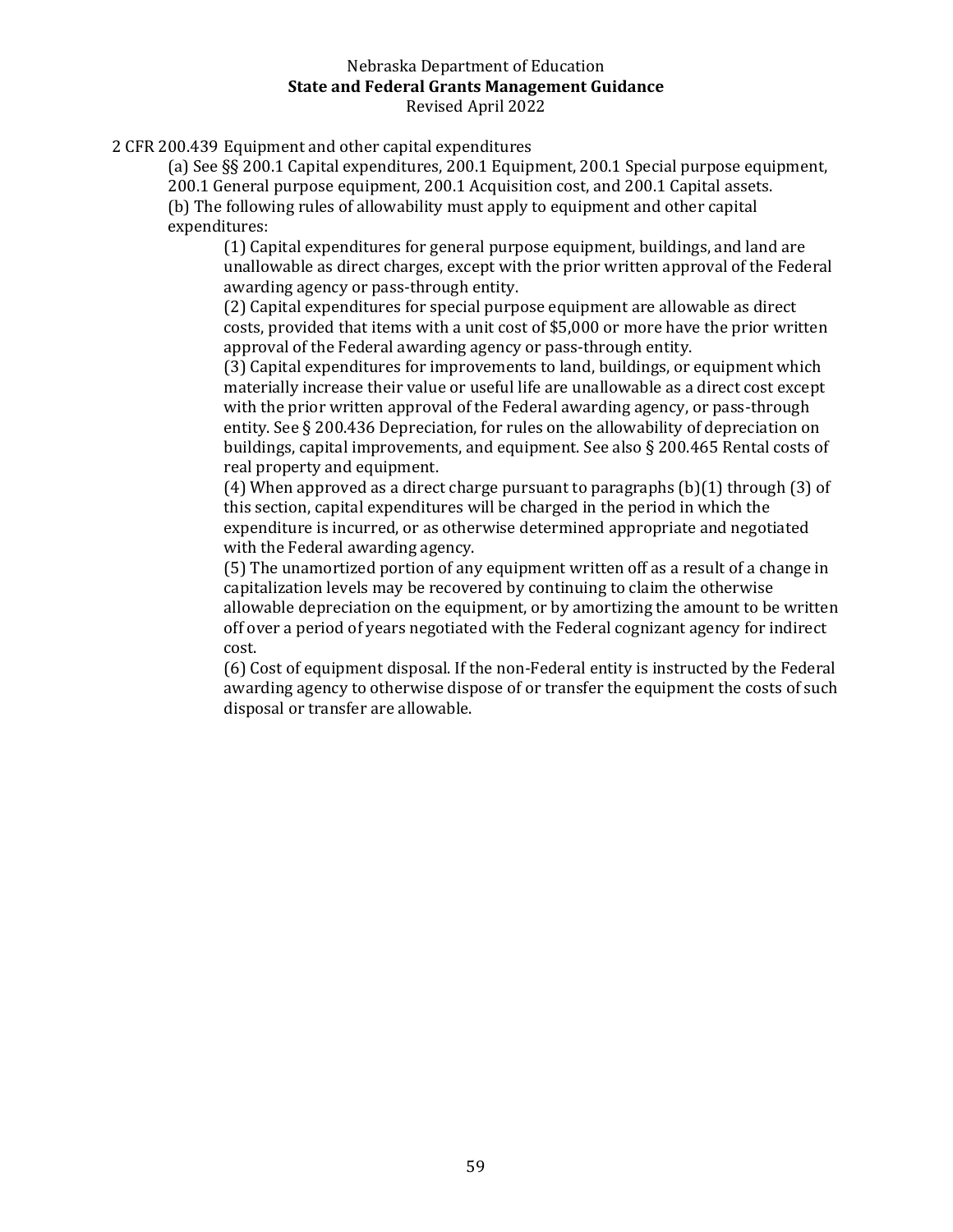2 CFR 200.439 Equipment and other capital expenditures

(a) See §§ 200.1 Capital expenditures, 200.1 Equipment, 200.1 Special purpose equipment, 200.1 General purpose equipment, 200.1 Acquisition cost, and 200.1 Capital assets.

(b) The following rules of allowability must apply to equipment and other capital expenditures:

(1) Capital expenditures for general purpose equipment, buildings, and land are unallowable as direct charges, except with the prior written approval of the Federal awarding agency or pass-through entity.

(2) Capital expenditures for special purpose equipment are allowable as direct costs, provided that items with a unit cost of $5,000 or more have the prior written approval of the Federal awarding agency or pass-through entity.

(3) Capital expenditures for improvements to land, buildings, or equipment which materially increase their value or useful life are unallowable as a direct cost except with the prior written approval of the Federal awarding agency, or pass-through entity. See § 200.436 Depreciation, for rules on the allowability of depreciation on buildings, capital improvements, and equipment. See also § 200.465 Rental costs of real property and equipment.

(4) When approved as a direct charge pursuant to paragraphs (b)(1) through (3) of this section, capital expenditures will be charged in the period in which the expenditure is incurred, or as otherwise determined appropriate and negotiated with the Federal awarding agency.

(5) The unamortized portion of any equipment written off as a result of a change in capitalization levels may be recovered by continuing to claim the otherwise allowable depreciation on the equipment, or by amortizing the amount to be written off over a period of years negotiated with the Federal cognizant agency for indirect cost.

(6) Cost of equipment disposal. If the non-Federal entity is instructed by the Federal awarding agency to otherwise dispose of or transfer the equipment the costs of such disposal or transfer are allowable.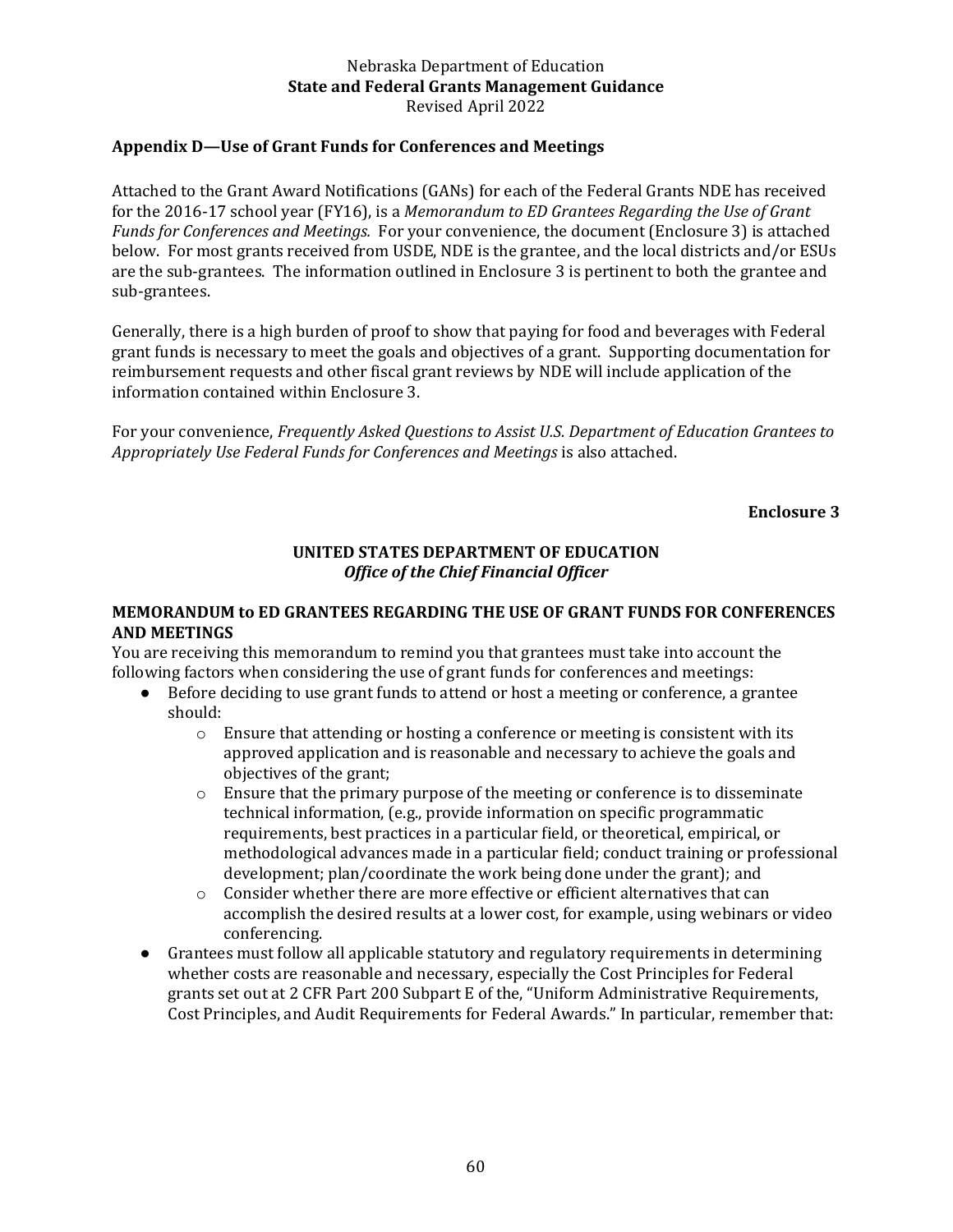## Appendix D—Use of Grant Funds for Conferences and Meetings

Attached to the Grant Award Notifications (GANs) for each of the Federal Grants NDE has received for the 2016-17 school year (FY16), is a *Memorandum to ED Grantees Regarding the Use of Grant Funds for Conferences and Meetings.* For your convenience, the document (Enclosure 3) is attached below. For most grants received from USDE, NDE is the grantee, and the local districts and/or ESUs are the sub-grantees. The information outlined in Enclosure 3 is pertinent to both the grantee and sub-grantees.

Generally, there is a high burden of proof to show that paying for food and beverages with Federal grant funds is necessary to meet the goals and objectives of a grant. Supporting documentation for reimbursement requests and other fiscal grant reviews by NDE will include application of the information contained within Enclosure 3.

For your convenience, *Frequently Asked Questions to Assist U.S. Department of Education Grantees to Appropriately Use Federal Funds for Conferences and Meetings* is also attached.

**Enclosure 3**

**UNITED STATES DEPARTMENT OF EDUCATION**
***Office of the Chief Financial Officer***

**MEMORANDUM to ED GRANTEES REGARDING THE USE OF GRANT FUNDS FOR CONFERENCES AND MEETINGS**

You are receiving this memorandum to remind you that grantees must take into account the following factors when considering the use of grant funds for conferences and meetings:

- Before deciding to use grant funds to attend or host a meeting or conference, a grantee should:
  - Ensure that attending or hosting a conference or meeting is consistent with its approved application and is reasonable and necessary to achieve the goals and objectives of the grant;
  - Ensure that the primary purpose of the meeting or conference is to disseminate technical information, (e.g., provide information on specific programmatic requirements, best practices in a particular field, or theoretical, empirical, or methodological advances made in a particular field; conduct training or professional development; plan/coordinate the work being done under the grant); and
  - Consider whether there are more effective or efficient alternatives that can accomplish the desired results at a lower cost, for example, using webinars or video conferencing.
- Grantees must follow all applicable statutory and regulatory requirements in determining whether costs are reasonable and necessary, especially the Cost Principles for Federal grants set out at 2 CFR Part 200 Subpart E of the, "Uniform Administrative Requirements, Cost Principles, and Audit Requirements for Federal Awards." In particular, remember that: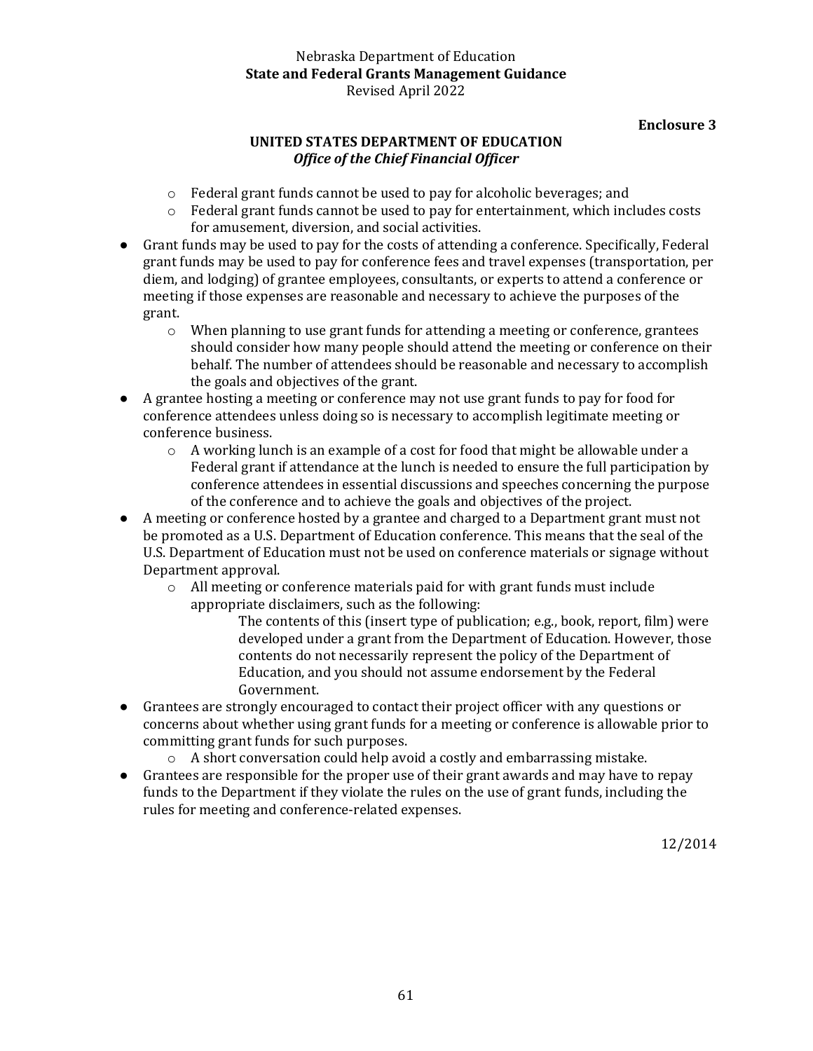**Enclosure 3**

**UNITED STATES DEPARTMENT OF EDUCATION**
***Office of the Chief Financial Officer***

- Federal grant funds cannot be used to pay for alcoholic beverages; and
- Federal grant funds cannot be used to pay for entertainment, which includes costs for amusement, diversion, and social activities.

- Grant funds may be used to pay for the costs of attending a conference. Specifically, Federal grant funds may be used to pay for conference fees and travel expenses (transportation, per diem, and lodging) of grantee employees, consultants, or experts to attend a conference or meeting if those expenses are reasonable and necessary to achieve the purposes of the grant.
  - When planning to use grant funds for attending a meeting or conference, grantees should consider how many people should attend the meeting or conference on their behalf. The number of attendees should be reasonable and necessary to accomplish the goals and objectives of the grant.
- A grantee hosting a meeting or conference may not use grant funds to pay for food for conference attendees unless doing so is necessary to accomplish legitimate meeting or conference business.
  - A working lunch is an example of a cost for food that might be allowable under a Federal grant if attendance at the lunch is needed to ensure the full participation by conference attendees in essential discussions and speeches concerning the purpose of the conference and to achieve the goals and objectives of the project.
- A meeting or conference hosted by a grantee and charged to a Department grant must not be promoted as a U.S. Department of Education conference. This means that the seal of the U.S. Department of Education must not be used on conference materials or signage without Department approval.
  - All meeting or conference materials paid for with grant funds must include appropriate disclaimers, such as the following:

    > The contents of this (insert type of publication; e.g., book, report, film) were developed under a grant from the Department of Education. However, those contents do not necessarily represent the policy of the Department of Education, and you should not assume endorsement by the Federal Government.
- Grantees are strongly encouraged to contact their project officer with any questions or concerns about whether using grant funds for a meeting or conference is allowable prior to committing grant funds for such purposes.
  - A short conversation could help avoid a costly and embarrassing mistake.
- Grantees are responsible for the proper use of their grant awards and may have to repay funds to the Department if they violate the rules on the use of grant funds, including the rules for meeting and conference-related expenses.

12/2014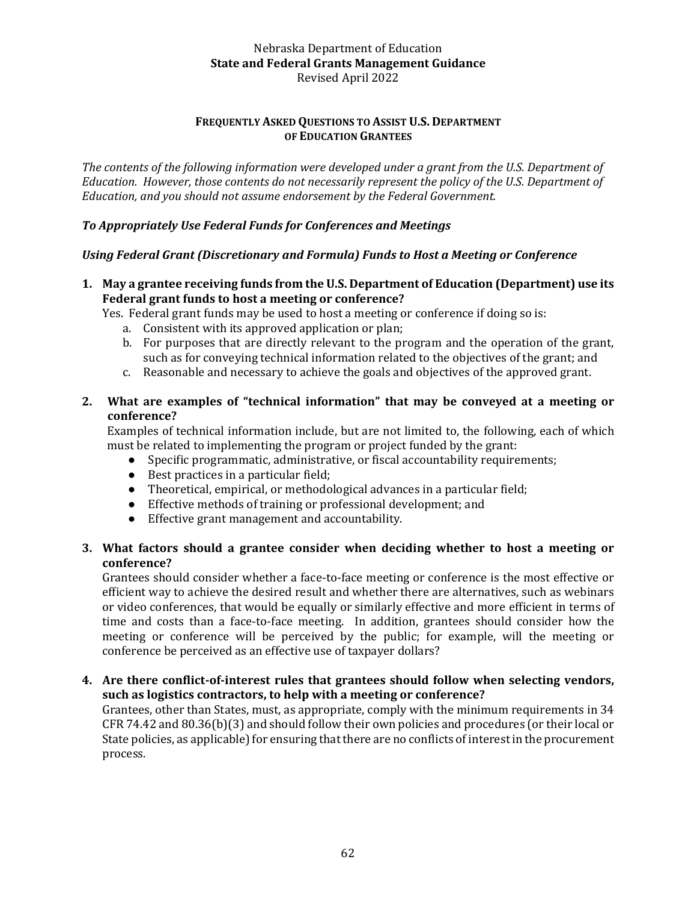## FREQUENTLY ASKED QUESTIONS TO ASSIST U.S. DEPARTMENT OF EDUCATION GRANTEES

*The contents of the following information were developed under a grant from the U.S. Department of Education. However, those contents do not necessarily represent the policy of the U.S. Department of Education, and you should not assume endorsement by the Federal Government.*

### *To Appropriately Use Federal Funds for Conferences and Meetings*

### *Using Federal Grant (Discretionary and Formula) Funds to Host a Meeting or Conference*

**1. May a grantee receiving funds from the U.S. Department of Education (Department) use its Federal grant funds to host a meeting or conference?**

Yes. Federal grant funds may be used to host a meeting or conference if doing so is:

a. Consistent with its approved application or plan;
b. For purposes that are directly relevant to the program and the operation of the grant, such as for conveying technical information related to the objectives of the grant; and
c. Reasonable and necessary to achieve the goals and objectives of the approved grant.

**2. What are examples of "technical information" that may be conveyed at a meeting or conference?**

Examples of technical information include, but are not limited to, the following, each of which must be related to implementing the program or project funded by the grant:

- Specific programmatic, administrative, or fiscal accountability requirements;
- Best practices in a particular field;
- Theoretical, empirical, or methodological advances in a particular field;
- Effective methods of training or professional development; and
- Effective grant management and accountability.

**3. What factors should a grantee consider when deciding whether to host a meeting or conference?**

Grantees should consider whether a face-to-face meeting or conference is the most effective or efficient way to achieve the desired result and whether there are alternatives, such as webinars or video conferences, that would be equally or similarly effective and more efficient in terms of time and costs than a face-to-face meeting. In addition, grantees should consider how the meeting or conference will be perceived by the public; for example, will the meeting or conference be perceived as an effective use of taxpayer dollars?

**4. Are there conflict-of-interest rules that grantees should follow when selecting vendors, such as logistics contractors, to help with a meeting or conference?**

Grantees, other than States, must, as appropriate, comply with the minimum requirements in 34 CFR 74.42 and 80.36(b)(3) and should follow their own policies and procedures (or their local or State policies, as applicable) for ensuring that there are no conflicts of interest in the procurement process.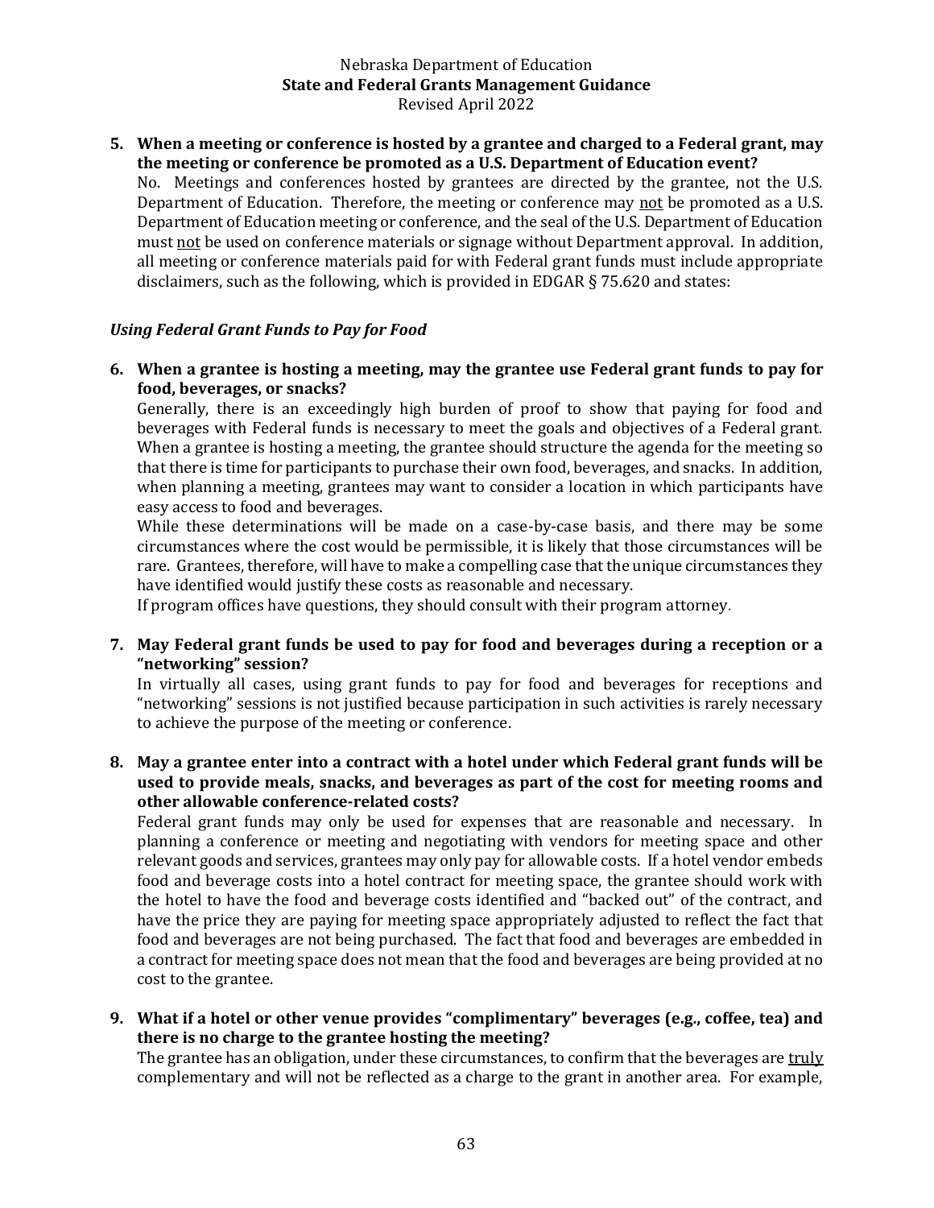5. **When a meeting or conference is hosted by a grantee and charged to a Federal grant, may the meeting or conference be promoted as a U.S. Department of Education event?**
   No. Meetings and conferences hosted by grantees are directed by the grantee, not the U.S. Department of Education. Therefore, the meeting or conference may not be promoted as a U.S. Department of Education meeting or conference, and the seal of the U.S. Department of Education must not be used on conference materials or signage without Department approval. In addition, all meeting or conference materials paid for with Federal grant funds must include appropriate disclaimers, such as the following, which is provided in EDGAR § 75.620 and states:

### *Using Federal Grant Funds to Pay for Food*

6. **When a grantee is hosting a meeting, may the grantee use Federal grant funds to pay for food, beverages, or snacks?**
   Generally, there is an exceedingly high burden of proof to show that paying for food and beverages with Federal funds is necessary to meet the goals and objectives of a Federal grant. When a grantee is hosting a meeting, the grantee should structure the agenda for the meeting so that there is time for participants to purchase their own food, beverages, and snacks. In addition, when planning a meeting, grantees may want to consider a location in which participants have easy access to food and beverages.
   While these determinations will be made on a case-by-case basis, and there may be some circumstances where the cost would be permissible, it is likely that those circumstances will be rare. Grantees, therefore, will have to make a compelling case that the unique circumstances they have identified would justify these costs as reasonable and necessary.
   If program offices have questions, they should consult with their program attorney.

7. **May Federal grant funds be used to pay for food and beverages during a reception or a "networking" session?**
   In virtually all cases, using grant funds to pay for food and beverages for receptions and "networking" sessions is not justified because participation in such activities is rarely necessary to achieve the purpose of the meeting or conference.

8. **May a grantee enter into a contract with a hotel under which Federal grant funds will be used to provide meals, snacks, and beverages as part of the cost for meeting rooms and other allowable conference-related costs?**
   Federal grant funds may only be used for expenses that are reasonable and necessary. In planning a conference or meeting and negotiating with vendors for meeting space and other relevant goods and services, grantees may only pay for allowable costs. If a hotel vendor embeds food and beverage costs into a hotel contract for meeting space, the grantee should work with the hotel to have the food and beverage costs identified and "backed out" of the contract, and have the price they are paying for meeting space appropriately adjusted to reflect the fact that food and beverages are not being purchased. The fact that food and beverages are embedded in a contract for meeting space does not mean that the food and beverages are being provided at no cost to the grantee.

9. **What if a hotel or other venue provides "complimentary" beverages (e.g., coffee, tea) and there is no charge to the grantee hosting the meeting?**
   The grantee has an obligation, under these circumstances, to confirm that the beverages are truly complementary and will not be reflected as a charge to the grant in another area. For example,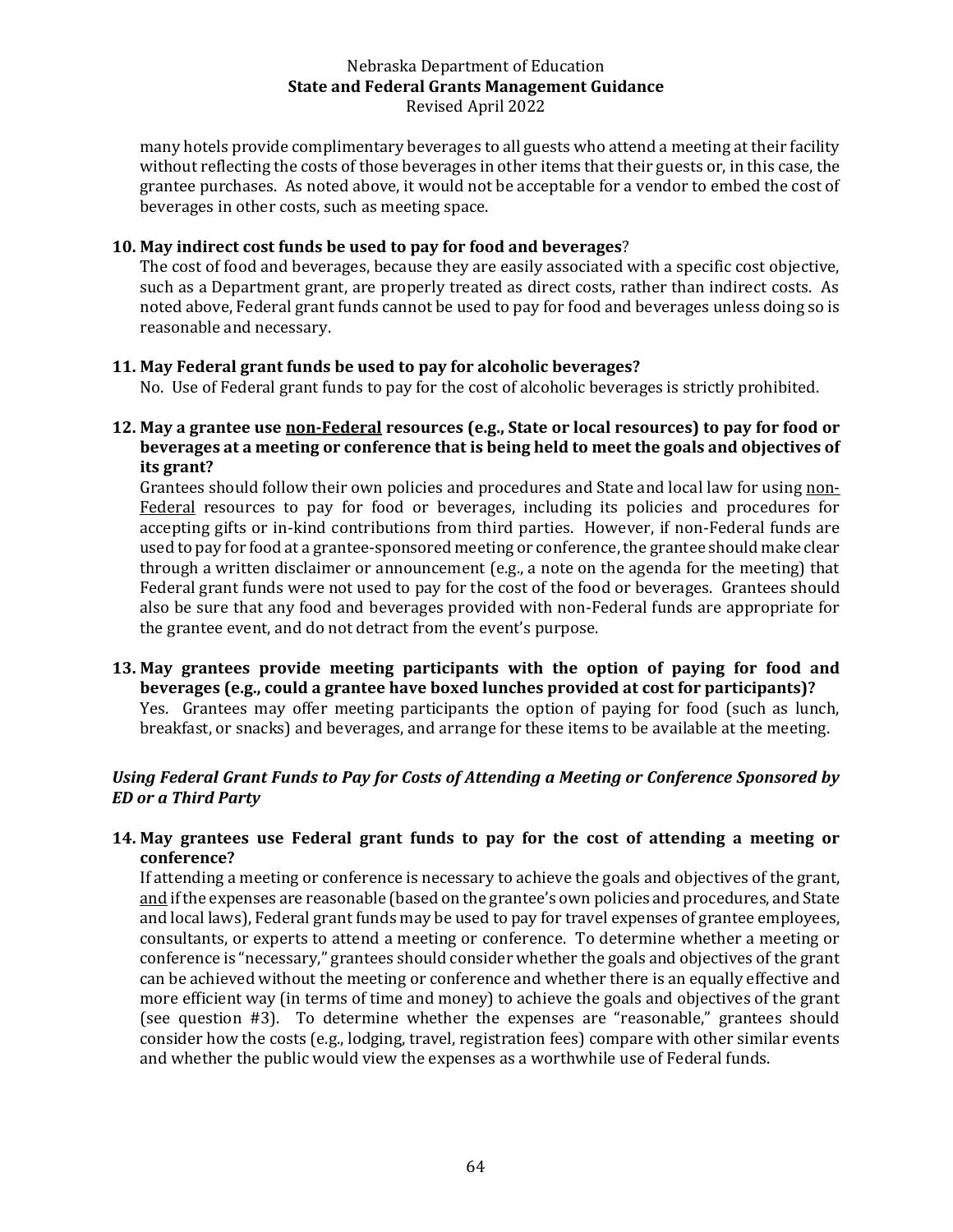many hotels provide complimentary beverages to all guests who attend a meeting at their facility without reflecting the costs of those beverages in other items that their guests or, in this case, the grantee purchases. As noted above, it would not be acceptable for a vendor to embed the cost of beverages in other costs, such as meeting space.

**10. May indirect cost funds be used to pay for food and beverages**?

The cost of food and beverages, because they are easily associated with a specific cost objective, such as a Department grant, are properly treated as direct costs, rather than indirect costs. As noted above, Federal grant funds cannot be used to pay for food and beverages unless doing so is reasonable and necessary.

**11. May Federal grant funds be used to pay for alcoholic beverages?**

No. Use of Federal grant funds to pay for the cost of alcoholic beverages is strictly prohibited.

**12. May a grantee use <u>non-Federal</u> resources (e.g., State or local resources) to pay for food or beverages at a meeting or conference that is being held to meet the goals and objectives of its grant?**

Grantees should follow their own policies and procedures and State and local law for using <u>non-Federal</u> resources to pay for food or beverages, including its policies and procedures for accepting gifts or in-kind contributions from third parties. However, if non-Federal funds are used to pay for food at a grantee-sponsored meeting or conference, the grantee should make clear through a written disclaimer or announcement (e.g., a note on the agenda for the meeting) that Federal grant funds were not used to pay for the cost of the food or beverages. Grantees should also be sure that any food and beverages provided with non-Federal funds are appropriate for the grantee event, and do not detract from the event's purpose.

**13. May grantees provide meeting participants with the option of paying for food and beverages (e.g., could a grantee have boxed lunches provided at cost for participants)?**

Yes. Grantees may offer meeting participants the option of paying for food (such as lunch, breakfast, or snacks) and beverages, and arrange for these items to be available at the meeting.

***Using Federal Grant Funds to Pay for Costs of Attending a Meeting or Conference Sponsored by ED or a Third Party***

**14. May grantees use Federal grant funds to pay for the cost of attending a meeting or conference?**

If attending a meeting or conference is necessary to achieve the goals and objectives of the grant, <u>and</u> if the expenses are reasonable (based on the grantee's own policies and procedures, and State and local laws), Federal grant funds may be used to pay for travel expenses of grantee employees, consultants, or experts to attend a meeting or conference. To determine whether a meeting or conference is "necessary," grantees should consider whether the goals and objectives of the grant can be achieved without the meeting or conference and whether there is an equally effective and more efficient way (in terms of time and money) to achieve the goals and objectives of the grant (see question #3). To determine whether the expenses are "reasonable," grantees should consider how the costs (e.g., lodging, travel, registration fees) compare with other similar events and whether the public would view the expenses as a worthwhile use of Federal funds.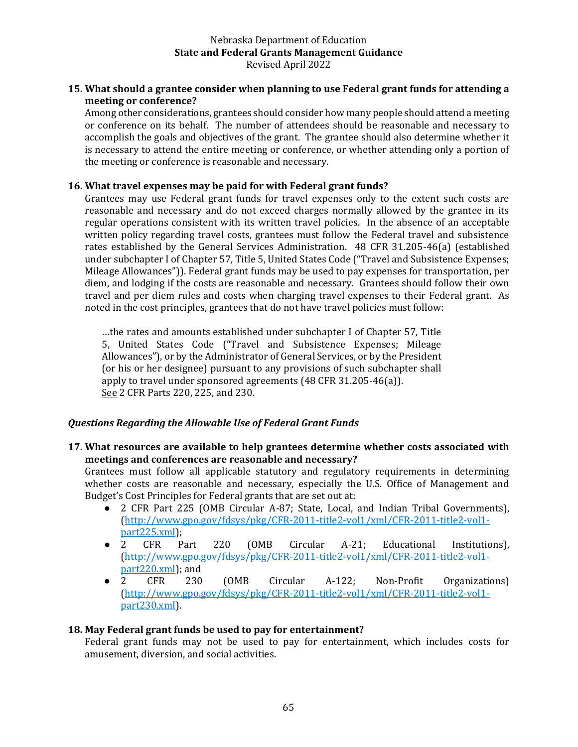**15. What should a grantee consider when planning to use Federal grant funds for attending a meeting or conference?**

Among other considerations, grantees should consider how many people should attend a meeting or conference on its behalf. The number of attendees should be reasonable and necessary to accomplish the goals and objectives of the grant. The grantee should also determine whether it is necessary to attend the entire meeting or conference, or whether attending only a portion of the meeting or conference is reasonable and necessary.

**16. What travel expenses may be paid for with Federal grant funds?**

Grantees may use Federal grant funds for travel expenses only to the extent such costs are reasonable and necessary and do not exceed charges normally allowed by the grantee in its regular operations consistent with its written travel policies. In the absence of an acceptable written policy regarding travel costs, grantees must follow the Federal travel and subsistence rates established by the General Services Administration. 48 CFR 31.205-46(a) (established under subchapter I of Chapter 57, Title 5, United States Code ("Travel and Subsistence Expenses; Mileage Allowances")). Federal grant funds may be used to pay expenses for transportation, per diem, and lodging if the costs are reasonable and necessary. Grantees should follow their own travel and per diem rules and costs when charging travel expenses to their Federal grant. As noted in the cost principles, grantees that do not have travel policies must follow:

> …the rates and amounts established under subchapter I of Chapter 57, Title 5, United States Code ("Travel and Subsistence Expenses; Mileage Allowances"), or by the Administrator of General Services, or by the President (or his or her designee) pursuant to any provisions of such subchapter shall apply to travel under sponsored agreements (48 CFR 31.205-46(a)).
> See 2 CFR Parts 220, 225, and 230.

### *Questions Regarding the Allowable Use of Federal Grant Funds*

**17. What resources are available to help grantees determine whether costs associated with meetings and conferences are reasonable and necessary?**

Grantees must follow all applicable statutory and regulatory requirements in determining whether costs are reasonable and necessary, especially the U.S. Office of Management and Budget's Cost Principles for Federal grants that are set out at:

- 2 CFR Part 225 (OMB Circular A-87; State, Local, and Indian Tribal Governments), (http://www.gpo.gov/fdsys/pkg/CFR-2011-title2-vol1/xml/CFR-2011-title2-vol1-part225.xml);
- 2 CFR Part 220 (OMB Circular A-21; Educational Institutions), (http://www.gpo.gov/fdsys/pkg/CFR-2011-title2-vol1/xml/CFR-2011-title2-vol1-part220.xml); and
- 2 CFR 230 (OMB Circular A-122; Non-Profit Organizations) (http://www.gpo.gov/fdsys/pkg/CFR-2011-title2-vol1/xml/CFR-2011-title2-vol1-part230.xml).

**18. May Federal grant funds be used to pay for entertainment?**

Federal grant funds may not be used to pay for entertainment, which includes costs for amusement, diversion, and social activities.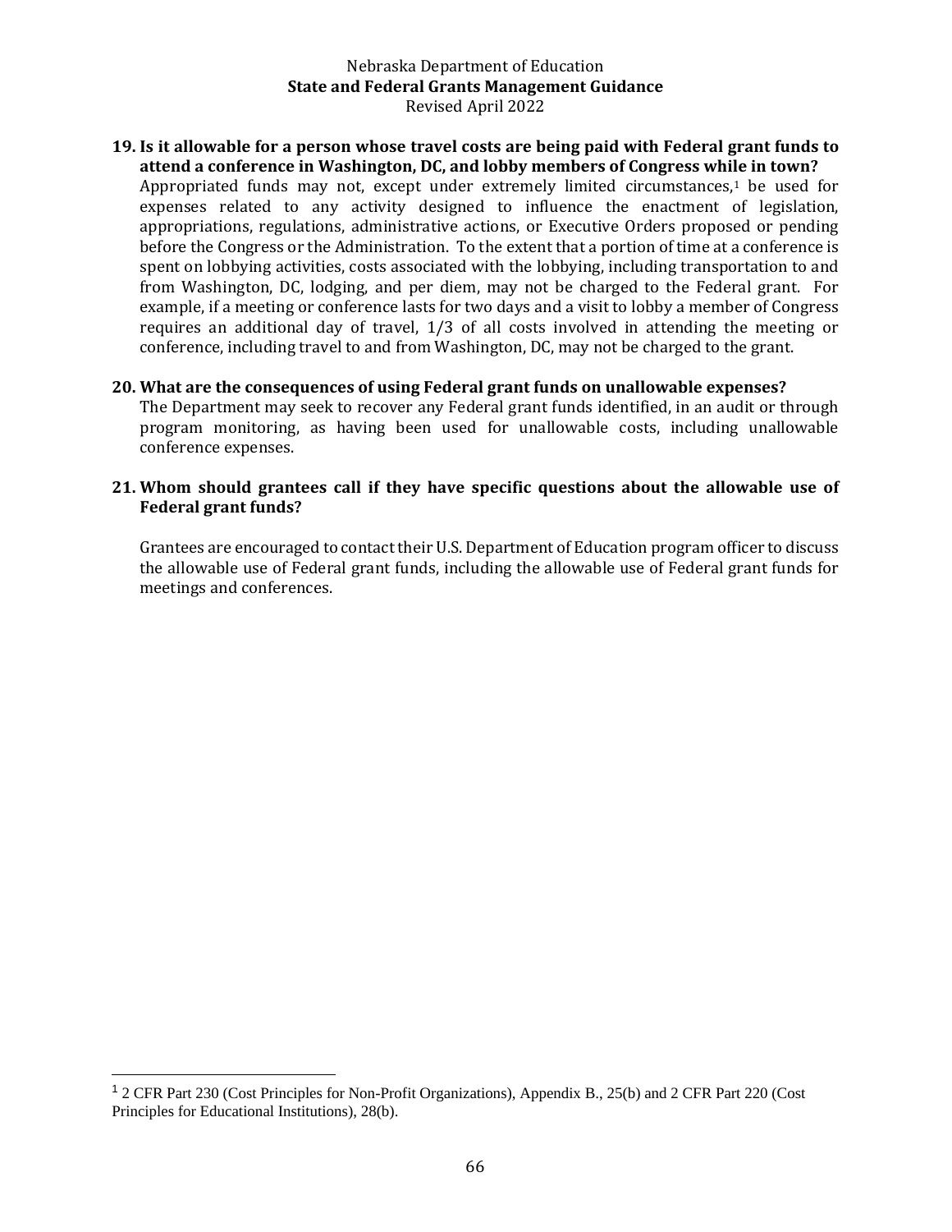**19. Is it allowable for a person whose travel costs are being paid with Federal grant funds to attend a conference in Washington, DC, and lobby members of Congress while in town?**

Appropriated funds may not, except under extremely limited circumstances,[1] be used for expenses related to any activity designed to influence the enactment of legislation, appropriations, regulations, administrative actions, or Executive Orders proposed or pending before the Congress or the Administration. To the extent that a portion of time at a conference is spent on lobbying activities, costs associated with the lobbying, including transportation to and from Washington, DC, lodging, and per diem, may not be charged to the Federal grant. For example, if a meeting or conference lasts for two days and a visit to lobby a member of Congress requires an additional day of travel, 1/3 of all costs involved in attending the meeting or conference, including travel to and from Washington, DC, may not be charged to the grant.

**20. What are the consequences of using Federal grant funds on unallowable expenses?**

The Department may seek to recover any Federal grant funds identified, in an audit or through program monitoring, as having been used for unallowable costs, including unallowable conference expenses.

**21. Whom should grantees call if they have specific questions about the allowable use of Federal grant funds?**

Grantees are encouraged to contact their U.S. Department of Education program officer to discuss the allowable use of Federal grant funds, including the allowable use of Federal grant funds for meetings and conferences.

---

[1] 2 CFR Part 230 (Cost Principles for Non-Profit Organizations), Appendix B., 25(b) and 2 CFR Part 220 (Cost Principles for Educational Institutions), 28(b).